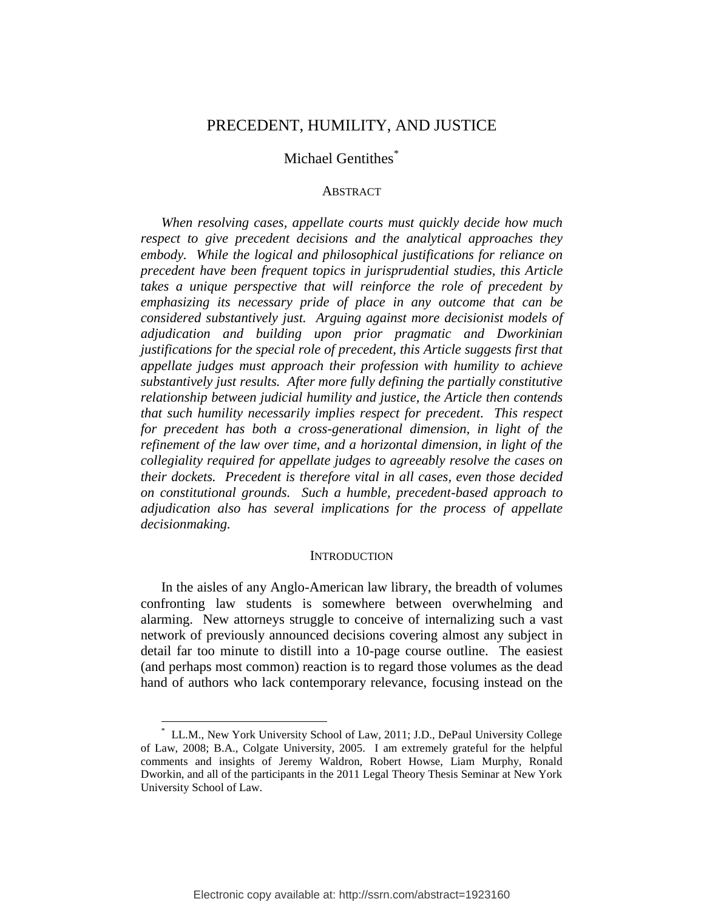# PRECEDENT, HUMILITY, AND JUSTICE

Michael Gentithes[*]

## ABSTRACT

*When resolving cases, appellate courts must quickly decide how much respect to give precedent decisions and the analytical approaches they embody. While the logical and philosophical justifications for reliance on precedent have been frequent topics in jurisprudential studies, this Article takes a unique perspective that will reinforce the role of precedent by emphasizing its necessary pride of place in any outcome that can be considered substantively just. Arguing against more decisionist models of adjudication and building upon prior pragmatic and Dworkinian justifications for the special role of precedent, this Article suggests first that appellate judges must approach their profession with humility to achieve substantively just results. After more fully defining the partially constitutive relationship between judicial humility and justice, the Article then contends that such humility necessarily implies respect for precedent. This respect for precedent has both a cross-generational dimension, in light of the refinement of the law over time, and a horizontal dimension, in light of the collegiality required for appellate judges to agreeably resolve the cases on their dockets. Precedent is therefore vital in all cases, even those decided on constitutional grounds. Such a humble, precedent-based approach to adjudication also has several implications for the process of appellate decisionmaking.*

## INTRODUCTION

In the aisles of any Anglo-American law library, the breadth of volumes confronting law students is somewhere between overwhelming and alarming. New attorneys struggle to conceive of internalizing such a vast network of previously announced decisions covering almost any subject in detail far too minute to distill into a 10-page course outline. The easiest (and perhaps most common) reaction is to regard those volumes as the dead hand of authors who lack contemporary relevance, focusing instead on the

---

[*] LL.M., New York University School of Law, 2011; J.D., DePaul University College of Law, 2008; B.A., Colgate University, 2005. I am extremely grateful for the helpful comments and insights of Jeremy Waldron, Robert Howse, Liam Murphy, Ronald Dworkin, and all of the participants in the 2011 Legal Theory Thesis Seminar at New York University School of Law.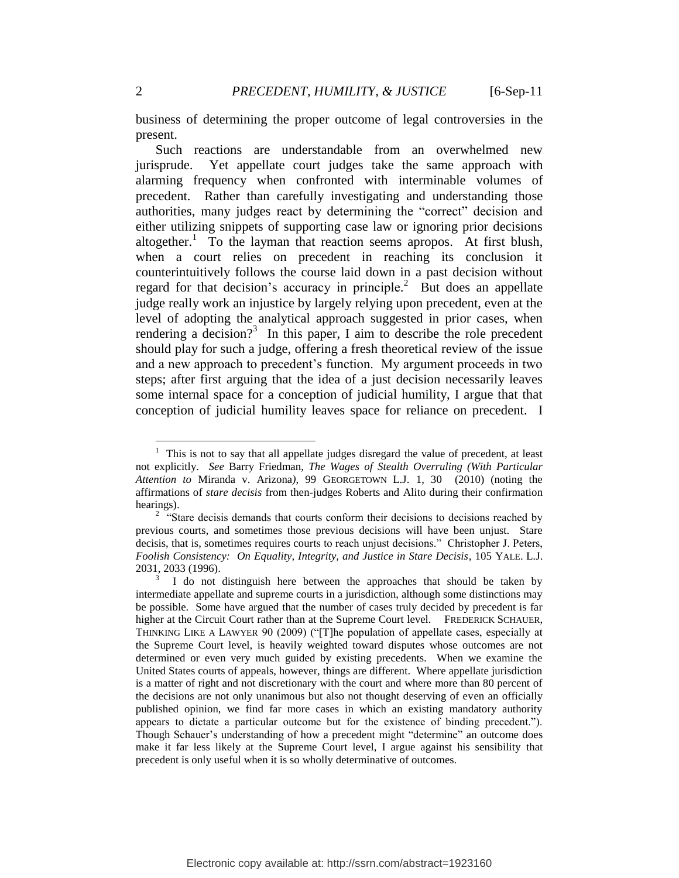business of determining the proper outcome of legal controversies in the present.

Such reactions are understandable from an overwhelmed new jurisprude. Yet appellate court judges take the same approach with alarming frequency when confronted with interminable volumes of precedent. Rather than carefully investigating and understanding those authorities, many judges react by determining the "correct" decision and either utilizing snippets of supporting case law or ignoring prior decisions altogether.[1] To the layman that reaction seems apropos. At first blush, when a court relies on precedent in reaching its conclusion it counterintuitively follows the course laid down in a past decision without regard for that decision's accuracy in principle.[2] But does an appellate judge really work an injustice by largely relying upon precedent, even at the level of adopting the analytical approach suggested in prior cases, when rendering a decision?[3] In this paper, I aim to describe the role precedent should play for such a judge, offering a fresh theoretical review of the issue and a new approach to precedent's function. My argument proceeds in two steps; after first arguing that the idea of a just decision necessarily leaves some internal space for a conception of judicial humility, I argue that that conception of judicial humility leaves space for reliance on precedent. I

---

[1] This is not to say that all appellate judges disregard the value of precedent, at least not explicitly. *See* Barry Friedman, *The Wages of Stealth Overruling (With Particular Attention to* Miranda v. Arizona*)*, 99 GEORGETOWN L.J. 1, 30 (2010) (noting the affirmations of *stare decisis* from then-judges Roberts and Alito during their confirmation hearings).

[2] "Stare decisis demands that courts conform their decisions to decisions reached by previous courts, and sometimes those previous decisions will have been unjust. Stare decisis, that is, sometimes requires courts to reach unjust decisions." Christopher J. Peters, *Foolish Consistency: On Equality, Integrity, and Justice in Stare Decisis*, 105 YALE. L.J. 2031, 2033 (1996).

[3] I do not distinguish here between the approaches that should be taken by intermediate appellate and supreme courts in a jurisdiction, although some distinctions may be possible. Some have argued that the number of cases truly decided by precedent is far higher at the Circuit Court rather than at the Supreme Court level. FREDERICK SCHAUER, THINKING LIKE A LAWYER 90 (2009) ("[T]he population of appellate cases, especially at the Supreme Court level, is heavily weighted toward disputes whose outcomes are not determined or even very much guided by existing precedents. When we examine the United States courts of appeals, however, things are different. Where appellate jurisdiction is a matter of right and not discretionary with the court and where more than 80 percent of the decisions are not only unanimous but also not thought deserving of even an officially published opinion, we find far more cases in which an existing mandatory authority appears to dictate a particular outcome but for the existence of binding precedent."). Though Schauer's understanding of how a precedent might "determine" an outcome does make it far less likely at the Supreme Court level, I argue against his sensibility that precedent is only useful when it is so wholly determinative of outcomes.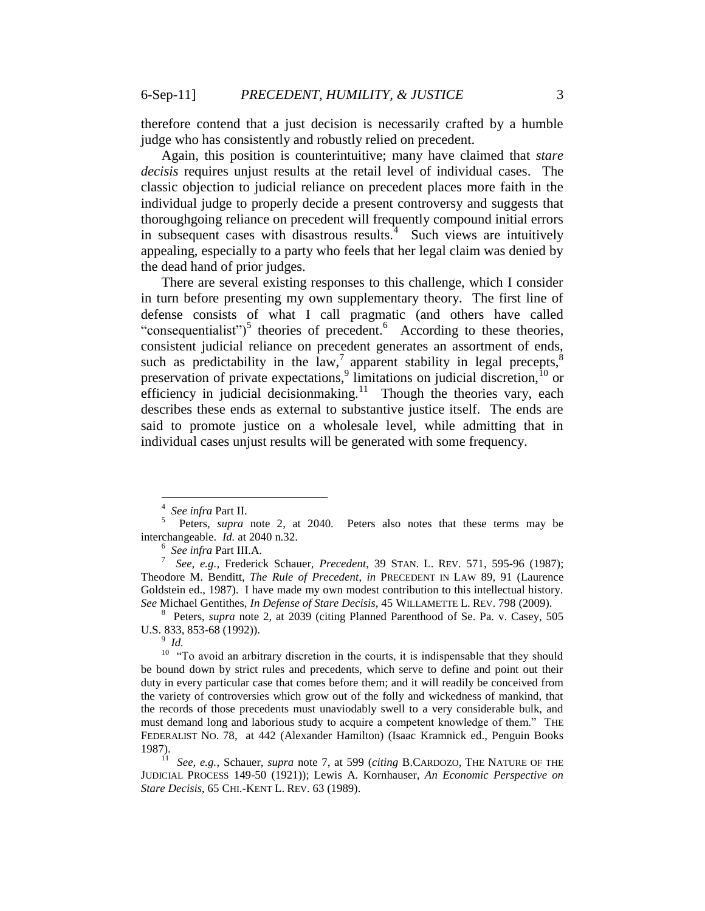therefore contend that a just decision is necessarily crafted by a humble judge who has consistently and robustly relied on precedent.

Again, this position is counterintuitive; many have claimed that *stare decisis* requires unjust results at the retail level of individual cases. The classic objection to judicial reliance on precedent places more faith in the individual judge to properly decide a present controversy and suggests that thoroughgoing reliance on precedent will frequently compound initial errors in subsequent cases with disastrous results.[4] Such views are intuitively appealing, especially to a party who feels that her legal claim was denied by the dead hand of prior judges.

There are several existing responses to this challenge, which I consider in turn before presenting my own supplementary theory. The first line of defense consists of what I call pragmatic (and others have called "consequentialist")[5] theories of precedent.[6] According to these theories, consistent judicial reliance on precedent generates an assortment of ends, such as predictability in the law,[7] apparent stability in legal precepts,[8] preservation of private expectations,[9] limitations on judicial discretion,[10] or efficiency in judicial decisionmaking.[11] Though the theories vary, each describes these ends as external to substantive justice itself. The ends are said to promote justice on a wholesale level, while admitting that in individual cases unjust results will be generated with some frequency.

---

[4] *See infra* Part II.

[5] Peters, *supra* note 2, at 2040. Peters also notes that these terms may be interchangeable. *Id.* at 2040 n.32.

[6] *See infra* Part III.A.

[7] *See, e.g.*, Frederick Schauer, *Precedent*, 39 STAN. L. REV. 571, 595-96 (1987); Theodore M. Benditt, *The Rule of Precedent*, *in* PRECEDENT IN LAW 89, 91 (Laurence Goldstein ed., 1987). I have made my own modest contribution to this intellectual history. *See* Michael Gentithes, *In Defense of Stare Decisis*, 45 WILLAMETTE L. REV. 798 (2009).

[8] Peters, *supra* note 2, at 2039 (citing Planned Parenthood of Se. Pa. v. Casey, 505 U.S. 833, 853-68 (1992)).

[9] *Id.*

[10] "To avoid an arbitrary discretion in the courts, it is indispensable that they should be bound down by strict rules and precedents, which serve to define and point out their duty in every particular case that comes before them; and it will readily be conceived from the variety of controversies which grow out of the folly and wickedness of mankind, that the records of those precedents must unaviodably swell to a very considerable bulk, and must demand long and laborious study to acquire a competent knowledge of them." THE FEDERALIST NO. 78, at 442 (Alexander Hamilton) (Isaac Kramnick ed., Penguin Books 1987).

[11] *See, e.g.*, Schauer, *supra* note 7, at 599 (*citing* B.CARDOZO, THE NATURE OF THE JUDICIAL PROCESS 149-50 (1921)); Lewis A. Kornhauser, *An Economic Perspective on Stare Decisis*, 65 CHI.-KENT L. REV. 63 (1989).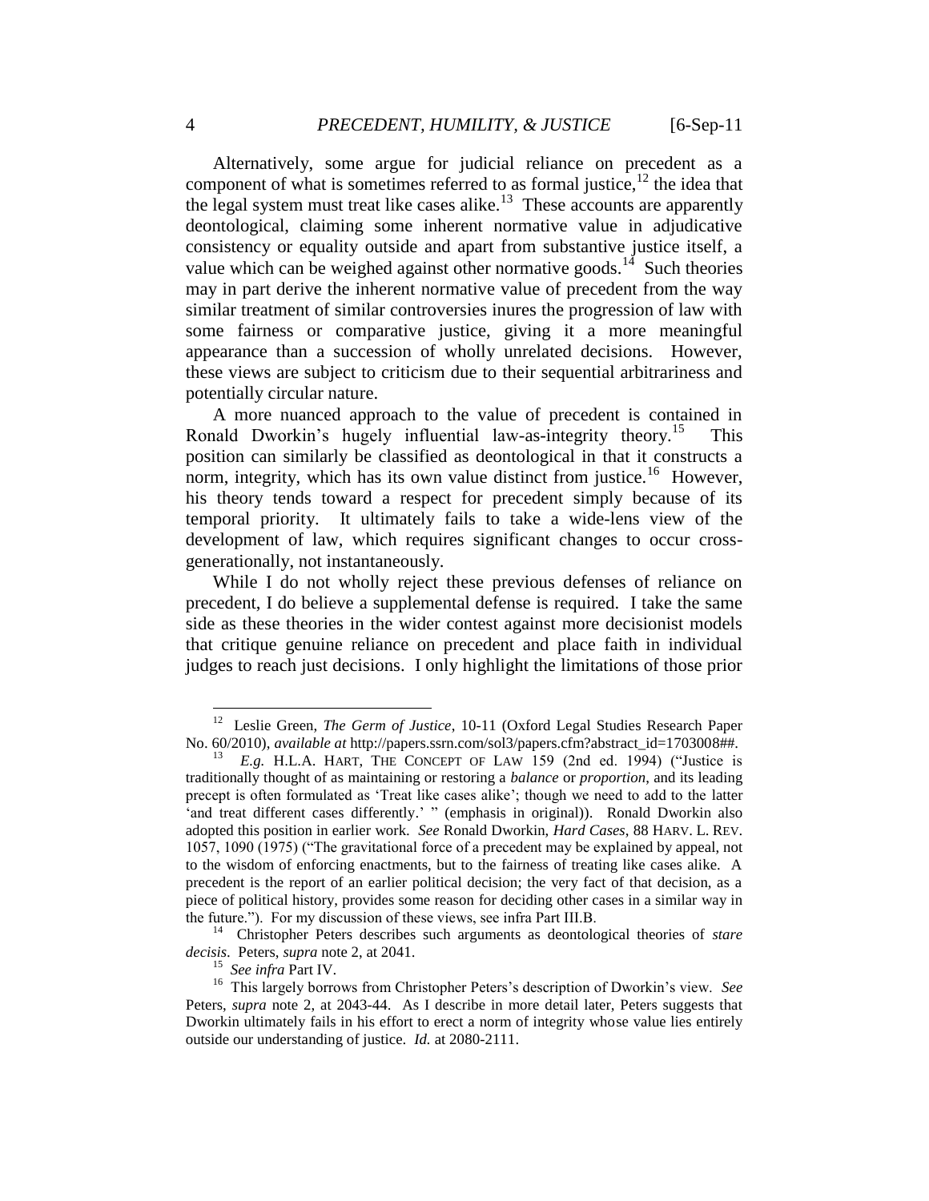Alternatively, some argue for judicial reliance on precedent as a component of what is sometimes referred to as formal justice,[12] the idea that the legal system must treat like cases alike.[13] These accounts are apparently deontological, claiming some inherent normative value in adjudicative consistency or equality outside and apart from substantive justice itself, a value which can be weighed against other normative goods.[14] Such theories may in part derive the inherent normative value of precedent from the way similar treatment of similar controversies inures the progression of law with some fairness or comparative justice, giving it a more meaningful appearance than a succession of wholly unrelated decisions. However, these views are subject to criticism due to their sequential arbitrariness and potentially circular nature.

A more nuanced approach to the value of precedent is contained in Ronald Dworkin's hugely influential law-as-integrity theory.[15] This position can similarly be classified as deontological in that it constructs a norm, integrity, which has its own value distinct from justice.[16] However, his theory tends toward a respect for precedent simply because of its temporal priority. It ultimately fails to take a wide-lens view of the development of law, which requires significant changes to occur cross-generationally, not instantaneously.

While I do not wholly reject these previous defenses of reliance on precedent, I do believe a supplemental defense is required. I take the same side as these theories in the wider contest against more decisionist models that critique genuine reliance on precedent and place faith in individual judges to reach just decisions. I only highlight the limitations of those prior

---

[12] Leslie Green, *The Germ of Justice*, 10-11 (Oxford Legal Studies Research Paper No. 60/2010), *available at* http://papers.ssrn.com/sol3/papers.cfm?abstract_id=1703008##.

[13] *E.g.* H.L.A. HART, THE CONCEPT OF LAW 159 (2nd ed. 1994) ("Justice is traditionally thought of as maintaining or restoring a *balance* or *proportion*, and its leading precept is often formulated as 'Treat like cases alike'; though we need to add to the latter 'and treat different cases differently.' " (emphasis in original)). Ronald Dworkin also adopted this position in earlier work. *See* Ronald Dworkin, *Hard Cases*, 88 HARV. L. REV. 1057, 1090 (1975) ("The gravitational force of a precedent may be explained by appeal, not to the wisdom of enforcing enactments, but to the fairness of treating like cases alike. A precedent is the report of an earlier political decision; the very fact of that decision, as a piece of political history, provides some reason for deciding other cases in a similar way in the future."). For my discussion of these views, see infra Part III.B.

[14] Christopher Peters describes such arguments as deontological theories of *stare decisis*. Peters, *supra* note 2, at 2041.

[15] *See infra* Part IV.

[16] This largely borrows from Christopher Peters's description of Dworkin's view. *See* Peters, *supra* note 2, at 2043-44. As I describe in more detail later, Peters suggests that Dworkin ultimately fails in his effort to erect a norm of integrity whose value lies entirely outside our understanding of justice. *Id.* at 2080-2111.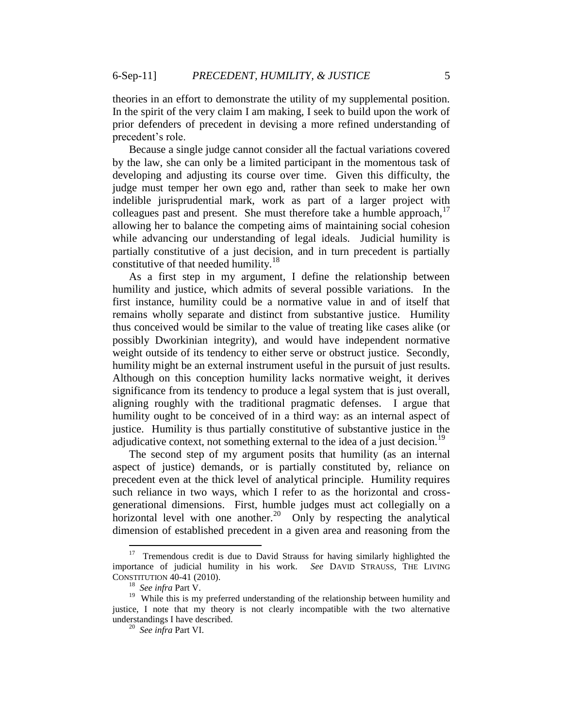theories in an effort to demonstrate the utility of my supplemental position. In the spirit of the very claim I am making, I seek to build upon the work of prior defenders of precedent in devising a more refined understanding of precedent's role.

Because a single judge cannot consider all the factual variations covered by the law, she can only be a limited participant in the momentous task of developing and adjusting its course over time. Given this difficulty, the judge must temper her own ego and, rather than seek to make her own indelible jurisprudential mark, work as part of a larger project with colleagues past and present. She must therefore take a humble approach,[17] allowing her to balance the competing aims of maintaining social cohesion while advancing our understanding of legal ideals. Judicial humility is partially constitutive of a just decision, and in turn precedent is partially constitutive of that needed humility.[18]

As a first step in my argument, I define the relationship between humility and justice, which admits of several possible variations. In the first instance, humility could be a normative value in and of itself that remains wholly separate and distinct from substantive justice. Humility thus conceived would be similar to the value of treating like cases alike (or possibly Dworkinian integrity), and would have independent normative weight outside of its tendency to either serve or obstruct justice. Secondly, humility might be an external instrument useful in the pursuit of just results. Although on this conception humility lacks normative weight, it derives significance from its tendency to produce a legal system that is just overall, aligning roughly with the traditional pragmatic defenses. I argue that humility ought to be conceived of in a third way: as an internal aspect of justice. Humility is thus partially constitutive of substantive justice in the adjudicative context, not something external to the idea of a just decision.[19]

The second step of my argument posits that humility (as an internal aspect of justice) demands, or is partially constituted by, reliance on precedent even at the thick level of analytical principle. Humility requires such reliance in two ways, which I refer to as the horizontal and cross-generational dimensions. First, humble judges must act collegially on a horizontal level with one another.[20] Only by respecting the analytical dimension of established precedent in a given area and reasoning from the

---

[17] Tremendous credit is due to David Strauss for having similarly highlighted the importance of judicial humility in his work. *See* DAVID STRAUSS, THE LIVING CONSTITUTION 40-41 (2010).

[18] *See infra* Part V.

[19] While this is my preferred understanding of the relationship between humility and justice, I note that my theory is not clearly incompatible with the two alternative understandings I have described.

[20] *See infra* Part VI.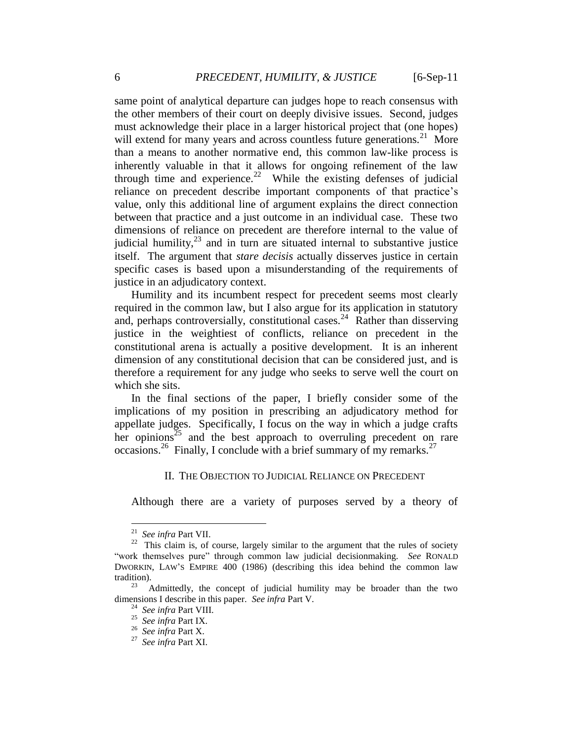same point of analytical departure can judges hope to reach consensus with the other members of their court on deeply divisive issues. Second, judges must acknowledge their place in a larger historical project that (one hopes) will extend for many years and across countless future generations.[21] More than a means to another normative end, this common law-like process is inherently valuable in that it allows for ongoing refinement of the law through time and experience.[22] While the existing defenses of judicial reliance on precedent describe important components of that practice's value, only this additional line of argument explains the direct connection between that practice and a just outcome in an individual case. These two dimensions of reliance on precedent are therefore internal to the value of judicial humility,[23] and in turn are situated internal to substantive justice itself. The argument that *stare decisis* actually disserves justice in certain specific cases is based upon a misunderstanding of the requirements of justice in an adjudicatory context.

Humility and its incumbent respect for precedent seems most clearly required in the common law, but I also argue for its application in statutory and, perhaps controversially, constitutional cases.[24] Rather than disserving justice in the weightiest of conflicts, reliance on precedent in the constitutional arena is actually a positive development. It is an inherent dimension of any constitutional decision that can be considered just, and is therefore a requirement for any judge who seeks to serve well the court on which she sits.

In the final sections of the paper, I briefly consider some of the implications of my position in prescribing an adjudicatory method for appellate judges. Specifically, I focus on the way in which a judge crafts her opinions[25] and the best approach to overruling precedent on rare occasions.[26] Finally, I conclude with a brief summary of my remarks.[27]

## II. THE OBJECTION TO JUDICIAL RELIANCE ON PRECEDENT

Although there are a variety of purposes served by a theory of

---

[21] *See infra* Part VII.

[22] This claim is, of course, largely similar to the argument that the rules of society "work themselves pure" through common law judicial decisionmaking. *See* RONALD DWORKIN, LAW'S EMPIRE 400 (1986) (describing this idea behind the common law tradition).

[23] Admittedly, the concept of judicial humility may be broader than the two dimensions I describe in this paper. *See infra* Part V.

[24] *See infra* Part VIII.

[25] *See infra* Part IX.

[26] *See infra* Part X.

[27] *See infra* Part XI.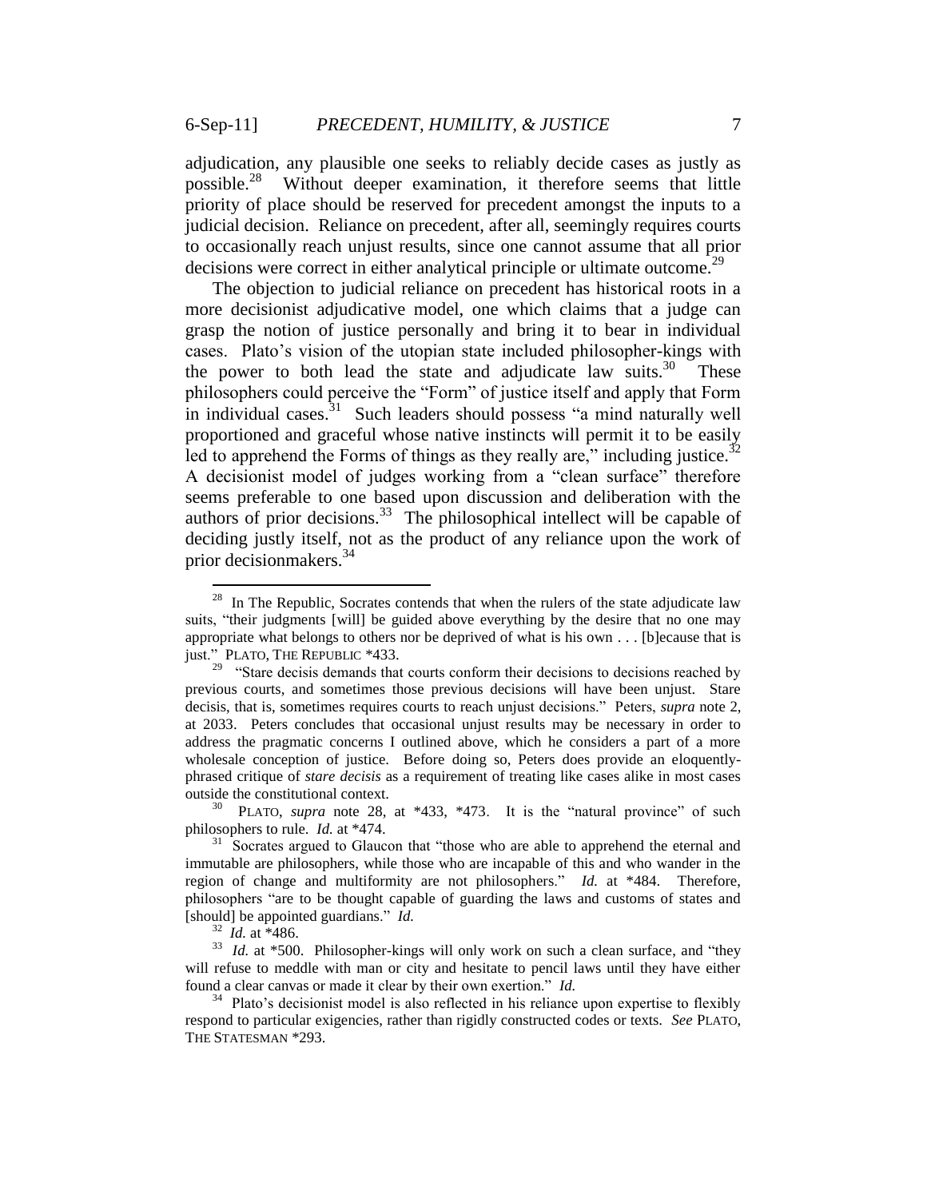adjudication, any plausible one seeks to reliably decide cases as justly as possible.[28] Without deeper examination, it therefore seems that little priority of place should be reserved for precedent amongst the inputs to a judicial decision. Reliance on precedent, after all, seemingly requires courts to occasionally reach unjust results, since one cannot assume that all prior decisions were correct in either analytical principle or ultimate outcome.[29]

The objection to judicial reliance on precedent has historical roots in a more decisionist adjudicative model, one which claims that a judge can grasp the notion of justice personally and bring it to bear in individual cases. Plato's vision of the utopian state included philosopher-kings with the power to both lead the state and adjudicate law suits.[30] These philosophers could perceive the "Form" of justice itself and apply that Form in individual cases.[31] Such leaders should possess "a mind naturally well proportioned and graceful whose native instincts will permit it to be easily led to apprehend the Forms of things as they really are," including justice.[32] A decisionist model of judges working from a "clean surface" therefore seems preferable to one based upon discussion and deliberation with the authors of prior decisions.[33] The philosophical intellect will be capable of deciding justly itself, not as the product of any reliance upon the work of prior decisionmakers.[34]

---

[28] In The Republic, Socrates contends that when the rulers of the state adjudicate law suits, "their judgments [will] be guided above everything by the desire that no one may appropriate what belongs to others nor be deprived of what is his own . . . [b]ecause that is just." PLATO, THE REPUBLIC *433.

[29] "Stare decisis demands that courts conform their decisions to decisions reached by previous courts, and sometimes those previous decisions will have been unjust. Stare decisis, that is, sometimes requires courts to reach unjust decisions." Peters, *supra* note 2, at 2033. Peters concludes that occasional unjust results may be necessary in order to address the pragmatic concerns I outlined above, which he considers a part of a more wholesale conception of justice. Before doing so, Peters does provide an eloquently-phrased critique of *stare decisis* as a requirement of treating like cases alike in most cases outside the constitutional context.

[30] PLATO, *supra* note 28, at *433, *473. It is the "natural province" of such philosophers to rule. *Id.* at *474.

[31] Socrates argued to Glaucon that "those who are able to apprehend the eternal and immutable are philosophers, while those who are incapable of this and who wander in the region of change and multiformity are not philosophers." *Id.* at *484. Therefore, philosophers "are to be thought capable of guarding the laws and customs of states and [should] be appointed guardians." *Id.*

[32] *Id.* at *486.

[33] *Id.* at *500. Philosopher-kings will only work on such a clean surface, and "they will refuse to meddle with man or city and hesitate to pencil laws until they have either found a clear canvas or made it clear by their own exertion." *Id.*

[34] Plato's decisionist model is also reflected in his reliance upon expertise to flexibly respond to particular exigencies, rather than rigidly constructed codes or texts. *See* PLATO, THE STATESMAN *293.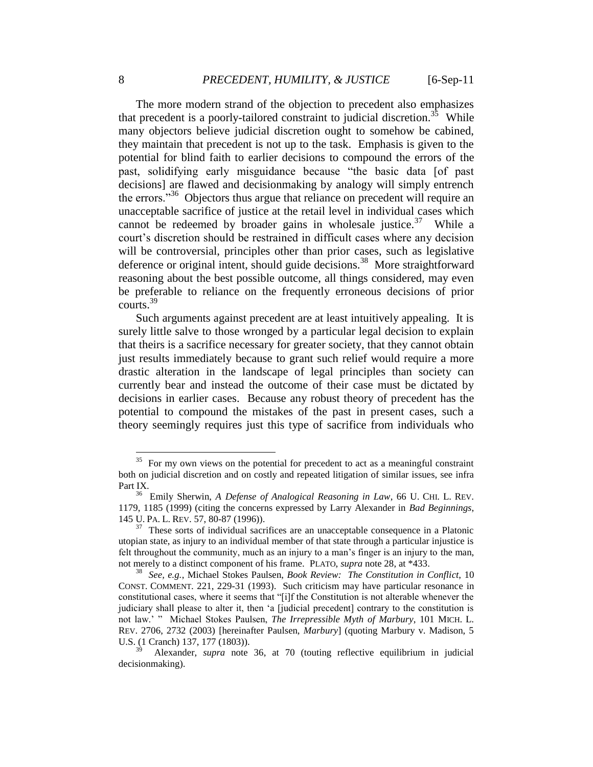The more modern strand of the objection to precedent also emphasizes that precedent is a poorly-tailored constraint to judicial discretion.[35] While many objectors believe judicial discretion ought to somehow be cabined, they maintain that precedent is not up to the task. Emphasis is given to the potential for blind faith to earlier decisions to compound the errors of the past, solidifying early misguidance because "the basic data [of past decisions] are flawed and decisionmaking by analogy will simply entrench the errors."[36] Objectors thus argue that reliance on precedent will require an unacceptable sacrifice of justice at the retail level in individual cases which cannot be redeemed by broader gains in wholesale justice.[37] While a court's discretion should be restrained in difficult cases where any decision will be controversial, principles other than prior cases, such as legislative deference or original intent, should guide decisions.[38] More straightforward reasoning about the best possible outcome, all things considered, may even be preferable to reliance on the frequently erroneous decisions of prior courts.[39]

Such arguments against precedent are at least intuitively appealing. It is surely little salve to those wronged by a particular legal decision to explain that theirs is a sacrifice necessary for greater society, that they cannot obtain just results immediately because to grant such relief would require a more drastic alteration in the landscape of legal principles than society can currently bear and instead the outcome of their case must be dictated by decisions in earlier cases. Because any robust theory of precedent has the potential to compound the mistakes of the past in present cases, such a theory seemingly requires just this type of sacrifice from individuals who

---

[35] For my own views on the potential for precedent to act as a meaningful constraint both on judicial discretion and on costly and repeated litigation of similar issues, see infra Part IX.

[36] Emily Sherwin, *A Defense of Analogical Reasoning in Law*, 66 U. CHI. L. REV. 1179, 1185 (1999) (citing the concerns expressed by Larry Alexander in *Bad Beginnings*, 145 U. PA. L. REV. 57, 80-87 (1996)).

[37] These sorts of individual sacrifices are an unacceptable consequence in a Platonic utopian state, as injury to an individual member of that state through a particular injustice is felt throughout the community, much as an injury to a man's finger is an injury to the man, not merely to a distinct component of his frame. PLATO, *supra* note 28, at *433.

[38] *See, e.g.*, Michael Stokes Paulsen, *Book Review: The Constitution in Conflict*, 10 CONST. COMMENT. 221, 229-31 (1993). Such criticism may have particular resonance in constitutional cases, where it seems that "[i]f the Constitution is not alterable whenever the judiciary shall please to alter it, then 'a [judicial precedent] contrary to the constitution is not law.' " Michael Stokes Paulsen, *The Irrepressible Myth of Marbury*, 101 MICH. L. REV. 2706, 2732 (2003) [hereinafter Paulsen, *Marbury*] (quoting Marbury v. Madison, 5 U.S. (1 Cranch) 137, 177 (1803)).

[39] Alexander, *supra* note 36, at 70 (touting reflective equilibrium in judicial decisionmaking).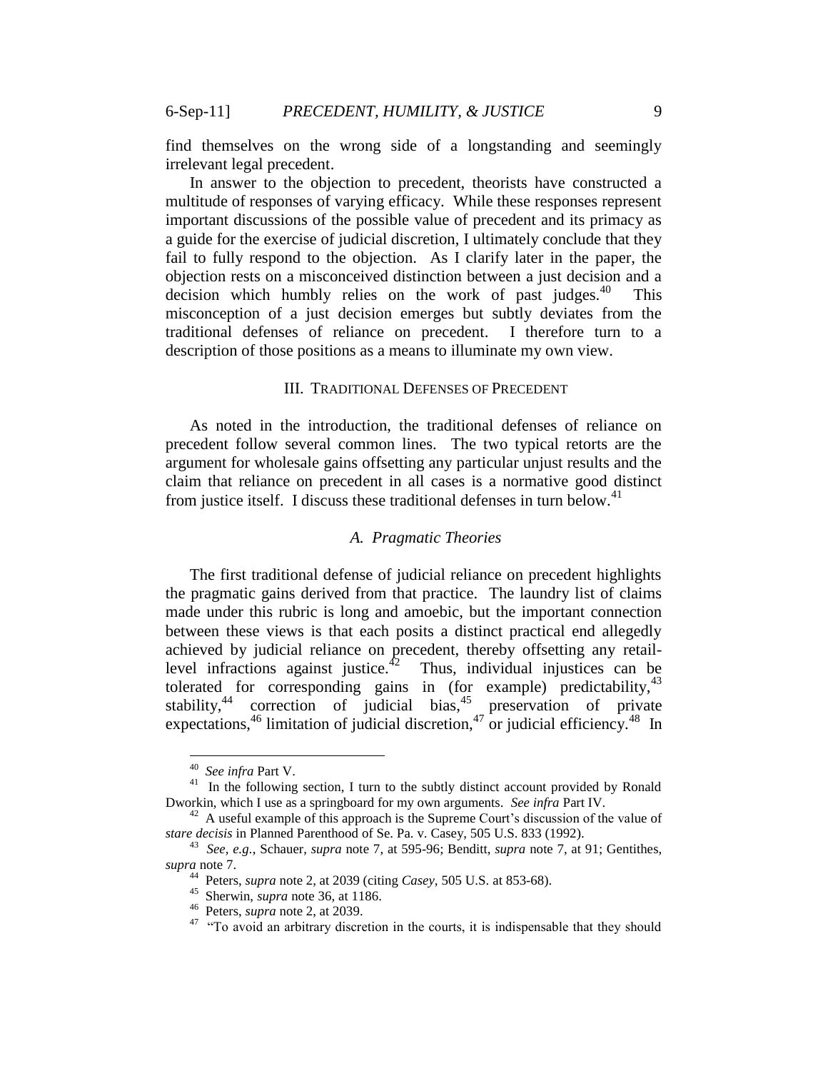find themselves on the wrong side of a longstanding and seemingly irrelevant legal precedent.

In answer to the objection to precedent, theorists have constructed a multitude of responses of varying efficacy. While these responses represent important discussions of the possible value of precedent and its primacy as a guide for the exercise of judicial discretion, I ultimately conclude that they fail to fully respond to the objection. As I clarify later in the paper, the objection rests on a misconceived distinction between a just decision and a decision which humbly relies on the work of past judges.[40] This misconception of a just decision emerges but subtly deviates from the traditional defenses of reliance on precedent. I therefore turn to a description of those positions as a means to illuminate my own view.

## III. Traditional Defenses of Precedent

As noted in the introduction, the traditional defenses of reliance on precedent follow several common lines. The two typical retorts are the argument for wholesale gains offsetting any particular unjust results and the claim that reliance on precedent in all cases is a normative good distinct from justice itself. I discuss these traditional defenses in turn below.[41]

### *A. Pragmatic Theories*

The first traditional defense of judicial reliance on precedent highlights the pragmatic gains derived from that practice. The laundry list of claims made under this rubric is long and amoebic, but the important connection between these views is that each posits a distinct practical end allegedly achieved by judicial reliance on precedent, thereby offsetting any retail-level infractions against justice.[42] Thus, individual injustices can be tolerated for corresponding gains in (for example) predictability,[43] stability,[44] correction of judicial bias,[45] preservation of private expectations,[46] limitation of judicial discretion,[47] or judicial efficiency.[48] In

---

[40] *See infra* Part V.

[41] In the following section, I turn to the subtly distinct account provided by Ronald Dworkin, which I use as a springboard for my own arguments. *See infra* Part IV.

[42] A useful example of this approach is the Supreme Court's discussion of the value of *stare decisis* in Planned Parenthood of Se. Pa. v. Casey, 505 U.S. 833 (1992).

[43] *See, e.g.*, Schauer, *supra* note 7, at 595-96; Benditt, *supra* note 7, at 91; Gentithes, *supra* note 7.

[44] Peters, *supra* note 2, at 2039 (citing *Casey*, 505 U.S. at 853-68).

[45] Sherwin, *supra* note 36, at 1186.

[46] Peters, *supra* note 2, at 2039.

[47] "To avoid an arbitrary discretion in the courts, it is indispensable that they should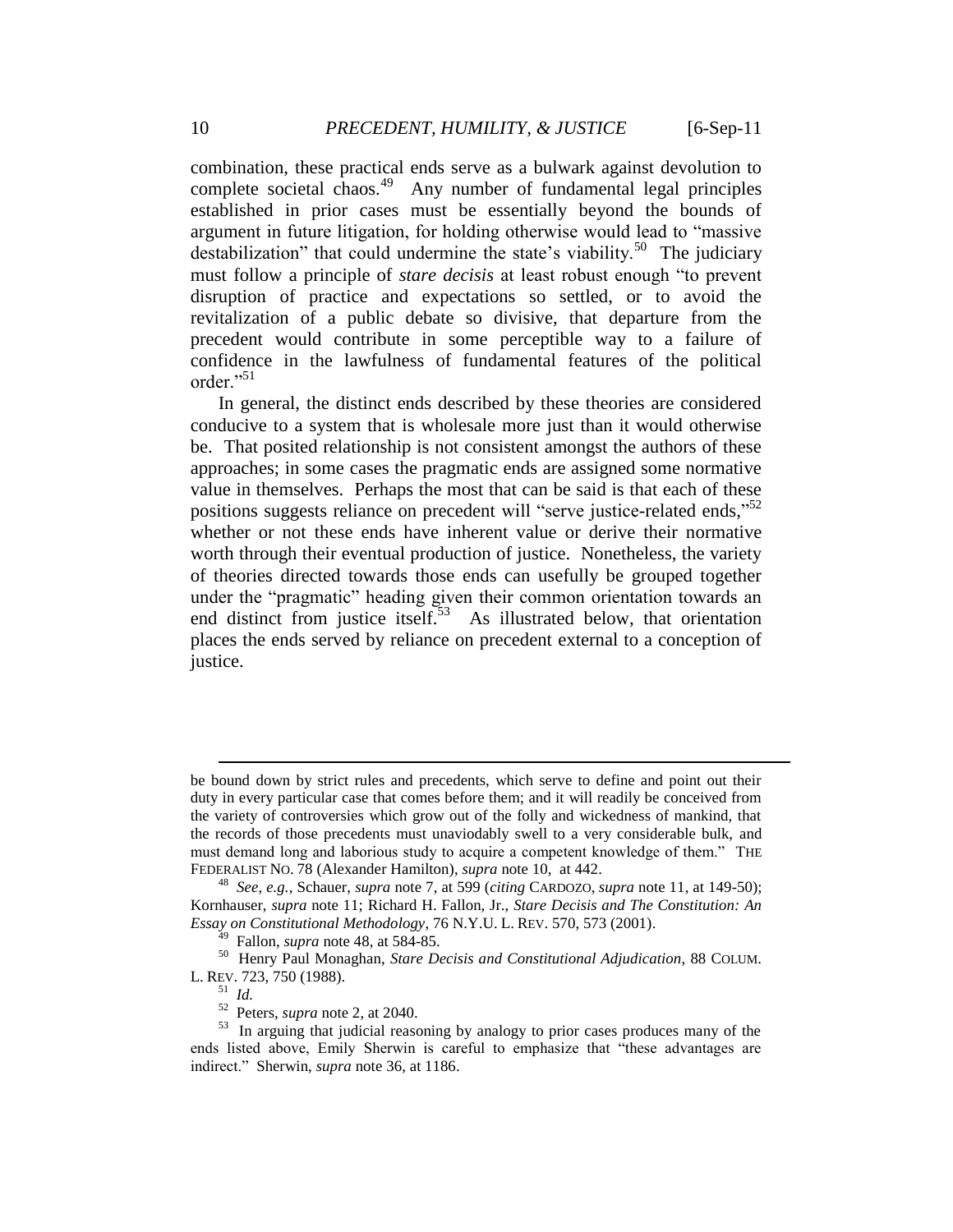combination, these practical ends serve as a bulwark against devolution to complete societal chaos.[49] Any number of fundamental legal principles established in prior cases must be essentially beyond the bounds of argument in future litigation, for holding otherwise would lead to "massive destabilization" that could undermine the state's viability.[50] The judiciary must follow a principle of *stare decisis* at least robust enough "to prevent disruption of practice and expectations so settled, or to avoid the revitalization of a public debate so divisive, that departure from the precedent would contribute in some perceptible way to a failure of confidence in the lawfulness of fundamental features of the political order."[51]

In general, the distinct ends described by these theories are considered conducive to a system that is wholesale more just than it would otherwise be. That posited relationship is not consistent amongst the authors of these approaches; in some cases the pragmatic ends are assigned some normative value in themselves. Perhaps the most that can be said is that each of these positions suggests reliance on precedent will "serve justice-related ends,"[52] whether or not these ends have inherent value or derive their normative worth through their eventual production of justice. Nonetheless, the variety of theories directed towards those ends can usefully be grouped together under the "pragmatic" heading given their common orientation towards an end distinct from justice itself.[53] As illustrated below, that orientation places the ends served by reliance on precedent external to a conception of justice.

---

be bound down by strict rules and precedents, which serve to define and point out their duty in every particular case that comes before them; and it will readily be conceived from the variety of controversies which grow out of the folly and wickedness of mankind, that the records of those precedents must unaviodably swell to a very considerable bulk, and must demand long and laborious study to acquire a competent knowledge of them." THE FEDERALIST NO. 78 (Alexander Hamilton), *supra* note 10, at 442.

[48] *See, e.g.*, Schauer, *supra* note 7, at 599 (*citing* CARDOZO, *supra* note 11, at 149-50); Kornhauser, *supra* note 11; Richard H. Fallon, Jr., *Stare Decisis and The Constitution: An Essay on Constitutional Methodology*, 76 N.Y.U. L. REV. 570, 573 (2001).

[49] Fallon, *supra* note 48, at 584-85.

[50] Henry Paul Monaghan, *Stare Decisis and Constitutional Adjudication*, 88 COLUM. L. REV. 723, 750 (1988).

[51] *Id.*

[52] Peters, *supra* note 2, at 2040.

[53] In arguing that judicial reasoning by analogy to prior cases produces many of the ends listed above, Emily Sherwin is careful to emphasize that "these advantages are indirect." Sherwin, *supra* note 36, at 1186.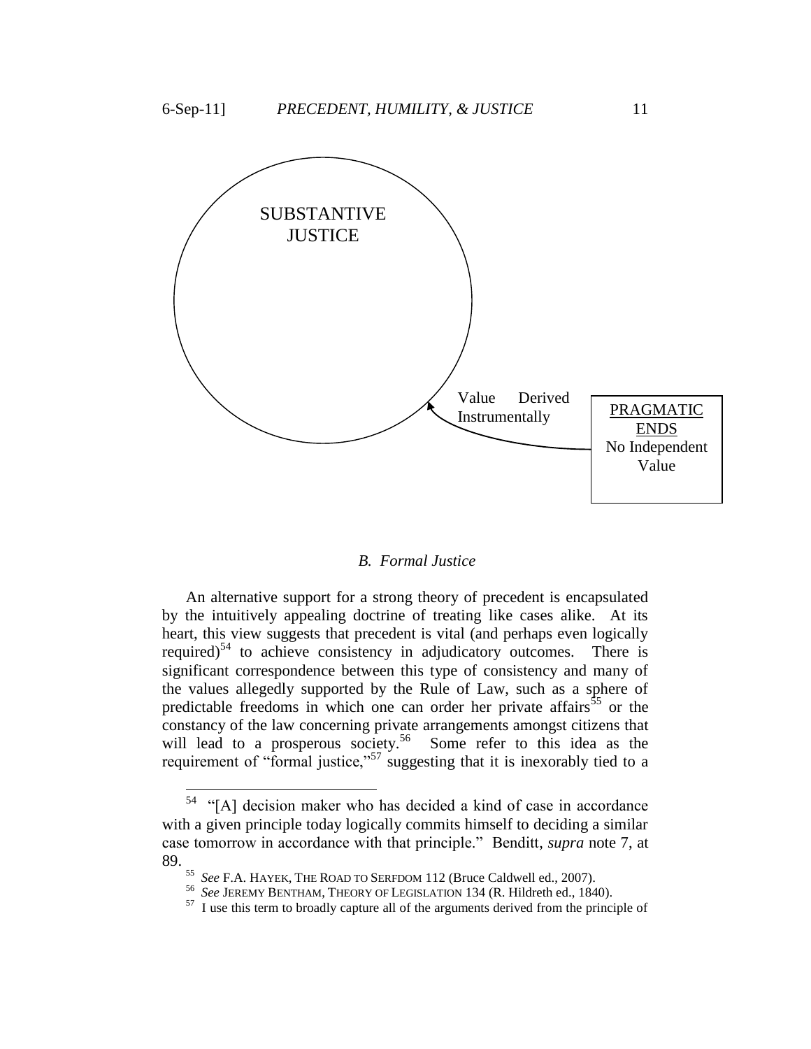SUBSTANTIVE JUSTICE

Value Derived Instrumentally

PRAGMATIC ENDS
No Independent Value

### *B. Formal Justice*

An alternative support for a strong theory of precedent is encapsulated by the intuitively appealing doctrine of treating like cases alike. At its heart, this view suggests that precedent is vital (and perhaps even logically required)[54] to achieve consistency in adjudicatory outcomes. There is significant correspondence between this type of consistency and many of the values allegedly supported by the Rule of Law, such as a sphere of predictable freedoms in which one can order her private affairs[55] or the constancy of the law concerning private arrangements amongst citizens that will lead to a prosperous society.[56] Some refer to this idea as the requirement of "formal justice,"[57] suggesting that it is inexorably tied to a

---

[54] "[A] decision maker who has decided a kind of case in accordance with a given principle today logically commits himself to deciding a similar case tomorrow in accordance with that principle." Benditt, *supra* note 7, at 89.

[55] *See* F.A. HAYEK, THE ROAD TO SERFDOM 112 (Bruce Caldwell ed., 2007).

[56] *See* JEREMY BENTHAM, THEORY OF LEGISLATION 134 (R. Hildreth ed., 1840).

[57] I use this term to broadly capture all of the arguments derived from the principle of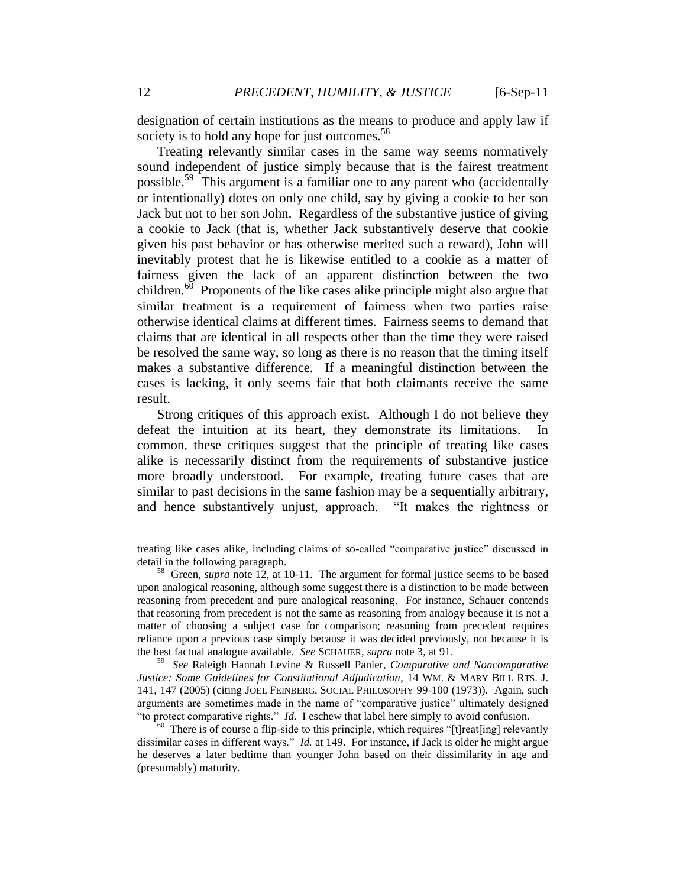designation of certain institutions as the means to produce and apply law if society is to hold any hope for just outcomes.[58]

Treating relevantly similar cases in the same way seems normatively sound independent of justice simply because that is the fairest treatment possible.[59] This argument is a familiar one to any parent who (accidentally or intentionally) dotes on only one child, say by giving a cookie to her son Jack but not to her son John. Regardless of the substantive justice of giving a cookie to Jack (that is, whether Jack substantively deserve that cookie given his past behavior or has otherwise merited such a reward), John will inevitably protest that he is likewise entitled to a cookie as a matter of fairness given the lack of an apparent distinction between the two children.[60] Proponents of the like cases alike principle might also argue that similar treatment is a requirement of fairness when two parties raise otherwise identical claims at different times. Fairness seems to demand that claims that are identical in all respects other than the time they were raised be resolved the same way, so long as there is no reason that the timing itself makes a substantive difference. If a meaningful distinction between the cases is lacking, it only seems fair that both claimants receive the same result.

Strong critiques of this approach exist. Although I do not believe they defeat the intuition at its heart, they demonstrate its limitations. In common, these critiques suggest that the principle of treating like cases alike is necessarily distinct from the requirements of substantive justice more broadly understood. For example, treating future cases that are similar to past decisions in the same fashion may be a sequentially arbitrary, and hence substantively unjust, approach. "It makes the rightness or

---

treating like cases alike, including claims of so-called "comparative justice" discussed in detail in the following paragraph.

[58] Green, *supra* note 12, at 10-11. The argument for formal justice seems to be based upon analogical reasoning, although some suggest there is a distinction to be made between reasoning from precedent and pure analogical reasoning. For instance, Schauer contends that reasoning from precedent is not the same as reasoning from analogy because it is not a matter of choosing a subject case for comparison; reasoning from precedent requires reliance upon a previous case simply because it was decided previously, not because it is the best factual analogue available. *See* SCHAUER, *supra* note 3, at 91.

[59] *See* Raleigh Hannah Levine & Russell Panier, *Comparative and Noncomparative Justice: Some Guidelines for Constitutional Adjudication*, 14 WM. & MARY BILL RTS. J. 141, 147 (2005) (citing JOEL FEINBERG, SOCIAL PHILOSOPHY 99-100 (1973)). Again, such arguments are sometimes made in the name of "comparative justice" ultimately designed "to protect comparative rights." *Id.* I eschew that label here simply to avoid confusion.

[60] There is of course a flip-side to this principle, which requires "[t]reat[ing] relevantly dissimilar cases in different ways." *Id.* at 149. For instance, if Jack is older he might argue he deserves a later bedtime than younger John based on their dissimilarity in age and (presumably) maturity.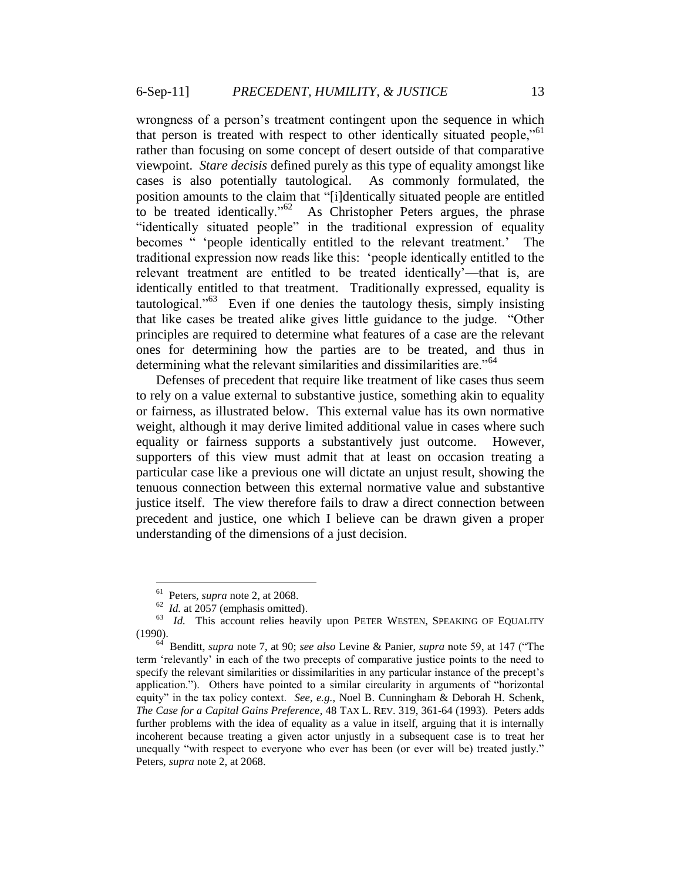wrongness of a person's treatment contingent upon the sequence in which that person is treated with respect to other identically situated people,"[61] rather than focusing on some concept of desert outside of that comparative viewpoint. *Stare decisis* defined purely as this type of equality amongst like cases is also potentially tautological. As commonly formulated, the position amounts to the claim that "[i]dentically situated people are entitled to be treated identically."[62] As Christopher Peters argues, the phrase "identically situated people" in the traditional expression of equality becomes " 'people identically entitled to the relevant treatment.' The traditional expression now reads like this: 'people identically entitled to the relevant treatment are entitled to be treated identically'—that is, are identically entitled to that treatment. Traditionally expressed, equality is tautological."[63] Even if one denies the tautology thesis, simply insisting that like cases be treated alike gives little guidance to the judge. "Other principles are required to determine what features of a case are the relevant ones for determining how the parties are to be treated, and thus in determining what the relevant similarities and dissimilarities are."[64]

Defenses of precedent that require like treatment of like cases thus seem to rely on a value external to substantive justice, something akin to equality or fairness, as illustrated below. This external value has its own normative weight, although it may derive limited additional value in cases where such equality or fairness supports a substantively just outcome. However, supporters of this view must admit that at least on occasion treating a particular case like a previous one will dictate an unjust result, showing the tenuous connection between this external normative value and substantive justice itself. The view therefore fails to draw a direct connection between precedent and justice, one which I believe can be drawn given a proper understanding of the dimensions of a just decision.

---

[61] Peters, *supra* note 2, at 2068.

[62] *Id.* at 2057 (emphasis omitted).

[63] *Id.* This account relies heavily upon PETER WESTEN, SPEAKING OF EQUALITY (1990).

[64] Benditt, *supra* note 7, at 90; *see also* Levine & Panier, *supra* note 59, at 147 ("The term 'relevantly' in each of the two precepts of comparative justice points to the need to specify the relevant similarities or dissimilarities in any particular instance of the precept's application."). Others have pointed to a similar circularity in arguments of "horizontal equity" in the tax policy context. *See, e.g.*, Noel B. Cunningham & Deborah H. Schenk, *The Case for a Capital Gains Preference*, 48 TAX L. REV. 319, 361-64 (1993). Peters adds further problems with the idea of equality as a value in itself, arguing that it is internally incoherent because treating a given actor unjustly in a subsequent case is to treat her unequally "with respect to everyone who ever has been (or ever will be) treated justly." Peters, *supra* note 2, at 2068.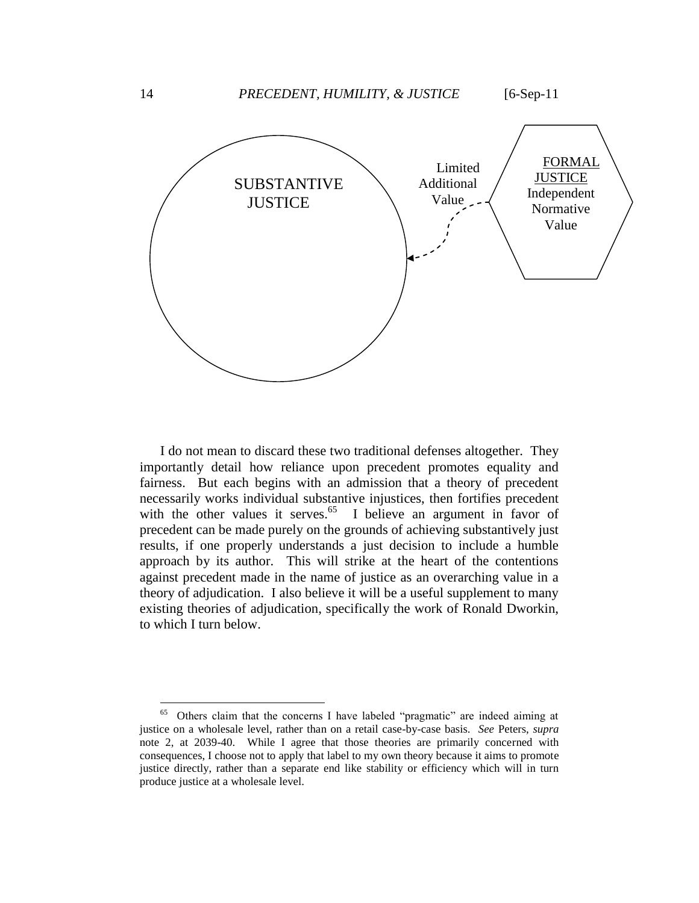SUBSTANTIVE JUSTICE

Limited Additional Value

FORMAL JUSTICE Independent Normative Value

I do not mean to discard these two traditional defenses altogether. They importantly detail how reliance upon precedent promotes equality and fairness. But each begins with an admission that a theory of precedent necessarily works individual substantive injustices, then fortifies precedent with the other values it serves.[65] I believe an argument in favor of precedent can be made purely on the grounds of achieving substantively just results, if one properly understands a just decision to include a humble approach by its author. This will strike at the heart of the contentions against precedent made in the name of justice as an overarching value in a theory of adjudication. I also believe it will be a useful supplement to many existing theories of adjudication, specifically the work of Ronald Dworkin, to which I turn below.

---

[65] Others claim that the concerns I have labeled "pragmatic" are indeed aiming at justice on a wholesale level, rather than on a retail case-by-case basis. *See* Peters, *supra* note 2, at 2039-40. While I agree that those theories are primarily concerned with consequences, I choose not to apply that label to my own theory because it aims to promote justice directly, rather than a separate end like stability or efficiency which will in turn produce justice at a wholesale level.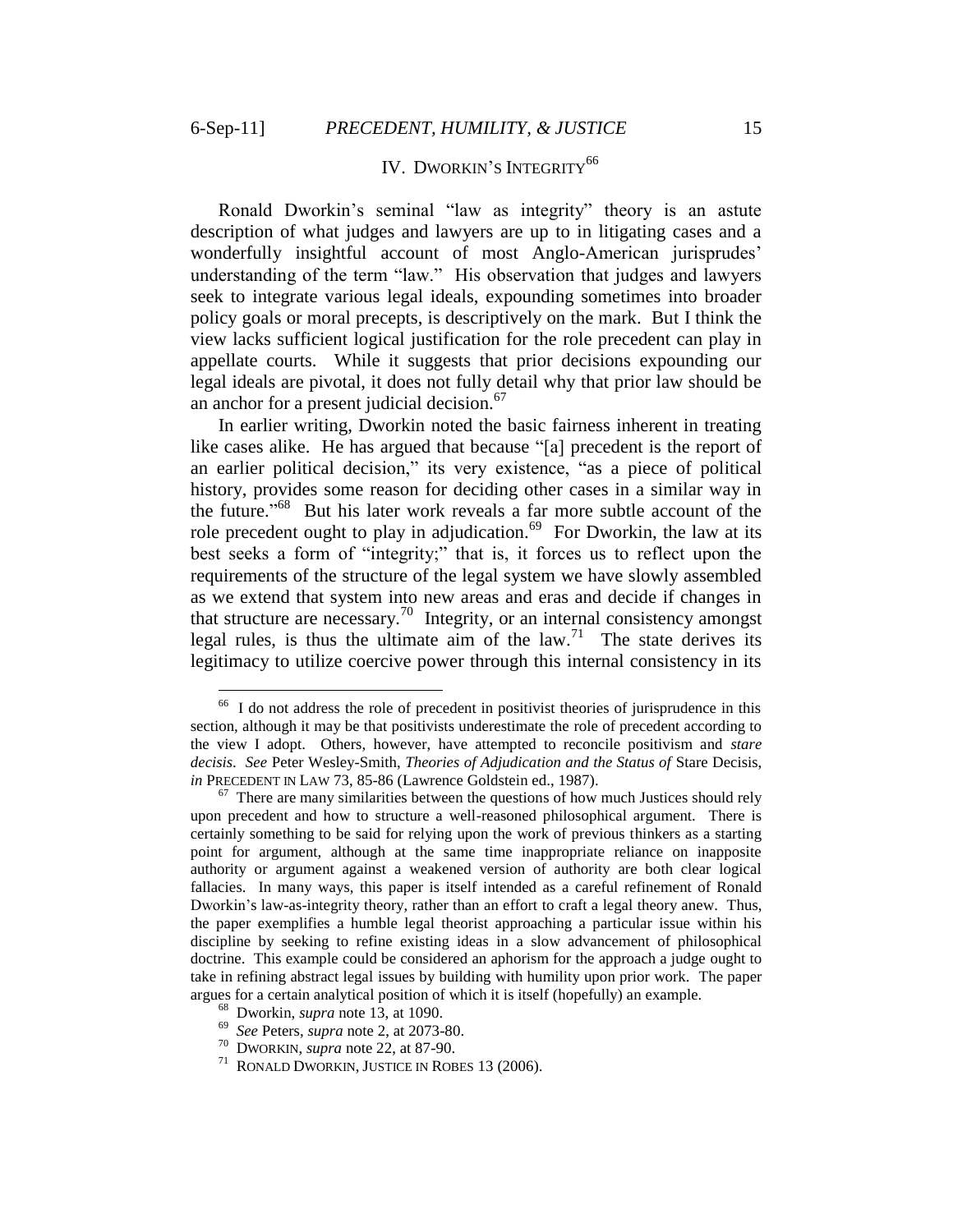## IV. DWORKIN'S INTEGRITY[66]

Ronald Dworkin's seminal "law as integrity" theory is an astute description of what judges and lawyers are up to in litigating cases and a wonderfully insightful account of most Anglo-American jurisprudes' understanding of the term "law." His observation that judges and lawyers seek to integrate various legal ideals, expounding sometimes into broader policy goals or moral precepts, is descriptively on the mark. But I think the view lacks sufficient logical justification for the role precedent can play in appellate courts. While it suggests that prior decisions expounding our legal ideals are pivotal, it does not fully detail why that prior law should be an anchor for a present judicial decision.[67]

In earlier writing, Dworkin noted the basic fairness inherent in treating like cases alike. He has argued that because "[a] precedent is the report of an earlier political decision," its very existence, "as a piece of political history, provides some reason for deciding other cases in a similar way in the future."[68] But his later work reveals a far more subtle account of the role precedent ought to play in adjudication.[69] For Dworkin, the law at its best seeks a form of "integrity;" that is, it forces us to reflect upon the requirements of the structure of the legal system we have slowly assembled as we extend that system into new areas and eras and decide if changes in that structure are necessary.[70] Integrity, or an internal consistency amongst legal rules, is thus the ultimate aim of the law.[71] The state derives its legitimacy to utilize coercive power through this internal consistency in its

---

[66] I do not address the role of precedent in positivist theories of jurisprudence in this section, although it may be that positivists underestimate the role of precedent according to the view I adopt. Others, however, have attempted to reconcile positivism and *stare decisis*. *See* Peter Wesley-Smith, *Theories of Adjudication and the Status of* Stare Decisis, *in* PRECEDENT IN LAW 73, 85-86 (Lawrence Goldstein ed., 1987).

[67] There are many similarities between the questions of how much Justices should rely upon precedent and how to structure a well-reasoned philosophical argument. There is certainly something to be said for relying upon the work of previous thinkers as a starting point for argument, although at the same time inappropriate reliance on inapposite authority or argument against a weakened version of authority are both clear logical fallacies. In many ways, this paper is itself intended as a careful refinement of Ronald Dworkin's law-as-integrity theory, rather than an effort to craft a legal theory anew. Thus, the paper exemplifies a humble legal theorist approaching a particular issue within his discipline by seeking to refine existing ideas in a slow advancement of philosophical doctrine. This example could be considered an aphorism for the approach a judge ought to take in refining abstract legal issues by building with humility upon prior work. The paper argues for a certain analytical position of which it is itself (hopefully) an example.

[68] Dworkin, *supra* note 13, at 1090.

[69] *See* Peters, *supra* note 2, at 2073-80.

[70] DWORKIN, *supra* note 22, at 87-90.

[71] RONALD DWORKIN, JUSTICE IN ROBES 13 (2006).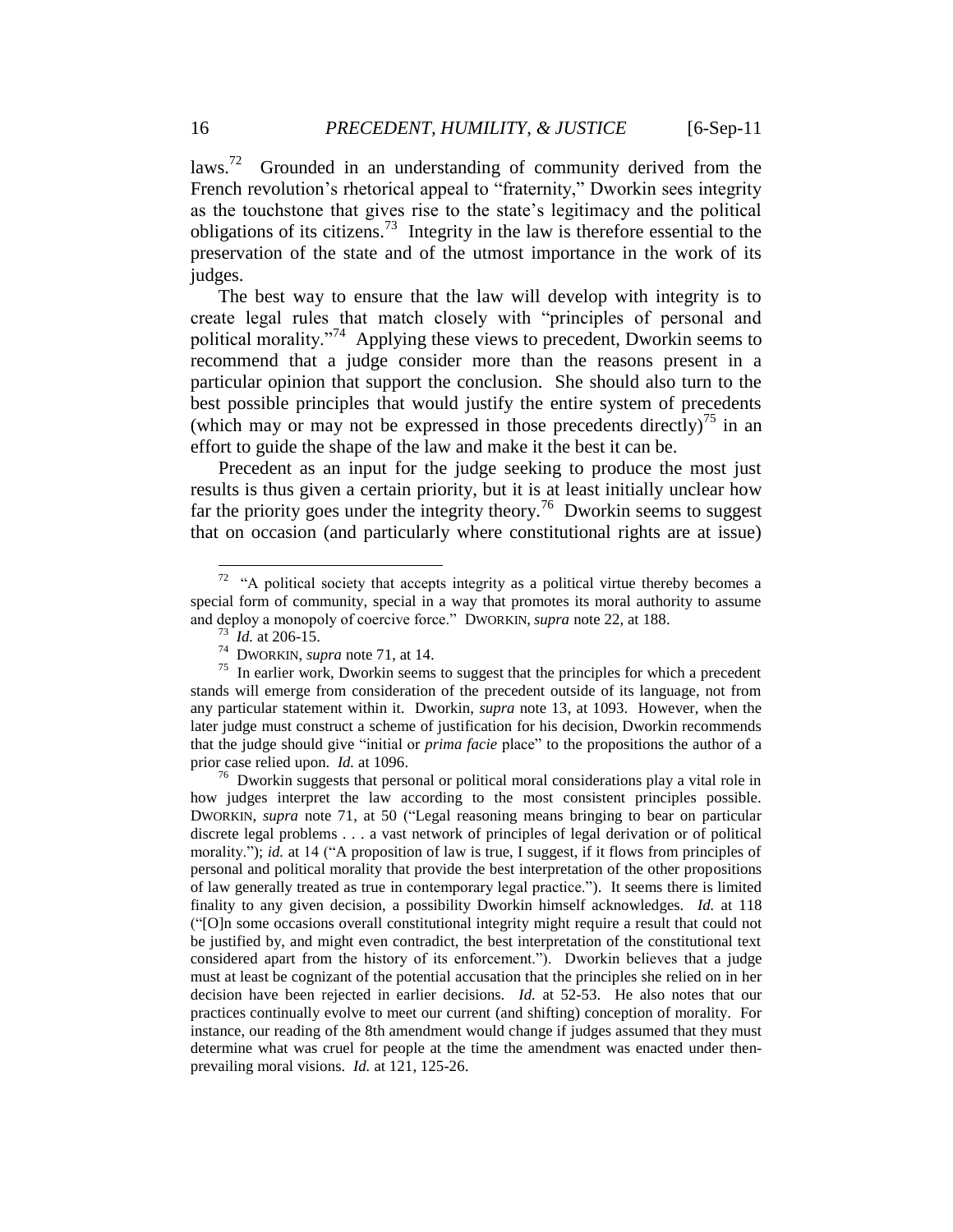laws.[72] Grounded in an understanding of community derived from the French revolution's rhetorical appeal to "fraternity," Dworkin sees integrity as the touchstone that gives rise to the state's legitimacy and the political obligations of its citizens.[73] Integrity in the law is therefore essential to the preservation of the state and of the utmost importance in the work of its judges.

The best way to ensure that the law will develop with integrity is to create legal rules that match closely with "principles of personal and political morality."[74] Applying these views to precedent, Dworkin seems to recommend that a judge consider more than the reasons present in a particular opinion that support the conclusion. She should also turn to the best possible principles that would justify the entire system of precedents (which may or may not be expressed in those precedents directly)[75] in an effort to guide the shape of the law and make it the best it can be.

Precedent as an input for the judge seeking to produce the most just results is thus given a certain priority, but it is at least initially unclear how far the priority goes under the integrity theory.[76] Dworkin seems to suggest that on occasion (and particularly where constitutional rights are at issue)

---

[72] "A political society that accepts integrity as a political virtue thereby becomes a special form of community, special in a way that promotes its moral authority to assume and deploy a monopoly of coercive force." DWORKIN, *supra* note 22, at 188.

[73] *Id.* at 206-15.

[74] DWORKIN, *supra* note 71, at 14.

[75] In earlier work, Dworkin seems to suggest that the principles for which a precedent stands will emerge from consideration of the precedent outside of its language, not from any particular statement within it. Dworkin, *supra* note 13, at 1093. However, when the later judge must construct a scheme of justification for his decision, Dworkin recommends that the judge should give "initial or *prima facie* place" to the propositions the author of a prior case relied upon. *Id.* at 1096.

[76] Dworkin suggests that personal or political moral considerations play a vital role in how judges interpret the law according to the most consistent principles possible. DWORKIN, *supra* note 71, at 50 ("Legal reasoning means bringing to bear on particular discrete legal problems . . . a vast network of principles of legal derivation or of political morality."); *id.* at 14 ("A proposition of law is true, I suggest, if it flows from principles of personal and political morality that provide the best interpretation of the other propositions of law generally treated as true in contemporary legal practice."). It seems there is limited finality to any given decision, a possibility Dworkin himself acknowledges. *Id.* at 118 ("[O]n some occasions overall constitutional integrity might require a result that could not be justified by, and might even contradict, the best interpretation of the constitutional text considered apart from the history of its enforcement."). Dworkin believes that a judge must at least be cognizant of the potential accusation that the principles she relied on in her decision have been rejected in earlier decisions. *Id.* at 52-53. He also notes that our practices continually evolve to meet our current (and shifting) conception of morality. For instance, our reading of the 8th amendment would change if judges assumed that they must determine what was cruel for people at the time the amendment was enacted under then-prevailing moral visions. *Id.* at 121, 125-26.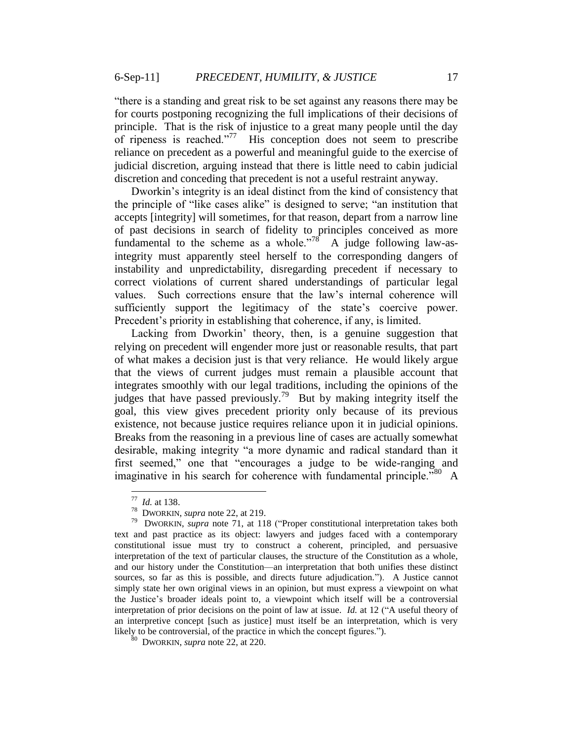"there is a standing and great risk to be set against any reasons there may be for courts postponing recognizing the full implications of their decisions of principle. That is the risk of injustice to a great many people until the day of ripeness is reached."[77] His conception does not seem to prescribe reliance on precedent as a powerful and meaningful guide to the exercise of judicial discretion, arguing instead that there is little need to cabin judicial discretion and conceding that precedent is not a useful restraint anyway.

Dworkin's integrity is an ideal distinct from the kind of consistency that the principle of "like cases alike" is designed to serve; "an institution that accepts [integrity] will sometimes, for that reason, depart from a narrow line of past decisions in search of fidelity to principles conceived as more fundamental to the scheme as a whole."[78] A judge following law-as-integrity must apparently steel herself to the corresponding dangers of instability and unpredictability, disregarding precedent if necessary to correct violations of current shared understandings of particular legal values. Such corrections ensure that the law's internal coherence will sufficiently support the legitimacy of the state's coercive power. Precedent's priority in establishing that coherence, if any, is limited.

Lacking from Dworkin' theory, then, is a genuine suggestion that relying on precedent will engender more just or reasonable results, that part of what makes a decision just is that very reliance. He would likely argue that the views of current judges must remain a plausible account that integrates smoothly with our legal traditions, including the opinions of the judges that have passed previously.[79] But by making integrity itself the goal, this view gives precedent priority only because of its previous existence, not because justice requires reliance upon it in judicial opinions. Breaks from the reasoning in a previous line of cases are actually somewhat desirable, making integrity "a more dynamic and radical standard than it first seemed," one that "encourages a judge to be wide-ranging and imaginative in his search for coherence with fundamental principle."[80] A

---

[77] *Id.* at 138.

[78] DWORKIN, *supra* note 22, at 219.

[79] DWORKIN, *supra* note 71, at 118 ("Proper constitutional interpretation takes both text and past practice as its object: lawyers and judges faced with a contemporary constitutional issue must try to construct a coherent, principled, and persuasive interpretation of the text of particular clauses, the structure of the Constitution as a whole, and our history under the Constitution—an interpretation that both unifies these distinct sources, so far as this is possible, and directs future adjudication."). A Justice cannot simply state her own original views in an opinion, but must express a viewpoint on what the Justice's broader ideals point to, a viewpoint which itself will be a controversial interpretation of prior decisions on the point of law at issue. *Id.* at 12 ("A useful theory of an interpretive concept [such as justice] must itself be an interpretation, which is very likely to be controversial, of the practice in which the concept figures.").

[80] DWORKIN, *supra* note 22, at 220.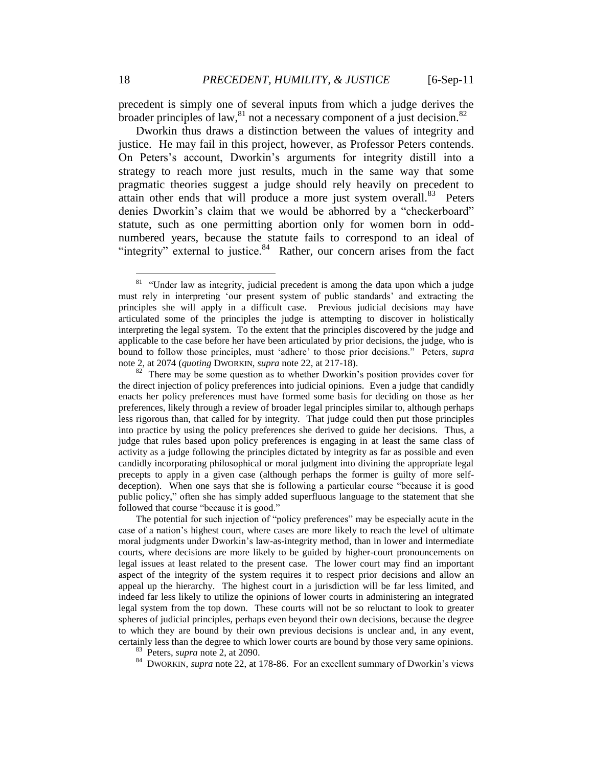precedent is simply one of several inputs from which a judge derives the broader principles of law,[81] not a necessary component of a just decision.[82]

Dworkin thus draws a distinction between the values of integrity and justice. He may fail in this project, however, as Professor Peters contends. On Peters's account, Dworkin's arguments for integrity distill into a strategy to reach more just results, much in the same way that some pragmatic theories suggest a judge should rely heavily on precedent to attain other ends that will produce a more just system overall.[83] Peters denies Dworkin's claim that we would be abhorred by a "checkerboard" statute, such as one permitting abortion only for women born in odd-numbered years, because the statute fails to correspond to an ideal of "integrity" external to justice.[84] Rather, our concern arises from the fact

---

[81] "Under law as integrity, judicial precedent is among the data upon which a judge must rely in interpreting 'our present system of public standards' and extracting the principles she will apply in a difficult case. Previous judicial decisions may have articulated some of the principles the judge is attempting to discover in holistically interpreting the legal system. To the extent that the principles discovered by the judge and applicable to the case before her have been articulated by prior decisions, the judge, who is bound to follow those principles, must 'adhere' to those prior decisions." Peters, *supra* note 2, at 2074 (*quoting* DWORKIN, *supra* note 22, at 217-18).

[82] There may be some question as to whether Dworkin's position provides cover for the direct injection of policy preferences into judicial opinions. Even a judge that candidly enacts her policy preferences must have formed some basis for deciding on those as her preferences, likely through a review of broader legal principles similar to, although perhaps less rigorous than, that called for by integrity. That judge could then put those principles into practice by using the policy preferences she derived to guide her decisions. Thus, a judge that rules based upon policy preferences is engaging in at least the same class of activity as a judge following the principles dictated by integrity as far as possible and even candidly incorporating philosophical or moral judgment into divining the appropriate legal precepts to apply in a given case (although perhaps the former is guilty of more self-deception). When one says that she is following a particular course "because it is good public policy," often she has simply added superfluous language to the statement that she followed that course "because it is good."

The potential for such injection of "policy preferences" may be especially acute in the case of a nation's highest court, where cases are more likely to reach the level of ultimate moral judgments under Dworkin's law-as-integrity method, than in lower and intermediate courts, where decisions are more likely to be guided by higher-court pronouncements on legal issues at least related to the present case. The lower court may find an important aspect of the integrity of the system requires it to respect prior decisions and allow an appeal up the hierarchy. The highest court in a jurisdiction will be far less limited, and indeed far less likely to utilize the opinions of lower courts in administering an integrated legal system from the top down. These courts will not be so reluctant to look to greater spheres of judicial principles, perhaps even beyond their own decisions, because the degree to which they are bound by their own previous decisions is unclear and, in any event, certainly less than the degree to which lower courts are bound by those very same opinions.

[83] Peters, *supra* note 2, at 2090.

[84] DWORKIN, *supra* note 22, at 178-86. For an excellent summary of Dworkin's views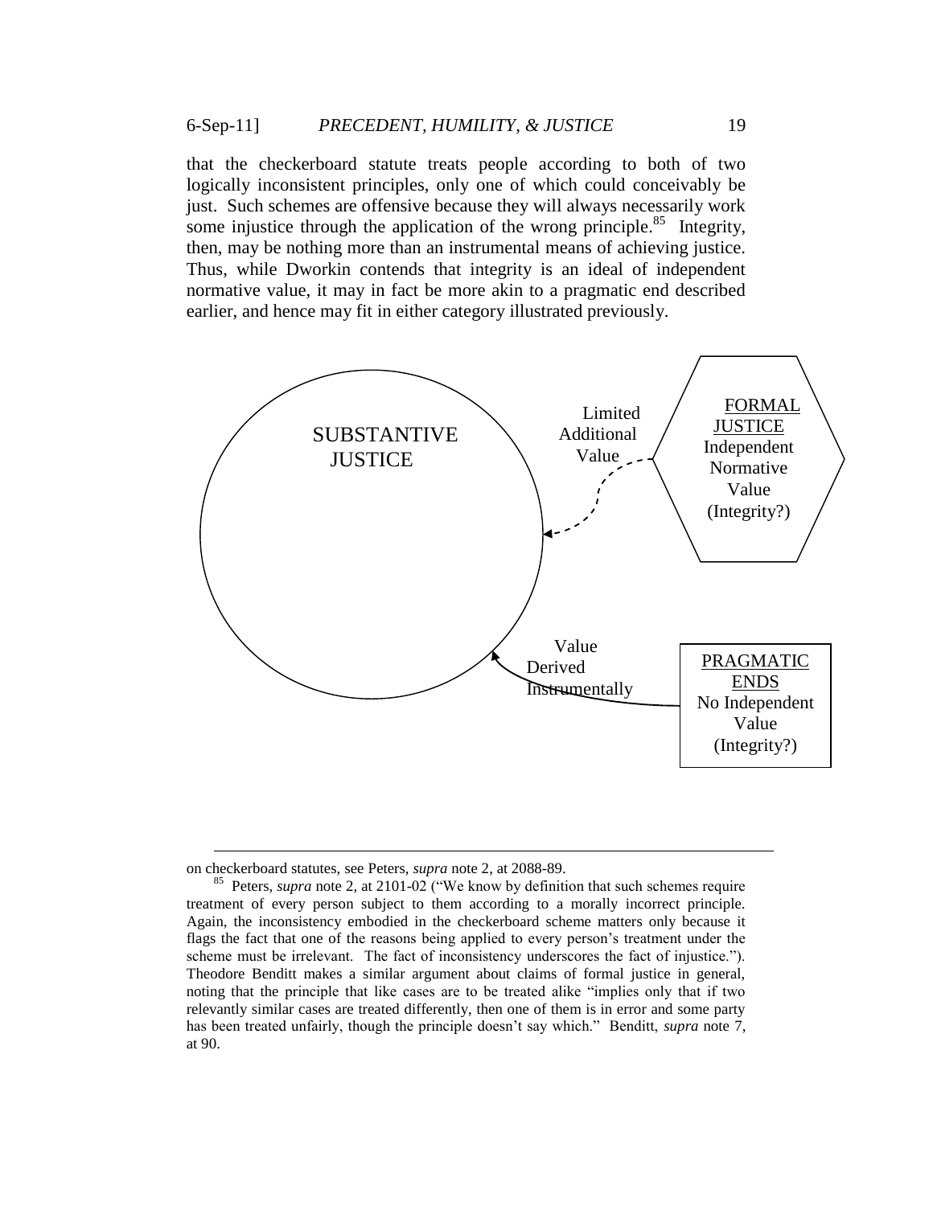that the checkerboard statute treats people according to both of two logically inconsistent principles, only one of which could conceivably be just. Such schemes are offensive because they will always necessarily work some injustice through the application of the wrong principle.[85] Integrity, then, may be nothing more than an instrumental means of achieving justice. Thus, while Dworkin contends that integrity is an ideal of independent normative value, it may in fact be more akin to a pragmatic end described earlier, and hence may fit in either category illustrated previously.

SUBSTANTIVE JUSTICE

Limited Additional Value

FORMAL JUSTICE
Independent Normative Value
(Integrity?)

Value Derived Instrumentally

PRAGMATIC ENDS
No Independent Value
(Integrity?)

---

on checkerboard statutes, see Peters, *supra* note 2, at 2088-89.

[85] Peters, *supra* note 2, at 2101-02 ("We know by definition that such schemes require treatment of every person subject to them according to a morally incorrect principle. Again, the inconsistency embodied in the checkerboard scheme matters only because it flags the fact that one of the reasons being applied to every person's treatment under the scheme must be irrelevant. The fact of inconsistency underscores the fact of injustice."). Theodore Benditt makes a similar argument about claims of formal justice in general, noting that the principle that like cases are to be treated alike "implies only that if two relevantly similar cases are treated differently, then one of them is in error and some party has been treated unfairly, though the principle doesn't say which." Benditt, *supra* note 7, at 90.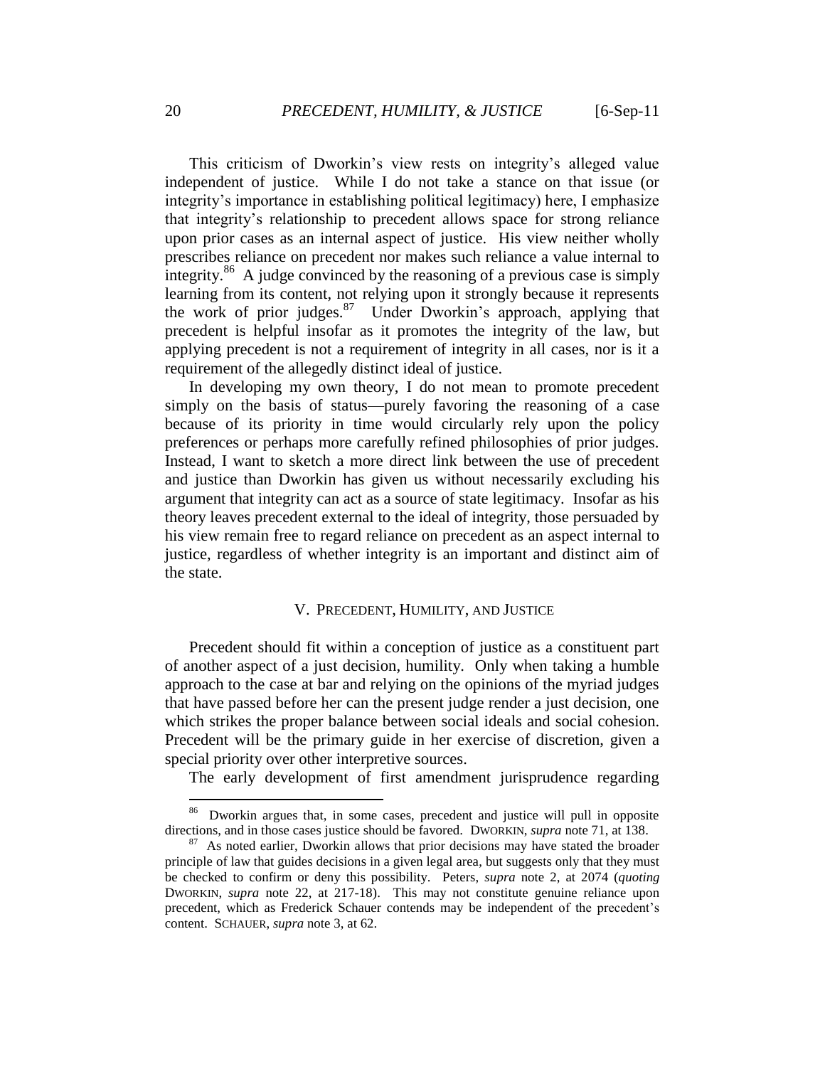This criticism of Dworkin's view rests on integrity's alleged value independent of justice. While I do not take a stance on that issue (or integrity's importance in establishing political legitimacy) here, I emphasize that integrity's relationship to precedent allows space for strong reliance upon prior cases as an internal aspect of justice. His view neither wholly prescribes reliance on precedent nor makes such reliance a value internal to integrity.[86] A judge convinced by the reasoning of a previous case is simply learning from its content, not relying upon it strongly because it represents the work of prior judges.[87] Under Dworkin's approach, applying that precedent is helpful insofar as it promotes the integrity of the law, but applying precedent is not a requirement of integrity in all cases, nor is it a requirement of the allegedly distinct ideal of justice.

In developing my own theory, I do not mean to promote precedent simply on the basis of status—purely favoring the reasoning of a case because of its priority in time would circularly rely upon the policy preferences or perhaps more carefully refined philosophies of prior judges. Instead, I want to sketch a more direct link between the use of precedent and justice than Dworkin has given us without necessarily excluding his argument that integrity can act as a source of state legitimacy. Insofar as his theory leaves precedent external to the ideal of integrity, those persuaded by his view remain free to regard reliance on precedent as an aspect internal to justice, regardless of whether integrity is an important and distinct aim of the state.

## V. PRECEDENT, HUMILITY, AND JUSTICE

Precedent should fit within a conception of justice as a constituent part of another aspect of a just decision, humility. Only when taking a humble approach to the case at bar and relying on the opinions of the myriad judges that have passed before her can the present judge render a just decision, one which strikes the proper balance between social ideals and social cohesion. Precedent will be the primary guide in her exercise of discretion, given a special priority over other interpretive sources.

The early development of first amendment jurisprudence regarding

---

[86] Dworkin argues that, in some cases, precedent and justice will pull in opposite directions, and in those cases justice should be favored. DWORKIN, *supra* note 71, at 138.

[87] As noted earlier, Dworkin allows that prior decisions may have stated the broader principle of law that guides decisions in a given legal area, but suggests only that they must be checked to confirm or deny this possibility. Peters, *supra* note 2, at 2074 (*quoting* DWORKIN, *supra* note 22, at 217-18). This may not constitute genuine reliance upon precedent, which as Frederick Schauer contends may be independent of the precedent's content. SCHAUER, *supra* note 3, at 62.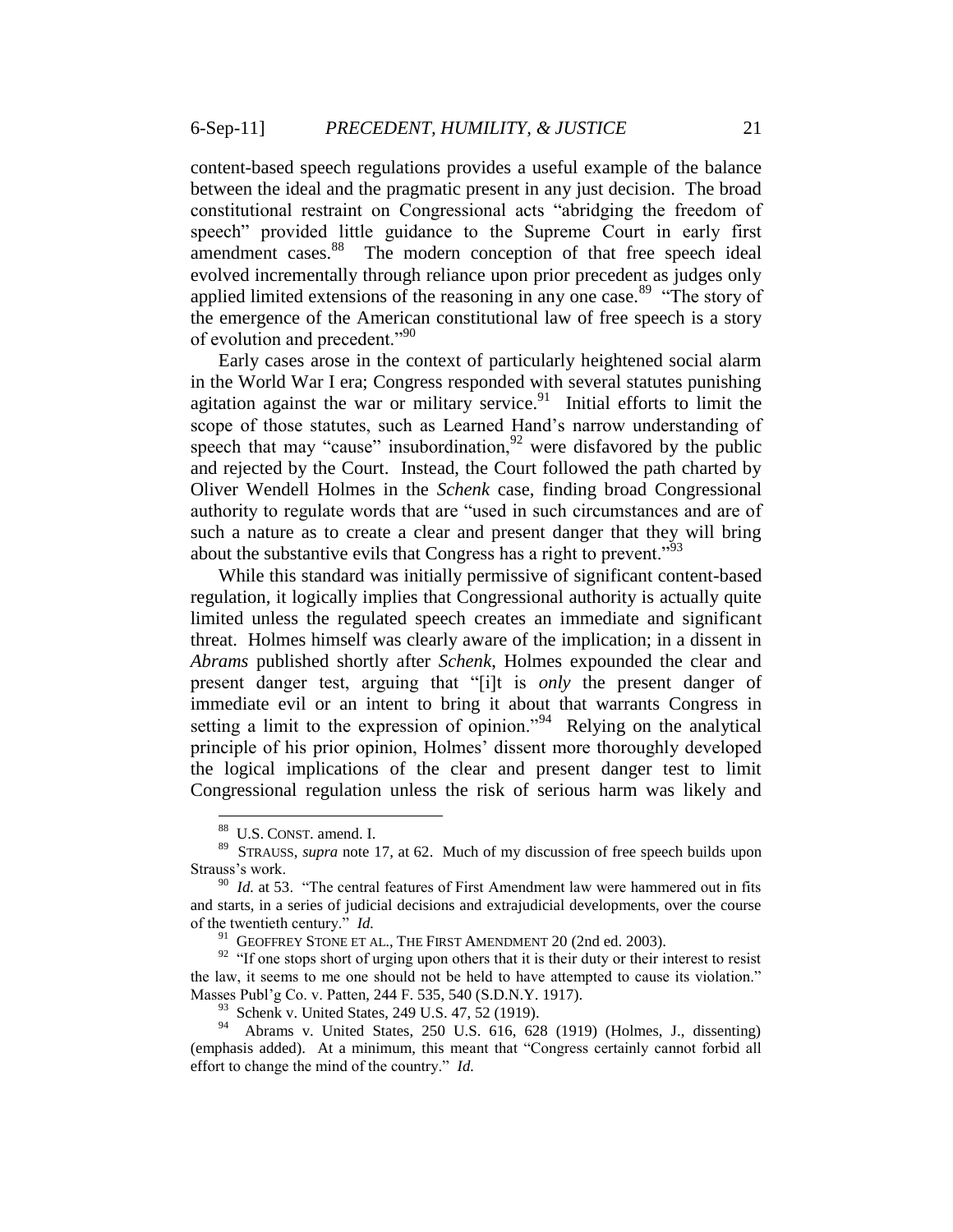content-based speech regulations provides a useful example of the balance between the ideal and the pragmatic present in any just decision. The broad constitutional restraint on Congressional acts "abridging the freedom of speech" provided little guidance to the Supreme Court in early first amendment cases.[88] The modern conception of that free speech ideal evolved incrementally through reliance upon prior precedent as judges only applied limited extensions of the reasoning in any one case.[89] "The story of the emergence of the American constitutional law of free speech is a story of evolution and precedent."[90]

Early cases arose in the context of particularly heightened social alarm in the World War I era; Congress responded with several statutes punishing agitation against the war or military service.[91] Initial efforts to limit the scope of those statutes, such as Learned Hand's narrow understanding of speech that may "cause" insubordination,[92] were disfavored by the public and rejected by the Court. Instead, the Court followed the path charted by Oliver Wendell Holmes in the *Schenk* case, finding broad Congressional authority to regulate words that are "used in such circumstances and are of such a nature as to create a clear and present danger that they will bring about the substantive evils that Congress has a right to prevent."[93]

While this standard was initially permissive of significant content-based regulation, it logically implies that Congressional authority is actually quite limited unless the regulated speech creates an immediate and significant threat. Holmes himself was clearly aware of the implication; in a dissent in *Abrams* published shortly after *Schenk*, Holmes expounded the clear and present danger test, arguing that "[i]t is *only* the present danger of immediate evil or an intent to bring it about that warrants Congress in setting a limit to the expression of opinion."[94] Relying on the analytical principle of his prior opinion, Holmes' dissent more thoroughly developed the logical implications of the clear and present danger test to limit Congressional regulation unless the risk of serious harm was likely and

---

[88] U.S. CONST. amend. I.

[89] STRAUSS, *supra* note 17, at 62. Much of my discussion of free speech builds upon Strauss's work.

[90] *Id.* at 53. "The central features of First Amendment law were hammered out in fits and starts, in a series of judicial decisions and extrajudicial developments, over the course of the twentieth century." *Id.*

[91] GEOFFREY STONE ET AL., THE FIRST AMENDMENT 20 (2nd ed. 2003).

[92] "If one stops short of urging upon others that it is their duty or their interest to resist the law, it seems to me one should not be held to have attempted to cause its violation." Masses Publ'g Co. v. Patten, 244 F. 535, 540 (S.D.N.Y. 1917).

[93] Schenk v. United States, 249 U.S. 47, 52 (1919).

[94] Abrams v. United States, 250 U.S. 616, 628 (1919) (Holmes, J., dissenting) (emphasis added). At a minimum, this meant that "Congress certainly cannot forbid all effort to change the mind of the country." *Id.*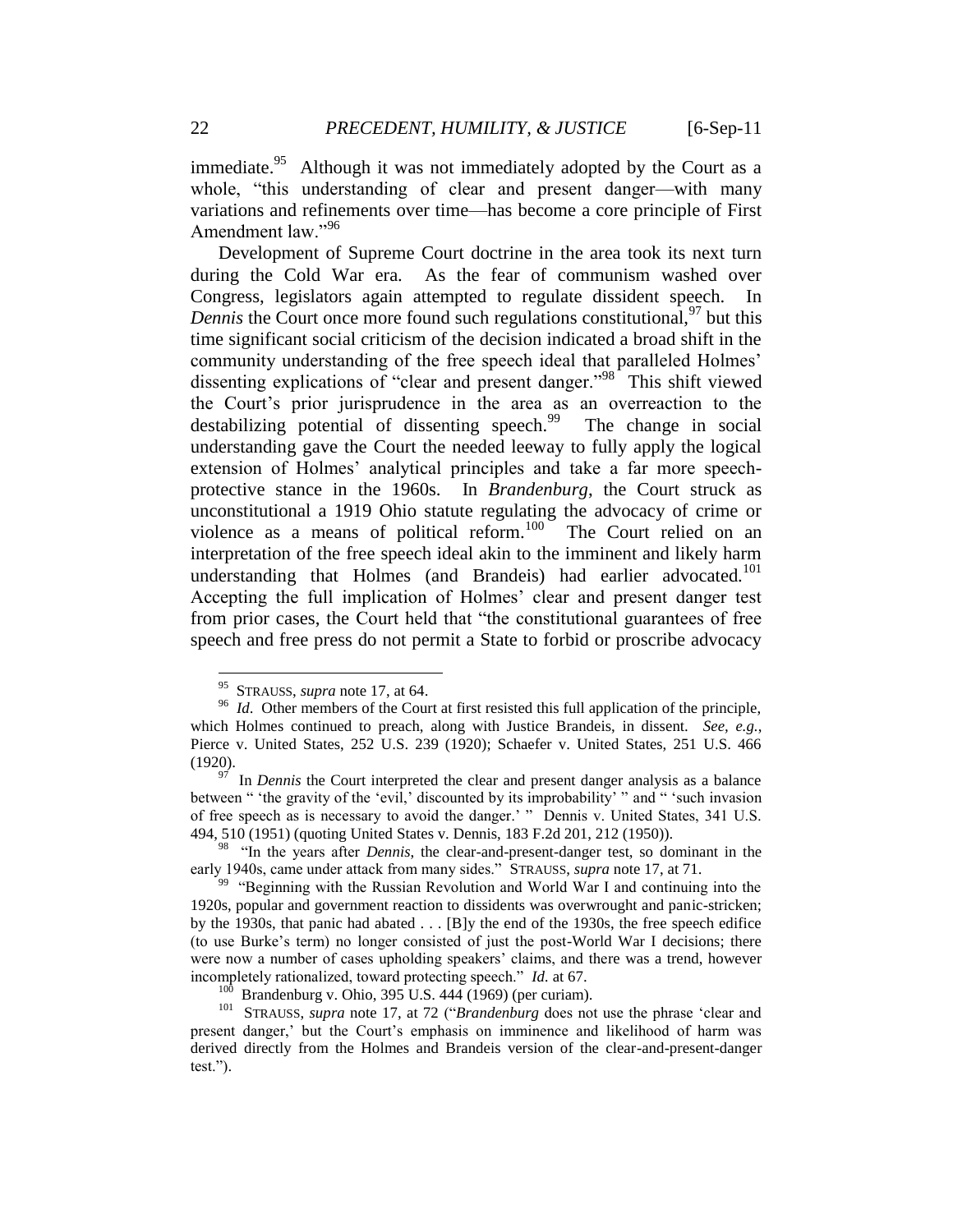immediate.[95] Although it was not immediately adopted by the Court as a whole, "this understanding of clear and present danger—with many variations and refinements over time—has become a core principle of First Amendment law."[96]

Development of Supreme Court doctrine in the area took its next turn during the Cold War era. As the fear of communism washed over Congress, legislators again attempted to regulate dissident speech. In *Dennis* the Court once more found such regulations constitutional,[97] but this time significant social criticism of the decision indicated a broad shift in the community understanding of the free speech ideal that paralleled Holmes' dissenting explications of "clear and present danger."[98] This shift viewed the Court's prior jurisprudence in the area as an overreaction to the destabilizing potential of dissenting speech.[99] The change in social understanding gave the Court the needed leeway to fully apply the logical extension of Holmes' analytical principles and take a far more speech-protective stance in the 1960s. In *Brandenburg*, the Court struck as unconstitutional a 1919 Ohio statute regulating the advocacy of crime or violence as a means of political reform.[100] The Court relied on an interpretation of the free speech ideal akin to the imminent and likely harm understanding that Holmes (and Brandeis) had earlier advocated.[101] Accepting the full implication of Holmes' clear and present danger test from prior cases, the Court held that "the constitutional guarantees of free speech and free press do not permit a State to forbid or proscribe advocacy

---

[95] STRAUSS, *supra* note 17, at 64.

[96] *Id*. Other members of the Court at first resisted this full application of the principle, which Holmes continued to preach, along with Justice Brandeis, in dissent. *See, e.g.*, Pierce v. United States, 252 U.S. 239 (1920); Schaefer v. United States, 251 U.S. 466 (1920).

[97] In *Dennis* the Court interpreted the clear and present danger analysis as a balance between " 'the gravity of the 'evil,' discounted by its improbability' " and " 'such invasion of free speech as is necessary to avoid the danger.' " Dennis v. United States, 341 U.S. 494, 510 (1951) (quoting United States v. Dennis, 183 F.2d 201, 212 (1950)).

[98] "In the years after *Dennis*, the clear-and-present-danger test, so dominant in the early 1940s, came under attack from many sides." STRAUSS, *supra* note 17, at 71.

[99] "Beginning with the Russian Revolution and World War I and continuing into the 1920s, popular and government reaction to dissidents was overwrought and panic-stricken; by the 1930s, that panic had abated . . . [B]y the end of the 1930s, the free speech edifice (to use Burke's term) no longer consisted of just the post-World War I decisions; there were now a number of cases upholding speakers' claims, and there was a trend, however incompletely rationalized, toward protecting speech." *Id.* at 67.

[100] Brandenburg v. Ohio, 395 U.S. 444 (1969) (per curiam).

[101] STRAUSS, *supra* note 17, at 72 ("*Brandenburg* does not use the phrase 'clear and present danger,' but the Court's emphasis on imminence and likelihood of harm was derived directly from the Holmes and Brandeis version of the clear-and-present-danger test.").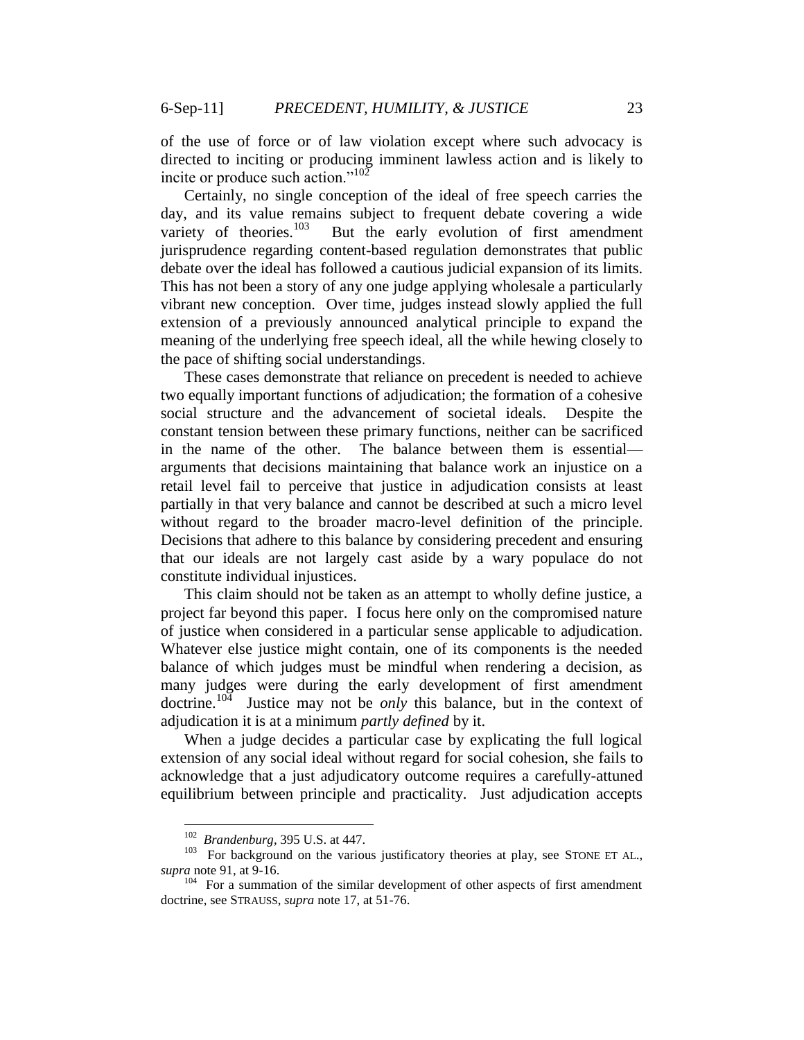of the use of force or of law violation except where such advocacy is directed to inciting or producing imminent lawless action and is likely to incite or produce such action."[102]

Certainly, no single conception of the ideal of free speech carries the day, and its value remains subject to frequent debate covering a wide variety of theories.[103] But the early evolution of first amendment jurisprudence regarding content-based regulation demonstrates that public debate over the ideal has followed a cautious judicial expansion of its limits. This has not been a story of any one judge applying wholesale a particularly vibrant new conception. Over time, judges instead slowly applied the full extension of a previously announced analytical principle to expand the meaning of the underlying free speech ideal, all the while hewing closely to the pace of shifting social understandings.

These cases demonstrate that reliance on precedent is needed to achieve two equally important functions of adjudication; the formation of a cohesive social structure and the advancement of societal ideals. Despite the constant tension between these primary functions, neither can be sacrificed in the name of the other. The balance between them is essential—arguments that decisions maintaining that balance work an injustice on a retail level fail to perceive that justice in adjudication consists at least partially in that very balance and cannot be described at such a micro level without regard to the broader macro-level definition of the principle. Decisions that adhere to this balance by considering precedent and ensuring that our ideals are not largely cast aside by a wary populace do not constitute individual injustices.

This claim should not be taken as an attempt to wholly define justice, a project far beyond this paper. I focus here only on the compromised nature of justice when considered in a particular sense applicable to adjudication. Whatever else justice might contain, one of its components is the needed balance of which judges must be mindful when rendering a decision, as many judges were during the early development of first amendment doctrine.[104] Justice may not be *only* this balance, but in the context of adjudication it is at a minimum *partly defined* by it.

When a judge decides a particular case by explicating the full logical extension of any social ideal without regard for social cohesion, she fails to acknowledge that a just adjudicatory outcome requires a carefully-attuned equilibrium between principle and practicality. Just adjudication accepts

---

[102] *Brandenburg*, 395 U.S. at 447.

[103] For background on the various justificatory theories at play, see STONE ET AL., *supra* note 91, at 9-16.

[104] For a summation of the similar development of other aspects of first amendment doctrine, see STRAUSS, *supra* note 17, at 51-76.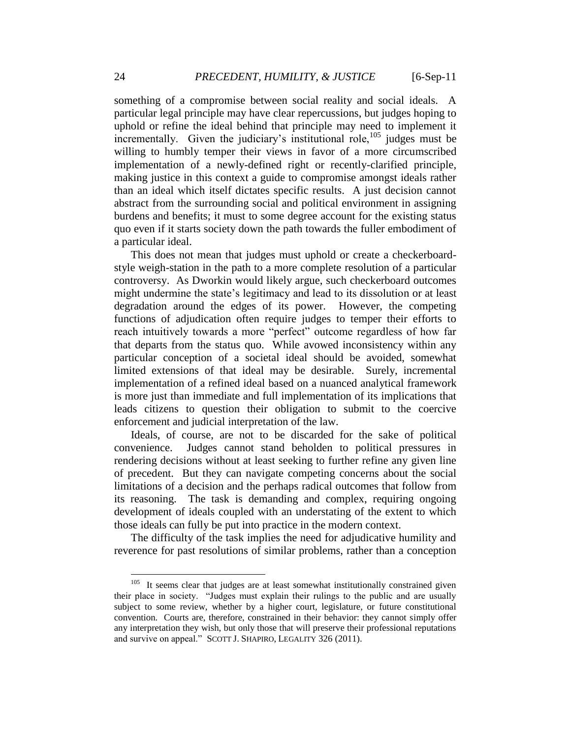something of a compromise between social reality and social ideals. A particular legal principle may have clear repercussions, but judges hoping to uphold or refine the ideal behind that principle may need to implement it incrementally. Given the judiciary's institutional role,[105] judges must be willing to humbly temper their views in favor of a more circumscribed implementation of a newly-defined right or recently-clarified principle, making justice in this context a guide to compromise amongst ideals rather than an ideal which itself dictates specific results. A just decision cannot abstract from the surrounding social and political environment in assigning burdens and benefits; it must to some degree account for the existing status quo even if it starts society down the path towards the fuller embodiment of a particular ideal.

This does not mean that judges must uphold or create a checkerboard-style weigh-station in the path to a more complete resolution of a particular controversy. As Dworkin would likely argue, such checkerboard outcomes might undermine the state's legitimacy and lead to its dissolution or at least degradation around the edges of its power. However, the competing functions of adjudication often require judges to temper their efforts to reach intuitively towards a more "perfect" outcome regardless of how far that departs from the status quo. While avowed inconsistency within any particular conception of a societal ideal should be avoided, somewhat limited extensions of that ideal may be desirable. Surely, incremental implementation of a refined ideal based on a nuanced analytical framework is more just than immediate and full implementation of its implications that leads citizens to question their obligation to submit to the coercive enforcement and judicial interpretation of the law.

Ideals, of course, are not to be discarded for the sake of political convenience. Judges cannot stand beholden to political pressures in rendering decisions without at least seeking to further refine any given line of precedent. But they can navigate competing concerns about the social limitations of a decision and the perhaps radical outcomes that follow from its reasoning. The task is demanding and complex, requiring ongoing development of ideals coupled with an understating of the extent to which those ideals can fully be put into practice in the modern context.

The difficulty of the task implies the need for adjudicative humility and reverence for past resolutions of similar problems, rather than a conception

---

[105] It seems clear that judges are at least somewhat institutionally constrained given their place in society. "Judges must explain their rulings to the public and are usually subject to some review, whether by a higher court, legislature, or future constitutional convention. Courts are, therefore, constrained in their behavior: they cannot simply offer any interpretation they wish, but only those that will preserve their professional reputations and survive on appeal." SCOTT J. SHAPIRO, LEGALITY 326 (2011).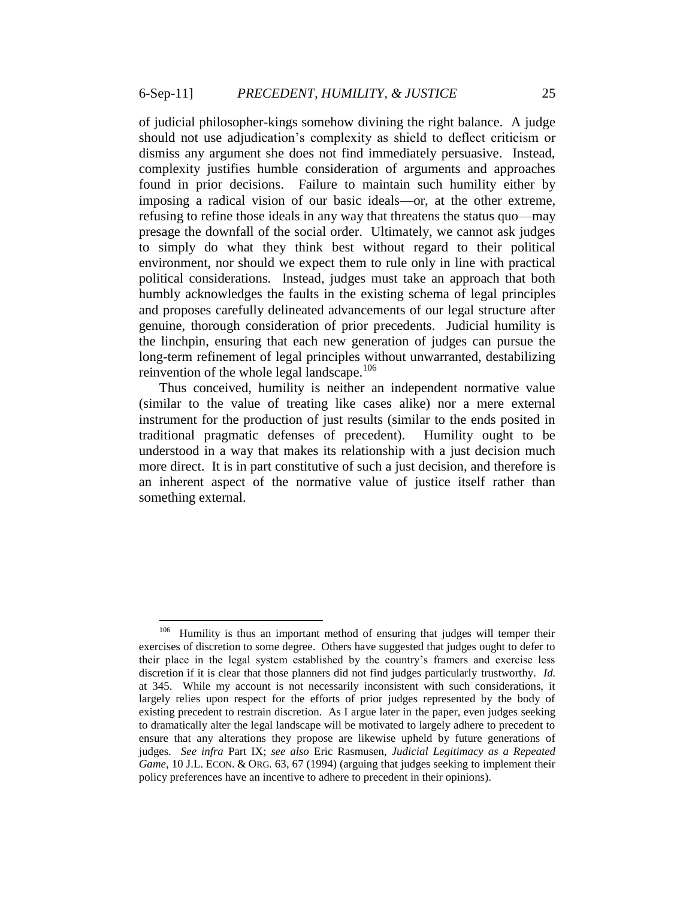of judicial philosopher-kings somehow divining the right balance. A judge should not use adjudication's complexity as shield to deflect criticism or dismiss any argument she does not find immediately persuasive. Instead, complexity justifies humble consideration of arguments and approaches found in prior decisions. Failure to maintain such humility either by imposing a radical vision of our basic ideals—or, at the other extreme, refusing to refine those ideals in any way that threatens the status quo—may presage the downfall of the social order. Ultimately, we cannot ask judges to simply do what they think best without regard to their political environment, nor should we expect them to rule only in line with practical political considerations. Instead, judges must take an approach that both humbly acknowledges the faults in the existing schema of legal principles and proposes carefully delineated advancements of our legal structure after genuine, thorough consideration of prior precedents. Judicial humility is the linchpin, ensuring that each new generation of judges can pursue the long-term refinement of legal principles without unwarranted, destabilizing reinvention of the whole legal landscape.[106]

Thus conceived, humility is neither an independent normative value (similar to the value of treating like cases alike) nor a mere external instrument for the production of just results (similar to the ends posited in traditional pragmatic defenses of precedent). Humility ought to be understood in a way that makes its relationship with a just decision much more direct. It is in part constitutive of such a just decision, and therefore is an inherent aspect of the normative value of justice itself rather than something external.

---

[106] Humility is thus an important method of ensuring that judges will temper their exercises of discretion to some degree. Others have suggested that judges ought to defer to their place in the legal system established by the country's framers and exercise less discretion if it is clear that those planners did not find judges particularly trustworthy. *Id.* at 345. While my account is not necessarily inconsistent with such considerations, it largely relies upon respect for the efforts of prior judges represented by the body of existing precedent to restrain discretion. As I argue later in the paper, even judges seeking to dramatically alter the legal landscape will be motivated to largely adhere to precedent to ensure that any alterations they propose are likewise upheld by future generations of judges. *See infra* Part IX; *see also* Eric Rasmusen, *Judicial Legitimacy as a Repeated Game*, 10 J.L. ECON. & ORG. 63, 67 (1994) (arguing that judges seeking to implement their policy preferences have an incentive to adhere to precedent in their opinions).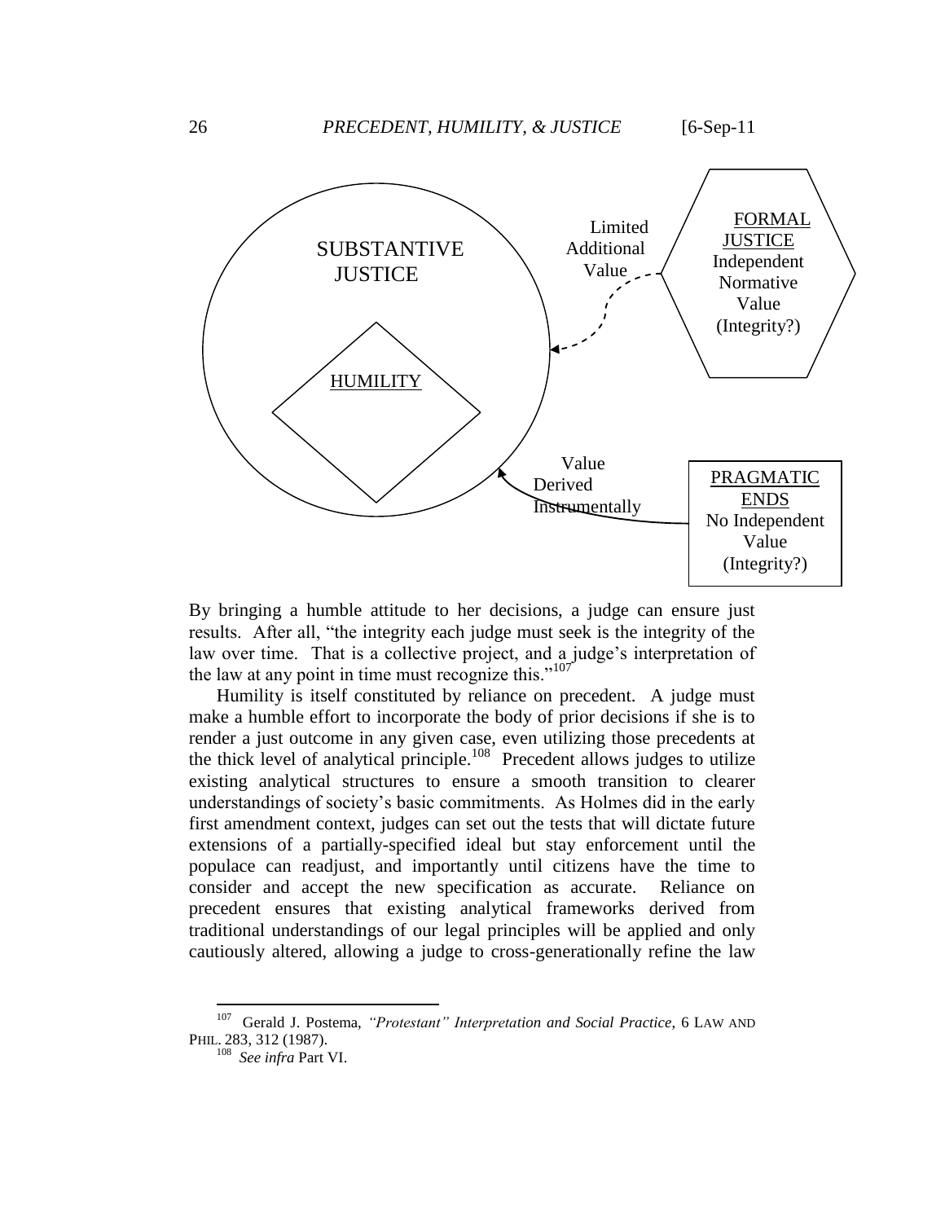SUBSTANTIVE JUSTICE

HUMILITY

Limited Additional Value

FORMAL JUSTICE
Independent Normative Value
(Integrity?)

Value Derived Instrumentally

PRAGMATIC ENDS
No Independent Value
(Integrity?)

By bringing a humble attitude to her decisions, a judge can ensure just results. After all, "the integrity each judge must seek is the integrity of the law over time. That is a collective project, and a judge's interpretation of the law at any point in time must recognize this."[107]

Humility is itself constituted by reliance on precedent. A judge must make a humble effort to incorporate the body of prior decisions if she is to render a just outcome in any given case, even utilizing those precedents at the thick level of analytical principle.[108] Precedent allows judges to utilize existing analytical structures to ensure a smooth transition to clearer understandings of society's basic commitments. As Holmes did in the early first amendment context, judges can set out the tests that will dictate future extensions of a partially-specified ideal but stay enforcement until the populace can readjust, and importantly until citizens have the time to consider and accept the new specification as accurate. Reliance on precedent ensures that existing analytical frameworks derived from traditional understandings of our legal principles will be applied and only cautiously altered, allowing a judge to cross-generationally refine the law

---

[107] Gerald J. Postema, *"Protestant" Interpretation and Social Practice*, 6 LAW AND PHIL. 283, 312 (1987).

[108] *See infra* Part VI.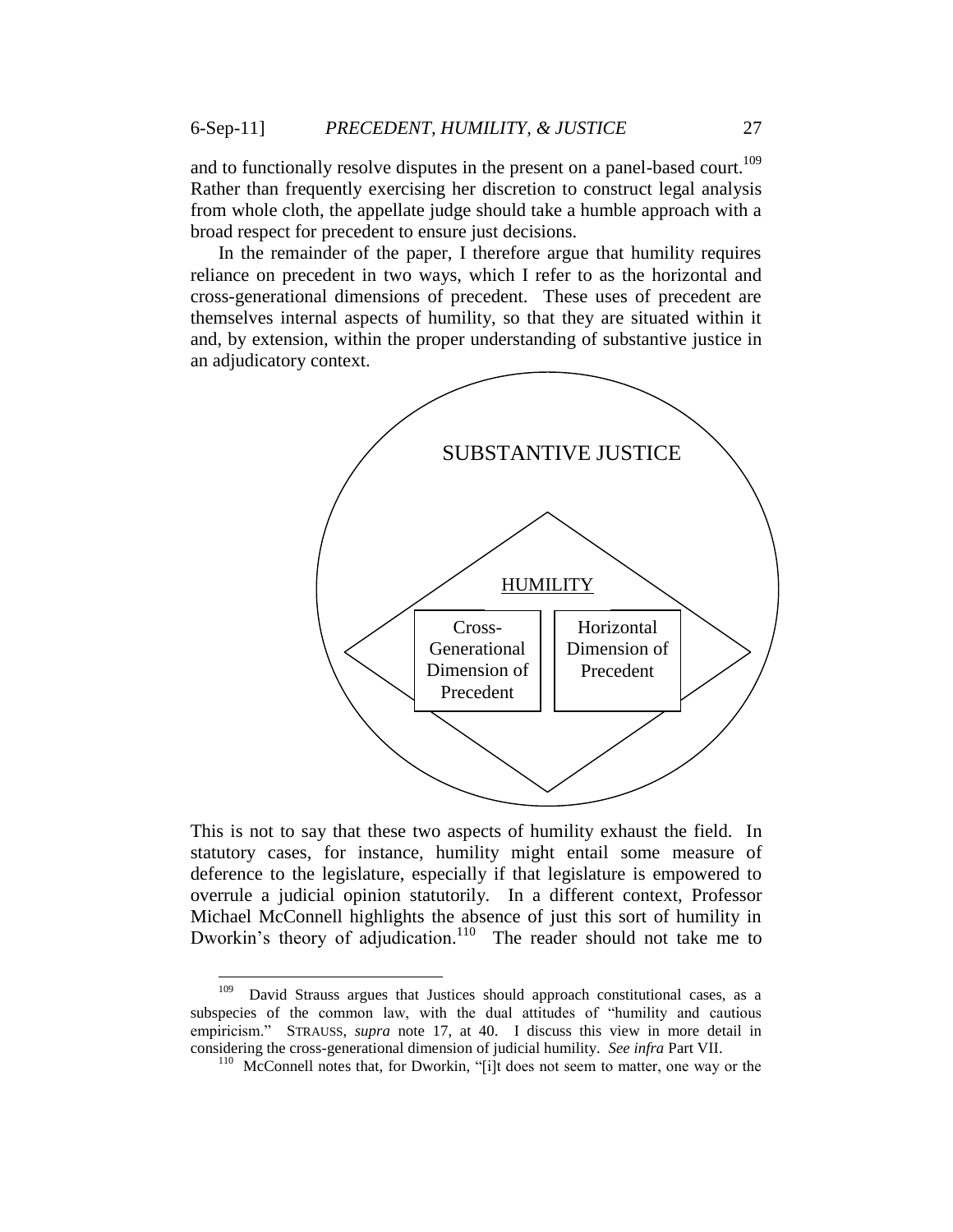and to functionally resolve disputes in the present on a panel-based court.[109] Rather than frequently exercising her discretion to construct legal analysis from whole cloth, the appellate judge should take a humble approach with a broad respect for precedent to ensure just decisions.

In the remainder of the paper, I therefore argue that humility requires reliance on precedent in two ways, which I refer to as the horizontal and cross-generational dimensions of precedent. These uses of precedent are themselves internal aspects of humility, so that they are situated within it and, by extension, within the proper understanding of substantive justice in an adjudicatory context.

SUBSTANTIVE JUSTICE

HUMILITY

Cross-Generational Dimension of Precedent

Horizontal Dimension of Precedent

This is not to say that these two aspects of humility exhaust the field. In statutory cases, for instance, humility might entail some measure of deference to the legislature, especially if that legislature is empowered to overrule a judicial opinion statutorily. In a different context, Professor Michael McConnell highlights the absence of just this sort of humility in Dworkin's theory of adjudication.[110] The reader should not take me to

---

[109] David Strauss argues that Justices should approach constitutional cases, as a subspecies of the common law, with the dual attitudes of "humility and cautious empiricism." STRAUSS, *supra* note 17, at 40. I discuss this view in more detail in considering the cross-generational dimension of judicial humility. *See infra* Part VII.

[110] McConnell notes that, for Dworkin, "[i]t does not seem to matter, one way or the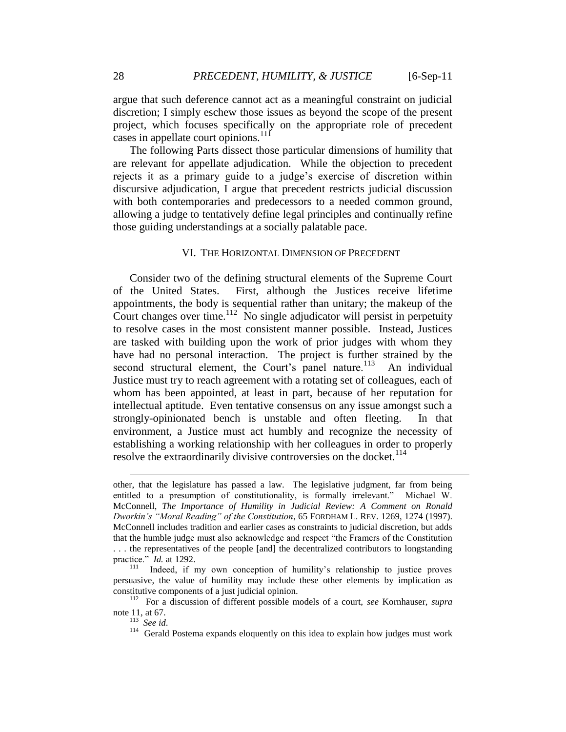argue that such deference cannot act as a meaningful constraint on judicial discretion; I simply eschew those issues as beyond the scope of the present project, which focuses specifically on the appropriate role of precedent cases in appellate court opinions.[111]

The following Parts dissect those particular dimensions of humility that are relevant for appellate adjudication. While the objection to precedent rejects it as a primary guide to a judge's exercise of discretion within discursive adjudication, I argue that precedent restricts judicial discussion with both contemporaries and predecessors to a needed common ground, allowing a judge to tentatively define legal principles and continually refine those guiding understandings at a socially palatable pace.

## VI. THE HORIZONTAL DIMENSION OF PRECEDENT

Consider two of the defining structural elements of the Supreme Court of the United States. First, although the Justices receive lifetime appointments, the body is sequential rather than unitary; the makeup of the Court changes over time.[112] No single adjudicator will persist in perpetuity to resolve cases in the most consistent manner possible. Instead, Justices are tasked with building upon the work of prior judges with whom they have had no personal interaction. The project is further strained by the second structural element, the Court's panel nature.[113] An individual Justice must try to reach agreement with a rotating set of colleagues, each of whom has been appointed, at least in part, because of her reputation for intellectual aptitude. Even tentative consensus on any issue amongst such a strongly-opinionated bench is unstable and often fleeting. In that environment, a Justice must act humbly and recognize the necessity of establishing a working relationship with her colleagues in order to properly resolve the extraordinarily divisive controversies on the docket.[114]

---

other, that the legislature has passed a law. The legislative judgment, far from being entitled to a presumption of constitutionality, is formally irrelevant." Michael W. McConnell, *The Importance of Humility in Judicial Review: A Comment on Ronald Dworkin's "Moral Reading" of the Constitution*, 65 FORDHAM L. REV. 1269, 1274 (1997). McConnell includes tradition and earlier cases as constraints to judicial discretion, but adds that the humble judge must also acknowledge and respect "the Framers of the Constitution . . . the representatives of the people [and] the decentralized contributors to longstanding practice." *Id.* at 1292.

[111] Indeed, if my own conception of humility's relationship to justice proves persuasive, the value of humility may include these other elements by implication as constitutive components of a just judicial opinion.

[112] For a discussion of different possible models of a court, *see* Kornhauser, *supra* note 11, at 67.

[113] *See id.*

[114] Gerald Postema expands eloquently on this idea to explain how judges must work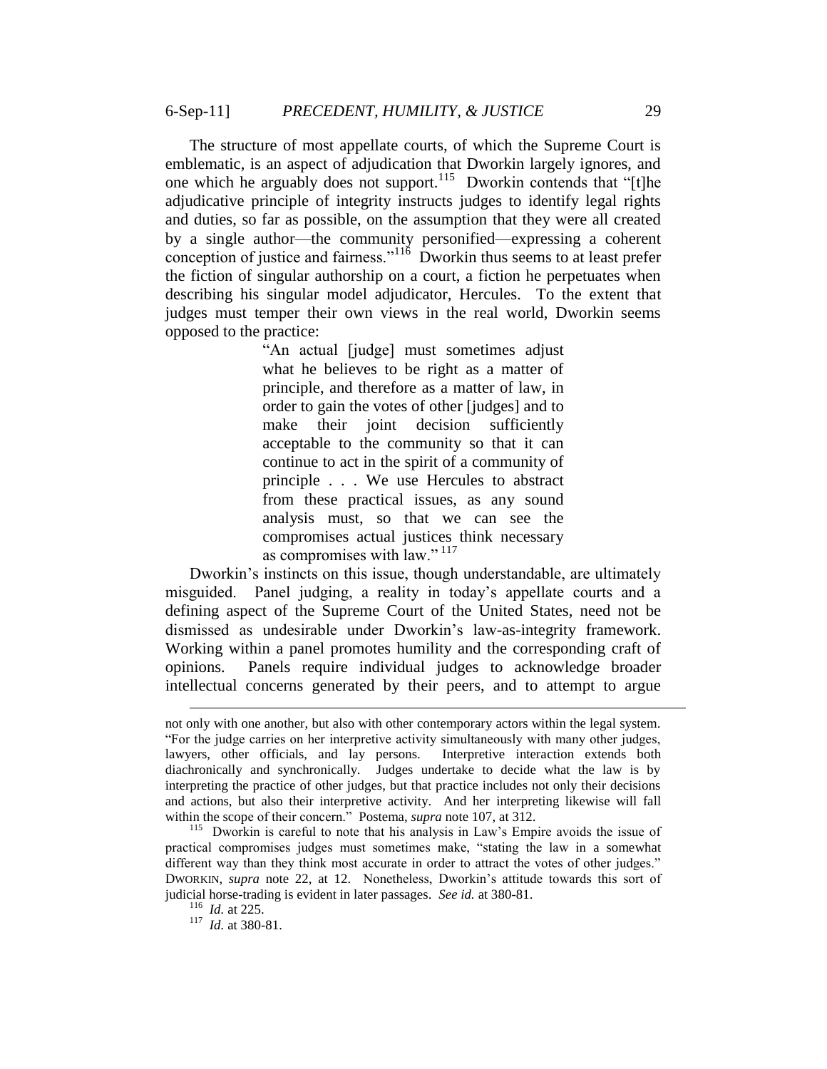The structure of most appellate courts, of which the Supreme Court is emblematic, is an aspect of adjudication that Dworkin largely ignores, and one which he arguably does not support.[115] Dworkin contends that "[t]he adjudicative principle of integrity instructs judges to identify legal rights and duties, so far as possible, on the assumption that they were all created by a single author—the community personified—expressing a coherent conception of justice and fairness."[116] Dworkin thus seems to at least prefer the fiction of singular authorship on a court, a fiction he perpetuates when describing his singular model adjudicator, Hercules. To the extent that judges must temper their own views in the real world, Dworkin seems opposed to the practice:

> "An actual [judge] must sometimes adjust what he believes to be right as a matter of principle, and therefore as a matter of law, in order to gain the votes of other [judges] and to make their joint decision sufficiently acceptable to the community so that it can continue to act in the spirit of a community of principle . . . We use Hercules to abstract from these practical issues, as any sound analysis must, so that we can see the compromises actual justices think necessary as compromises with law."[117]

Dworkin's instincts on this issue, though understandable, are ultimately misguided. Panel judging, a reality in today's appellate courts and a defining aspect of the Supreme Court of the United States, need not be dismissed as undesirable under Dworkin's law-as-integrity framework. Working within a panel promotes humility and the corresponding craft of opinions. Panels require individual judges to acknowledge broader intellectual concerns generated by their peers, and to attempt to argue

---

not only with one another, but also with other contemporary actors within the legal system. "For the judge carries on her interpretive activity simultaneously with many other judges, lawyers, other officials, and lay persons. Interpretive interaction extends both diachronically and synchronically. Judges undertake to decide what the law is by interpreting the practice of other judges, but that practice includes not only their decisions and actions, but also their interpretive activity. And her interpreting likewise will fall within the scope of their concern." Postema, *supra* note 107, at 312.

[115] Dworkin is careful to note that his analysis in Law's Empire avoids the issue of practical compromises judges must sometimes make, "stating the law in a somewhat different way than they think most accurate in order to attract the votes of other judges." DWORKIN, *supra* note 22, at 12. Nonetheless, Dworkin's attitude towards this sort of judicial horse-trading is evident in later passages. *See id.* at 380-81.

[116] *Id.* at 225.

[117] *Id.* at 380-81.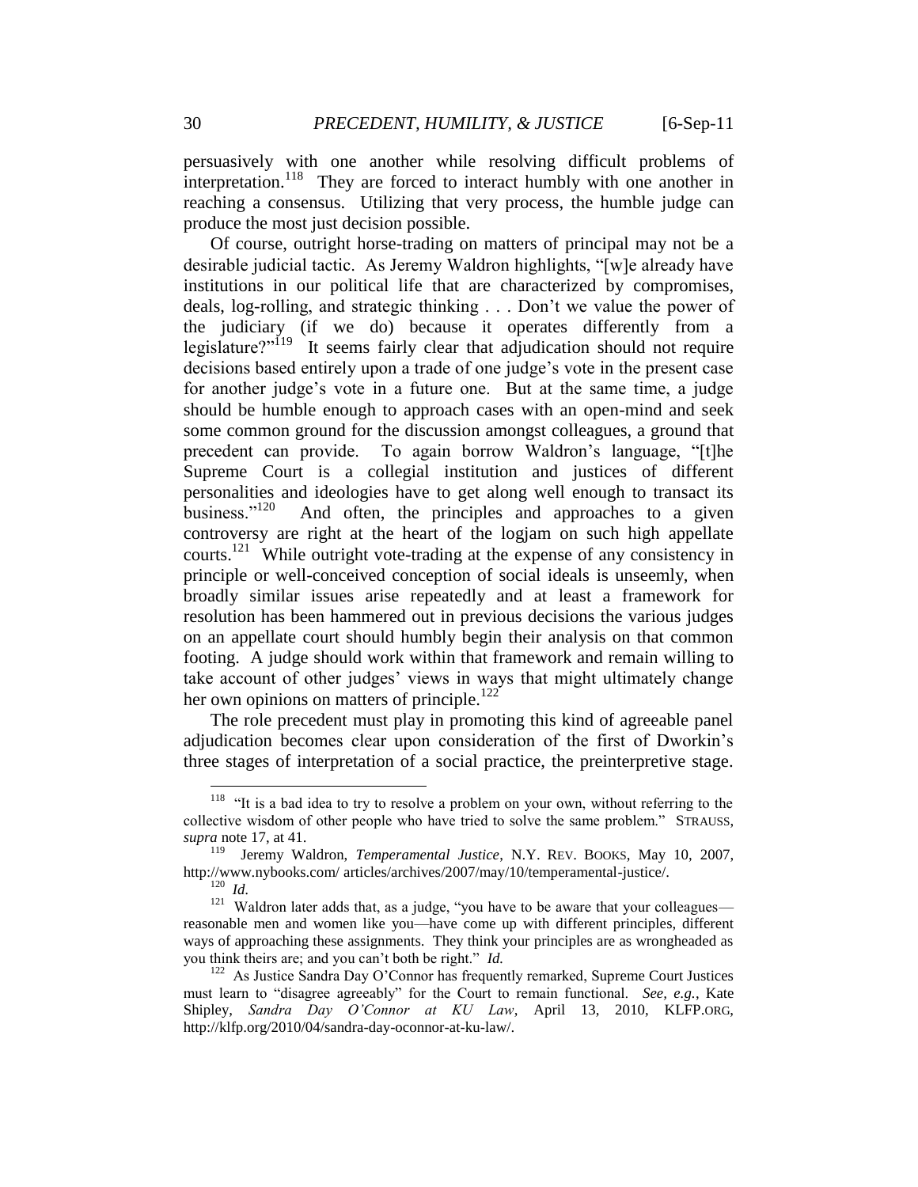persuasively with one another while resolving difficult problems of interpretation.[118] They are forced to interact humbly with one another in reaching a consensus. Utilizing that very process, the humble judge can produce the most just decision possible.

Of course, outright horse-trading on matters of principal may not be a desirable judicial tactic. As Jeremy Waldron highlights, "[w]e already have institutions in our political life that are characterized by compromises, deals, log-rolling, and strategic thinking . . . Don't we value the power of the judiciary (if we do) because it operates differently from a legislature?"[119] It seems fairly clear that adjudication should not require decisions based entirely upon a trade of one judge's vote in the present case for another judge's vote in a future one. But at the same time, a judge should be humble enough to approach cases with an open-mind and seek some common ground for the discussion amongst colleagues, a ground that precedent can provide. To again borrow Waldron's language, "[t]he Supreme Court is a collegial institution and justices of different personalities and ideologies have to get along well enough to transact its business."[120] And often, the principles and approaches to a given controversy are right at the heart of the logjam on such high appellate courts.[121] While outright vote-trading at the expense of any consistency in principle or well-conceived conception of social ideals is unseemly, when broadly similar issues arise repeatedly and at least a framework for resolution has been hammered out in previous decisions the various judges on an appellate court should humbly begin their analysis on that common footing. A judge should work within that framework and remain willing to take account of other judges' views in ways that might ultimately change her own opinions on matters of principle.[122]

The role precedent must play in promoting this kind of agreeable panel adjudication becomes clear upon consideration of the first of Dworkin's three stages of interpretation of a social practice, the preinterpretive stage.

---

[118] "It is a bad idea to try to resolve a problem on your own, without referring to the collective wisdom of other people who have tried to solve the same problem." STRAUSS, *supra* note 17, at 41.

[119] Jeremy Waldron, *Temperamental Justice*, N.Y. REV. BOOKS, May 10, 2007, http://www.nybooks.com/ articles/archives/2007/may/10/temperamental-justice/.

[120] *Id.*

[121] Waldron later adds that, as a judge, "you have to be aware that your colleagues—reasonable men and women like you—have come up with different principles, different ways of approaching these assignments. They think your principles are as wrongheaded as you think theirs are; and you can't both be right." *Id.*

[122] As Justice Sandra Day O'Connor has frequently remarked, Supreme Court Justices must learn to "disagree agreeably" for the Court to remain functional. *See, e.g.*, Kate Shipley, *Sandra Day O'Connor at KU Law*, April 13, 2010, KLFP.ORG, http://klfp.org/2010/04/sandra-day-oconnor-at-ku-law/.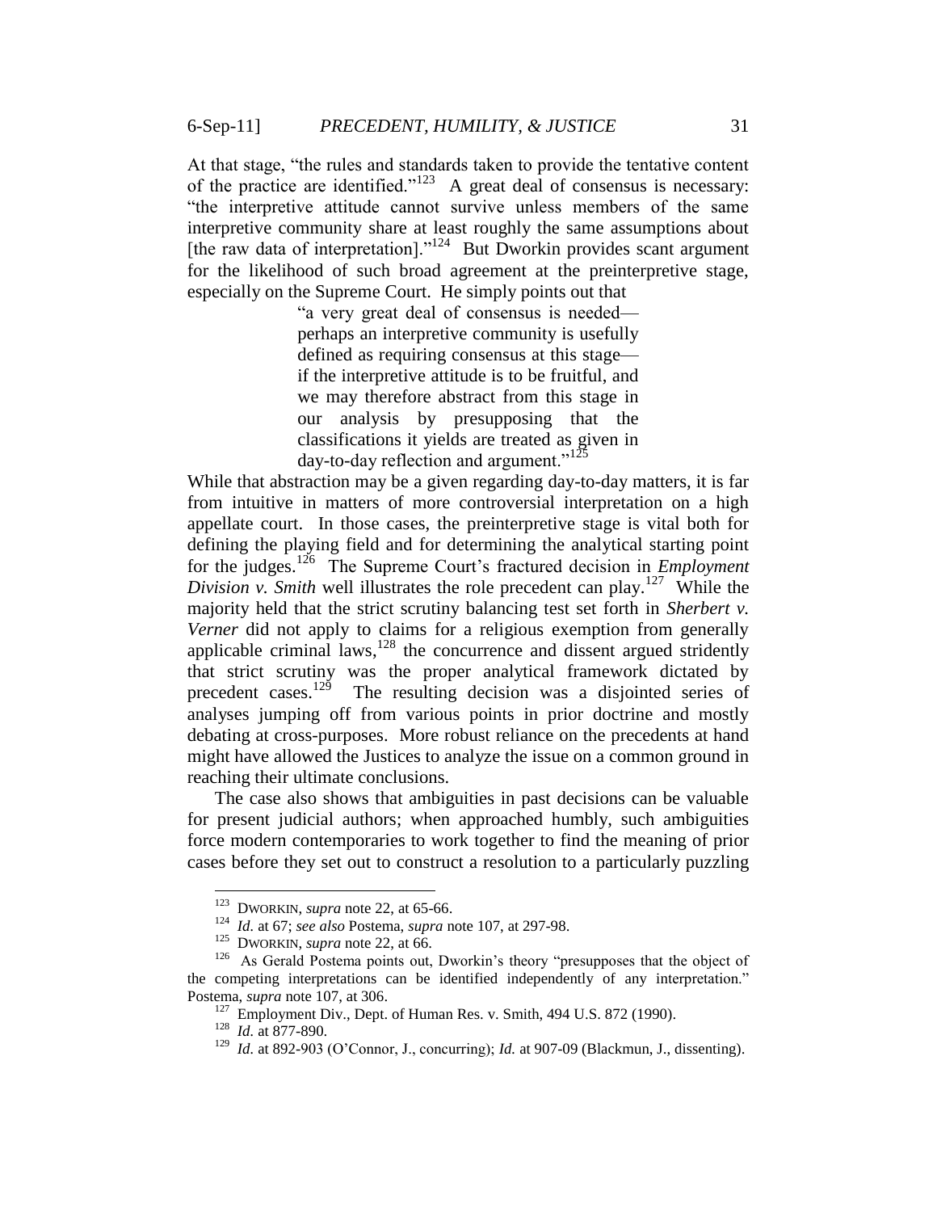At that stage, "the rules and standards taken to provide the tentative content of the practice are identified."[123] A great deal of consensus is necessary: "the interpretive attitude cannot survive unless members of the same interpretive community share at least roughly the same assumptions about [the raw data of interpretation]."[124] But Dworkin provides scant argument for the likelihood of such broad agreement at the preinterpretive stage, especially on the Supreme Court. He simply points out that

> "a very great deal of consensus is needed—perhaps an interpretive community is usefully defined as requiring consensus at this stage—if the interpretive attitude is to be fruitful, and we may therefore abstract from this stage in our analysis by presupposing that the classifications it yields are treated as given in day-to-day reflection and argument."[125]

While that abstraction may be a given regarding day-to-day matters, it is far from intuitive in matters of more controversial interpretation on a high appellate court. In those cases, the preinterpretive stage is vital both for defining the playing field and for determining the analytical starting point for the judges.[126] The Supreme Court's fractured decision in *Employment Division v. Smith* well illustrates the role precedent can play.[127] While the majority held that the strict scrutiny balancing test set forth in *Sherbert v. Verner* did not apply to claims for a religious exemption from generally applicable criminal laws,[128] the concurrence and dissent argued stridently that strict scrutiny was the proper analytical framework dictated by precedent cases.[129] The resulting decision was a disjointed series of analyses jumping off from various points in prior doctrine and mostly debating at cross-purposes. More robust reliance on the precedents at hand might have allowed the Justices to analyze the issue on a common ground in reaching their ultimate conclusions.

The case also shows that ambiguities in past decisions can be valuable for present judicial authors; when approached humbly, such ambiguities force modern contemporaries to work together to find the meaning of prior cases before they set out to construct a resolution to a particularly puzzling

---

[123] DWORKIN, *supra* note 22, at 65-66.

[124] *Id.* at 67; *see also* Postema, *supra* note 107, at 297-98.

[125] DWORKIN, *supra* note 22, at 66.

[126] As Gerald Postema points out, Dworkin's theory "presupposes that the object of the competing interpretations can be identified independently of any interpretation." Postema, *supra* note 107, at 306.

[127] Employment Div., Dept. of Human Res. v. Smith, 494 U.S. 872 (1990).

[128] *Id.* at 877-890.

[129] *Id.* at 892-903 (O'Connor, J., concurring); *Id.* at 907-09 (Blackmun, J., dissenting).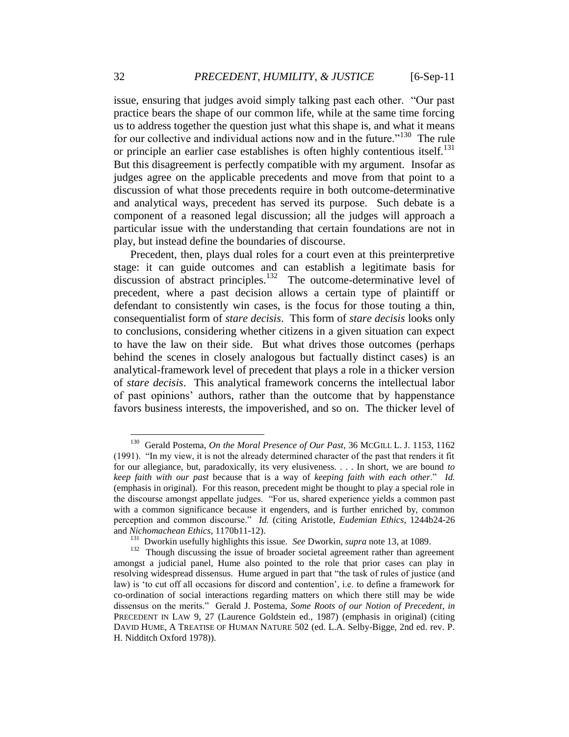issue, ensuring that judges avoid simply talking past each other. "Our past practice bears the shape of our common life, while at the same time forcing us to address together the question just what this shape is, and what it means for our collective and individual actions now and in the future."[130] The rule or principle an earlier case establishes is often highly contentious itself.[131] But this disagreement is perfectly compatible with my argument. Insofar as judges agree on the applicable precedents and move from that point to a discussion of what those precedents require in both outcome-determinative and analytical ways, precedent has served its purpose. Such debate is a component of a reasoned legal discussion; all the judges will approach a particular issue with the understanding that certain foundations are not in play, but instead define the boundaries of discourse.

Precedent, then, plays dual roles for a court even at this preinterpretive stage: it can guide outcomes and can establish a legitimate basis for discussion of abstract principles.[132] The outcome-determinative level of precedent, where a past decision allows a certain type of plaintiff or defendant to consistently win cases, is the focus for those touting a thin, consequentialist form of *stare decisis*. This form of *stare decisis* looks only to conclusions, considering whether citizens in a given situation can expect to have the law on their side. But what drives those outcomes (perhaps behind the scenes in closely analogous but factually distinct cases) is an analytical-framework level of precedent that plays a role in a thicker version of *stare decisis*. This analytical framework concerns the intellectual labor of past opinions' authors, rather than the outcome that by happenstance favors business interests, the impoverished, and so on. The thicker level of

---

[130] Gerald Postema, *On the Moral Presence of Our Past*, 36 MCGILL L. J. 1153, 1162 (1991). "In my view, it is not the already determined character of the past that renders it fit for our allegiance, but, paradoxically, its very elusiveness. . . . In short, we are bound *to keep faith with our past* because that is a way of *keeping faith with each other*." *Id.* (emphasis in original). For this reason, precedent might be thought to play a special role in the discourse amongst appellate judges. "For us, shared experience yields a common past with a common significance because it engenders, and is further enriched by, common perception and common discourse." *Id.* (citing Aristotle, *Eudemian Ethics*, 1244b24-26 and *Nichomachean Ethics*, 1170b11-12).

[131] Dworkin usefully highlights this issue. *See* Dworkin, *supra* note 13, at 1089.

[132] Though discussing the issue of broader societal agreement rather than agreement amongst a judicial panel, Hume also pointed to the role that prior cases can play in resolving widespread dissensus. Hume argued in part that "the task of rules of justice (and law) is 'to cut off all occasions for discord and contention', i.e. to define a framework for co-ordination of social interactions regarding matters on which there still may be wide dissensus on the merits." Gerald J. Postema, *Some Roots of our Notion of Precedent*, *in* PRECEDENT IN LAW 9, 27 (Laurence Goldstein ed., 1987) (emphasis in original) (citing DAVID HUME, A TREATISE OF HUMAN NATURE 502 (ed. L.A. Selby-Bigge, 2nd ed. rev. P. H. Nidditch Oxford 1978)).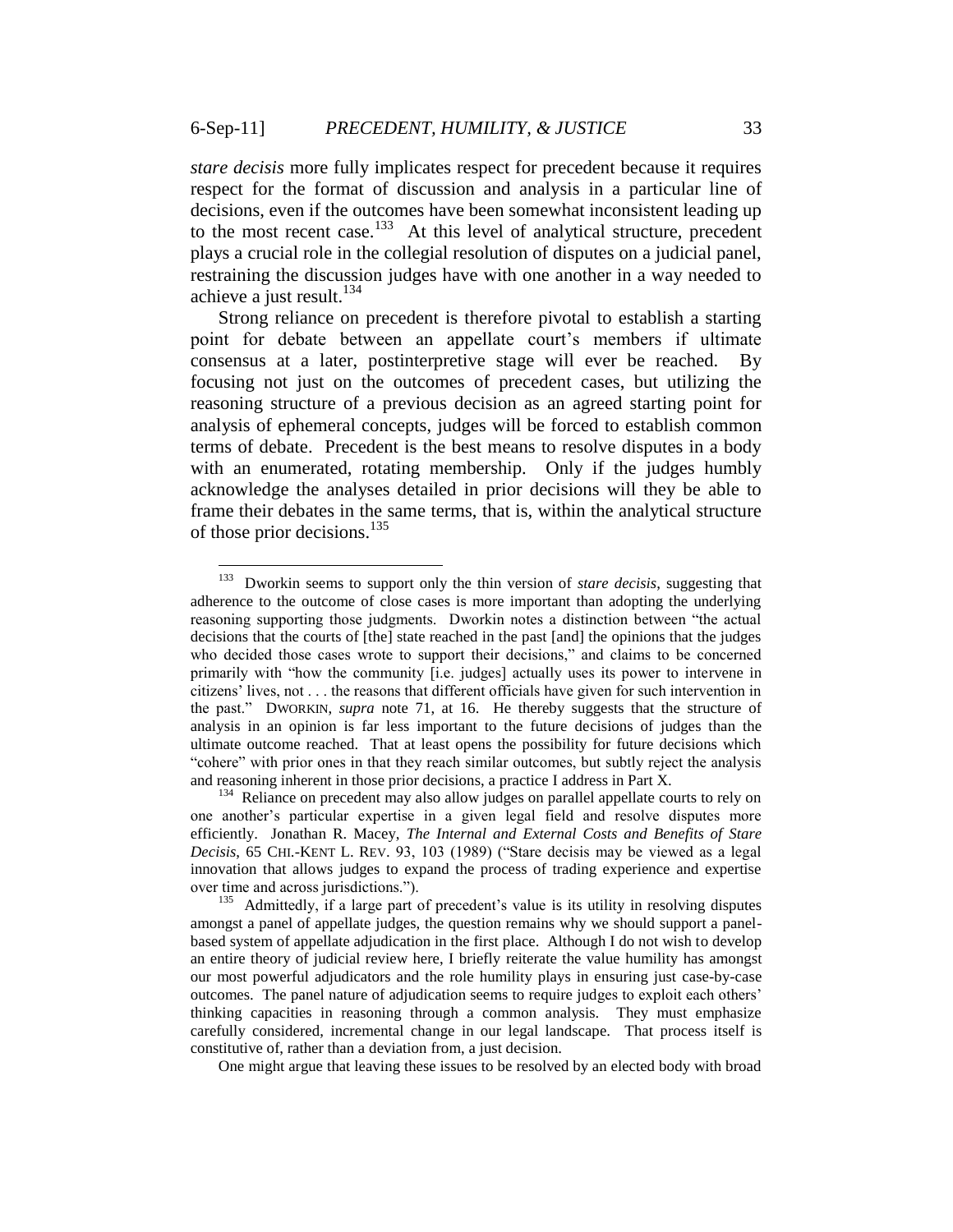*stare decisis* more fully implicates respect for precedent because it requires respect for the format of discussion and analysis in a particular line of decisions, even if the outcomes have been somewhat inconsistent leading up to the most recent case.[133] At this level of analytical structure, precedent plays a crucial role in the collegial resolution of disputes on a judicial panel, restraining the discussion judges have with one another in a way needed to achieve a just result.[134]

Strong reliance on precedent is therefore pivotal to establish a starting point for debate between an appellate court's members if ultimate consensus at a later, postinterpretive stage will ever be reached. By focusing not just on the outcomes of precedent cases, but utilizing the reasoning structure of a previous decision as an agreed starting point for analysis of ephemeral concepts, judges will be forced to establish common terms of debate. Precedent is the best means to resolve disputes in a body with an enumerated, rotating membership. Only if the judges humbly acknowledge the analyses detailed in prior decisions will they be able to frame their debates in the same terms, that is, within the analytical structure of those prior decisions.[135]

---

[133] Dworkin seems to support only the thin version of *stare decisis*, suggesting that adherence to the outcome of close cases is more important than adopting the underlying reasoning supporting those judgments. Dworkin notes a distinction between "the actual decisions that the courts of [the] state reached in the past [and] the opinions that the judges who decided those cases wrote to support their decisions," and claims to be concerned primarily with "how the community [i.e. judges] actually uses its power to intervene in citizens' lives, not . . . the reasons that different officials have given for such intervention in the past." DWORKIN, *supra* note 71, at 16. He thereby suggests that the structure of analysis in an opinion is far less important to the future decisions of judges than the ultimate outcome reached. That at least opens the possibility for future decisions which "cohere" with prior ones in that they reach similar outcomes, but subtly reject the analysis and reasoning inherent in those prior decisions, a practice I address in Part X.

[134] Reliance on precedent may also allow judges on parallel appellate courts to rely on one another's particular expertise in a given legal field and resolve disputes more efficiently. Jonathan R. Macey, *The Internal and External Costs and Benefits of Stare Decisis*, 65 CHI.-KENT L. REV. 93, 103 (1989) ("Stare decisis may be viewed as a legal innovation that allows judges to expand the process of trading experience and expertise over time and across jurisdictions.").

[135] Admittedly, if a large part of precedent's value is its utility in resolving disputes amongst a panel of appellate judges, the question remains why we should support a panel-based system of appellate adjudication in the first place. Although I do not wish to develop an entire theory of judicial review here, I briefly reiterate the value humility has amongst our most powerful adjudicators and the role humility plays in ensuring just case-by-case outcomes. The panel nature of adjudication seems to require judges to exploit each others' thinking capacities in reasoning through a common analysis. They must emphasize carefully considered, incremental change in our legal landscape. That process itself is constitutive of, rather than a deviation from, a just decision.

One might argue that leaving these issues to be resolved by an elected body with broad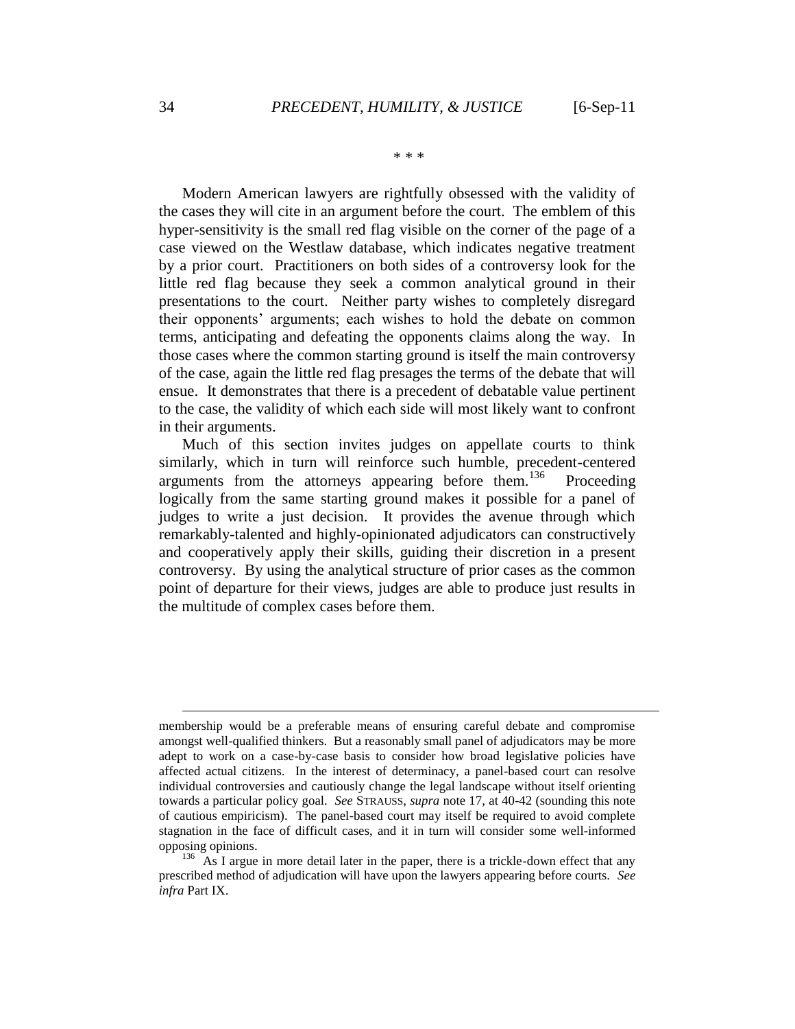\* \* \*

Modern American lawyers are rightfully obsessed with the validity of the cases they will cite in an argument before the court. The emblem of this hyper-sensitivity is the small red flag visible on the corner of the page of a case viewed on the Westlaw database, which indicates negative treatment by a prior court. Practitioners on both sides of a controversy look for the little red flag because they seek a common analytical ground in their presentations to the court. Neither party wishes to completely disregard their opponents' arguments; each wishes to hold the debate on common terms, anticipating and defeating the opponents claims along the way. In those cases where the common starting ground is itself the main controversy of the case, again the little red flag presages the terms of the debate that will ensue. It demonstrates that there is a precedent of debatable value pertinent to the case, the validity of which each side will most likely want to confront in their arguments.

Much of this section invites judges on appellate courts to think similarly, which in turn will reinforce such humble, precedent-centered arguments from the attorneys appearing before them.[136] Proceeding logically from the same starting ground makes it possible for a panel of judges to write a just decision. It provides the avenue through which remarkably-talented and highly-opinionated adjudicators can constructively and cooperatively apply their skills, guiding their discretion in a present controversy. By using the analytical structure of prior cases as the common point of departure for their views, judges are able to produce just results in the multitude of complex cases before them.

---

membership would be a preferable means of ensuring careful debate and compromise amongst well-qualified thinkers. But a reasonably small panel of adjudicators may be more adept to work on a case-by-case basis to consider how broad legislative policies have affected actual citizens. In the interest of determinacy, a panel-based court can resolve individual controversies and cautiously change the legal landscape without itself orienting towards a particular policy goal. *See* STRAUSS, *supra* note 17, at 40-42 (sounding this note of cautious empiricism). The panel-based court may itself be required to avoid complete stagnation in the face of difficult cases, and it in turn will consider some well-informed opposing opinions.

[136] As I argue in more detail later in the paper, there is a trickle-down effect that any prescribed method of adjudication will have upon the lawyers appearing before courts. *See infra* Part IX.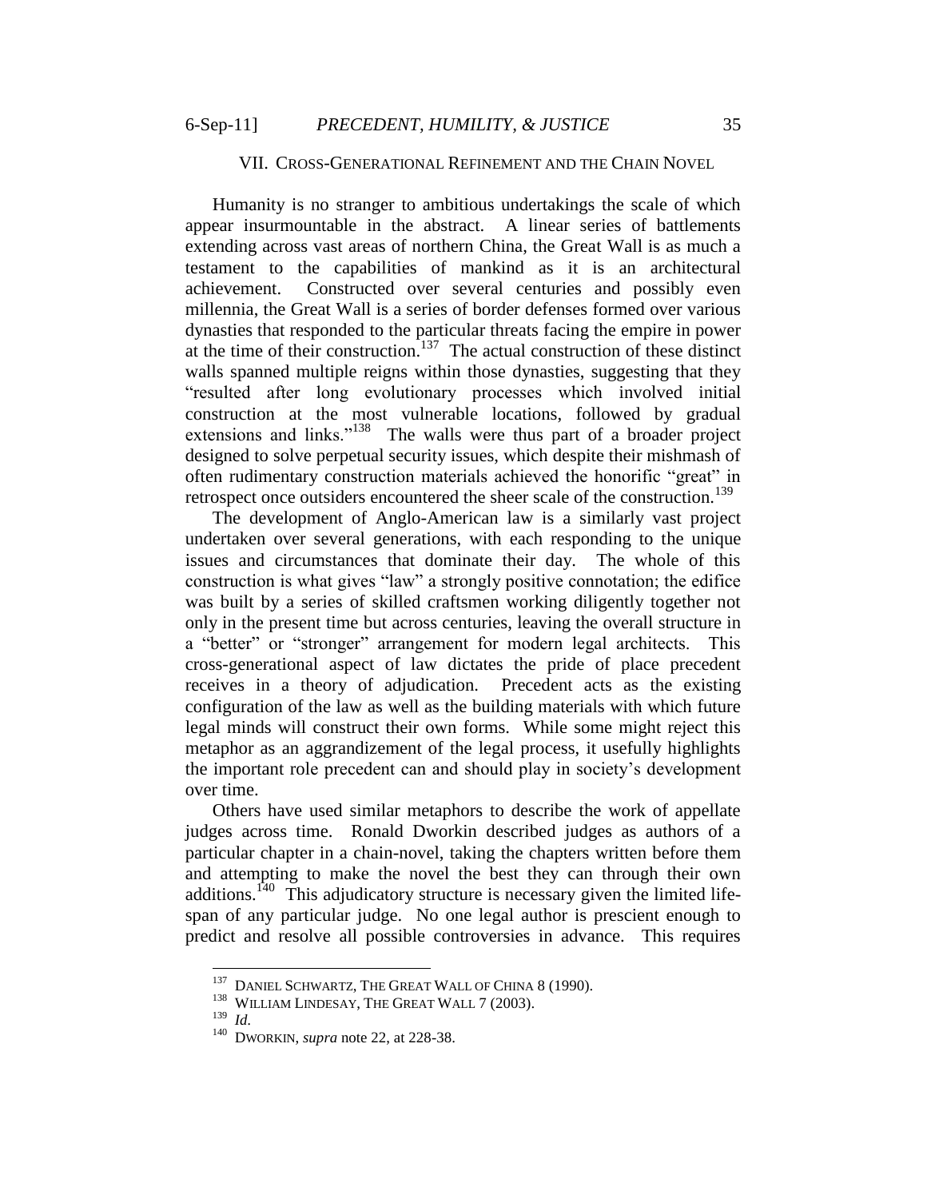## VII. CROSS-GENERATIONAL REFINEMENT AND THE CHAIN NOVEL

Humanity is no stranger to ambitious undertakings the scale of which appear insurmountable in the abstract. A linear series of battlements extending across vast areas of northern China, the Great Wall is as much a testament to the capabilities of mankind as it is an architectural achievement. Constructed over several centuries and possibly even millennia, the Great Wall is a series of border defenses formed over various dynasties that responded to the particular threats facing the empire in power at the time of their construction.[137] The actual construction of these distinct walls spanned multiple reigns within those dynasties, suggesting that they "resulted after long evolutionary processes which involved initial construction at the most vulnerable locations, followed by gradual extensions and links."[138] The walls were thus part of a broader project designed to solve perpetual security issues, which despite their mishmash of often rudimentary construction materials achieved the honorific "great" in retrospect once outsiders encountered the sheer scale of the construction.[139]

The development of Anglo-American law is a similarly vast project undertaken over several generations, with each responding to the unique issues and circumstances that dominate their day. The whole of this construction is what gives "law" a strongly positive connotation; the edifice was built by a series of skilled craftsmen working diligently together not only in the present time but across centuries, leaving the overall structure in a "better" or "stronger" arrangement for modern legal architects. This cross-generational aspect of law dictates the pride of place precedent receives in a theory of adjudication. Precedent acts as the existing configuration of the law as well as the building materials with which future legal minds will construct their own forms. While some might reject this metaphor as an aggrandizement of the legal process, it usefully highlights the important role precedent can and should play in society's development over time.

Others have used similar metaphors to describe the work of appellate judges across time. Ronald Dworkin described judges as authors of a particular chapter in a chain-novel, taking the chapters written before them and attempting to make the novel the best they can through their own additions.[140] This adjudicatory structure is necessary given the limited life-span of any particular judge. No one legal author is prescient enough to predict and resolve all possible controversies in advance. This requires

---

[137] DANIEL SCHWARTZ, THE GREAT WALL OF CHINA 8 (1990).

[138] WILLIAM LINDESAY, THE GREAT WALL 7 (2003).

[139] *Id.*

[140] DWORKIN, *supra* note 22, at 228-38.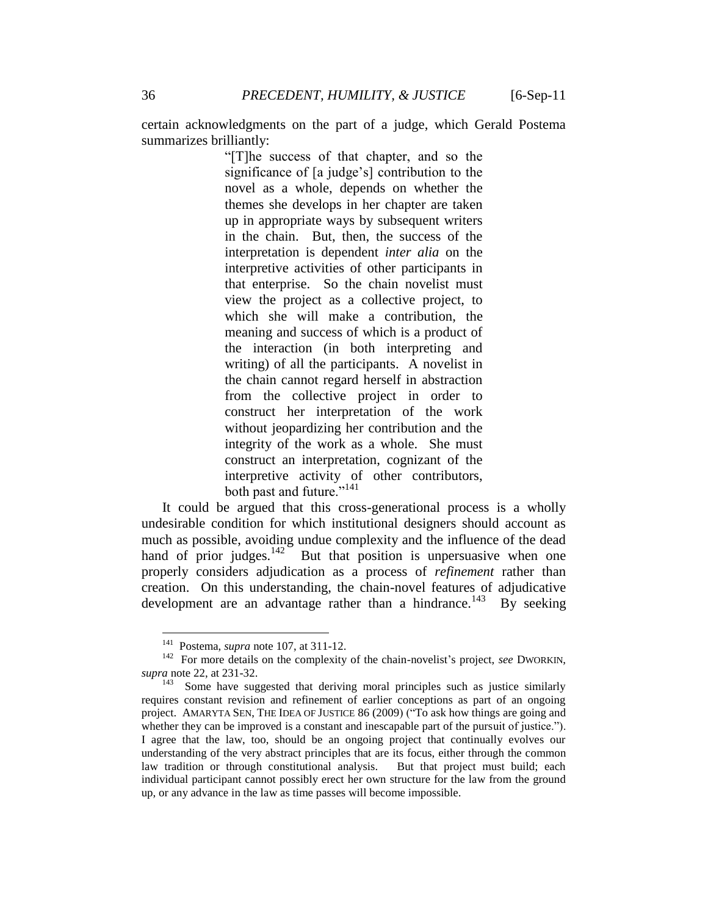certain acknowledgments on the part of a judge, which Gerald Postema summarizes brilliantly:

> "[T]he success of that chapter, and so the significance of [a judge's] contribution to the novel as a whole, depends on whether the themes she develops in her chapter are taken up in appropriate ways by subsequent writers in the chain. But, then, the success of the interpretation is dependent *inter alia* on the interpretive activities of other participants in that enterprise. So the chain novelist must view the project as a collective project, to which she will make a contribution, the meaning and success of which is a product of the interaction (in both interpreting and writing) of all the participants. A novelist in the chain cannot regard herself in abstraction from the collective project in order to construct her interpretation of the work without jeopardizing her contribution and the integrity of the work as a whole. She must construct an interpretation, cognizant of the interpretive activity of other contributors, both past and future."[141]

It could be argued that this cross-generational process is a wholly undesirable condition for which institutional designers should account as much as possible, avoiding undue complexity and the influence of the dead hand of prior judges.[142] But that position is unpersuasive when one properly considers adjudication as a process of *refinement* rather than creation. On this understanding, the chain-novel features of adjudicative development are an advantage rather than a hindrance.[143] By seeking

---

[141] Postema, *supra* note 107, at 311-12.

[142] For more details on the complexity of the chain-novelist's project, *see* DWORKIN, *supra* note 22, at 231-32.

[143] Some have suggested that deriving moral principles such as justice similarly requires constant revision and refinement of earlier conceptions as part of an ongoing project. AMARYTA SEN, THE IDEA OF JUSTICE 86 (2009) ("To ask how things are going and whether they can be improved is a constant and inescapable part of the pursuit of justice."). I agree that the law, too, should be an ongoing project that continually evolves our understanding of the very abstract principles that are its focus, either through the common law tradition or through constitutional analysis. But that project must build; each individual participant cannot possibly erect her own structure for the law from the ground up, or any advance in the law as time passes will become impossible.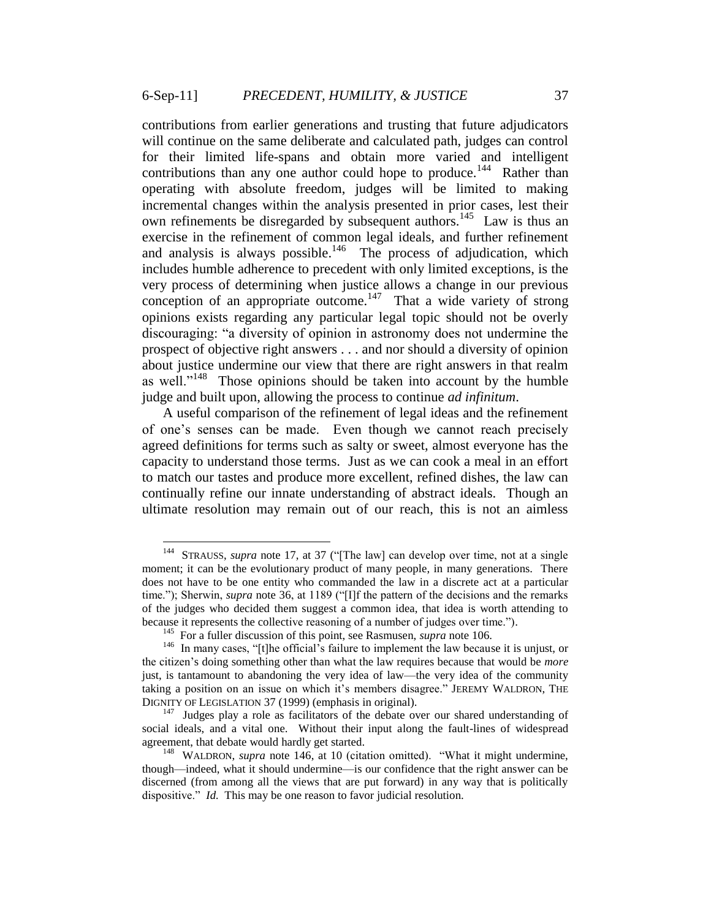contributions from earlier generations and trusting that future adjudicators will continue on the same deliberate and calculated path, judges can control for their limited life-spans and obtain more varied and intelligent contributions than any one author could hope to produce.[144] Rather than operating with absolute freedom, judges will be limited to making incremental changes within the analysis presented in prior cases, lest their own refinements be disregarded by subsequent authors.[145] Law is thus an exercise in the refinement of common legal ideals, and further refinement and analysis is always possible.[146] The process of adjudication, which includes humble adherence to precedent with only limited exceptions, is the very process of determining when justice allows a change in our previous conception of an appropriate outcome.[147] That a wide variety of strong opinions exists regarding any particular legal topic should not be overly discouraging: "a diversity of opinion in astronomy does not undermine the prospect of objective right answers . . . and nor should a diversity of opinion about justice undermine our view that there are right answers in that realm as well."[148] Those opinions should be taken into account by the humble judge and built upon, allowing the process to continue *ad infinitum*.

A useful comparison of the refinement of legal ideas and the refinement of one's senses can be made. Even though we cannot reach precisely agreed definitions for terms such as salty or sweet, almost everyone has the capacity to understand those terms. Just as we can cook a meal in an effort to match our tastes and produce more excellent, refined dishes, the law can continually refine our innate understanding of abstract ideals. Though an ultimate resolution may remain out of our reach, this is not an aimless

---

[144] STRAUSS, *supra* note 17, at 37 ("[The law] can develop over time, not at a single moment; it can be the evolutionary product of many people, in many generations. There does not have to be one entity who commanded the law in a discrete act at a particular time."); Sherwin, *supra* note 36, at 1189 ("[I]f the pattern of the decisions and the remarks of the judges who decided them suggest a common idea, that idea is worth attending to because it represents the collective reasoning of a number of judges over time.").

[145] For a fuller discussion of this point, see Rasmusen, *supra* note 106.

[146] In many cases, "[t]he official's failure to implement the law because it is unjust, or the citizen's doing something other than what the law requires because that would be *more* just, is tantamount to abandoning the very idea of law—the very idea of the community taking a position on an issue on which it's members disagree." JEREMY WALDRON, THE DIGNITY OF LEGISLATION 37 (1999) (emphasis in original).

[147] Judges play a role as facilitators of the debate over our shared understanding of social ideals, and a vital one. Without their input along the fault-lines of widespread agreement, that debate would hardly get started.

[148] WALDRON, *supra* note 146, at 10 (citation omitted). "What it might undermine, though—indeed, what it should undermine—is our confidence that the right answer can be discerned (from among all the views that are put forward) in any way that is politically dispositive." *Id.* This may be one reason to favor judicial resolution.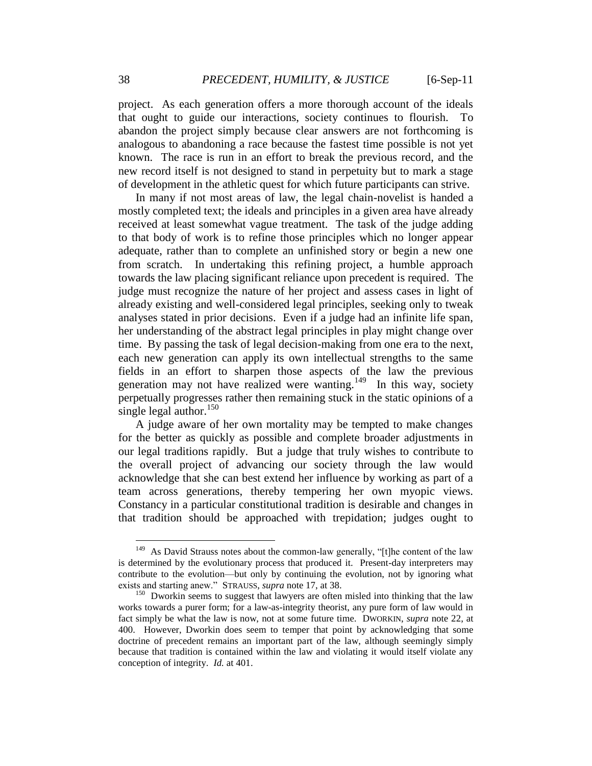project. As each generation offers a more thorough account of the ideals that ought to guide our interactions, society continues to flourish. To abandon the project simply because clear answers are not forthcoming is analogous to abandoning a race because the fastest time possible is not yet known. The race is run in an effort to break the previous record, and the new record itself is not designed to stand in perpetuity but to mark a stage of development in the athletic quest for which future participants can strive.

In many if not most areas of law, the legal chain-novelist is handed a mostly completed text; the ideals and principles in a given area have already received at least somewhat vague treatment. The task of the judge adding to that body of work is to refine those principles which no longer appear adequate, rather than to complete an unfinished story or begin a new one from scratch. In undertaking this refining project, a humble approach towards the law placing significant reliance upon precedent is required. The judge must recognize the nature of her project and assess cases in light of already existing and well-considered legal principles, seeking only to tweak analyses stated in prior decisions. Even if a judge had an infinite life span, her understanding of the abstract legal principles in play might change over time. By passing the task of legal decision-making from one era to the next, each new generation can apply its own intellectual strengths to the same fields in an effort to sharpen those aspects of the law the previous generation may not have realized were wanting.[149] In this way, society perpetually progresses rather then remaining stuck in the static opinions of a single legal author.[150]

A judge aware of her own mortality may be tempted to make changes for the better as quickly as possible and complete broader adjustments in our legal traditions rapidly. But a judge that truly wishes to contribute to the overall project of advancing our society through the law would acknowledge that she can best extend her influence by working as part of a team across generations, thereby tempering her own myopic views. Constancy in a particular constitutional tradition is desirable and changes in that tradition should be approached with trepidation; judges ought to

---

[149] As David Strauss notes about the common-law generally, "[t]he content of the law is determined by the evolutionary process that produced it. Present-day interpreters may contribute to the evolution—but only by continuing the evolution, not by ignoring what exists and starting anew." STRAUSS, *supra* note 17, at 38.

[150] Dworkin seems to suggest that lawyers are often misled into thinking that the law works towards a purer form; for a law-as-integrity theorist, any pure form of law would in fact simply be what the law is now, not at some future time. DWORKIN, *supra* note 22, at 400. However, Dworkin does seem to temper that point by acknowledging that some doctrine of precedent remains an important part of the law, although seemingly simply because that tradition is contained within the law and violating it would itself violate any conception of integrity. *Id.* at 401.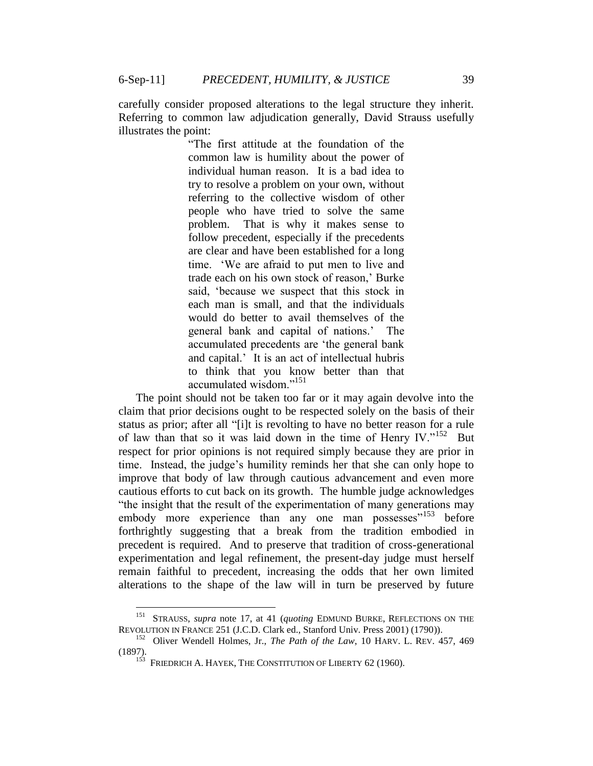carefully consider proposed alterations to the legal structure they inherit. Referring to common law adjudication generally, David Strauss usefully illustrates the point:

> "The first attitude at the foundation of the common law is humility about the power of individual human reason. It is a bad idea to try to resolve a problem on your own, without referring to the collective wisdom of other people who have tried to solve the same problem. That is why it makes sense to follow precedent, especially if the precedents are clear and have been established for a long time. 'We are afraid to put men to live and trade each on his own stock of reason,' Burke said, 'because we suspect that this stock in each man is small, and that the individuals would do better to avail themselves of the general bank and capital of nations.' The accumulated precedents are 'the general bank and capital.' It is an act of intellectual hubris to think that you know better than that accumulated wisdom."[151]

The point should not be taken too far or it may again devolve into the claim that prior decisions ought to be respected solely on the basis of their status as prior; after all "[i]t is revolting to have no better reason for a rule of law than that so it was laid down in the time of Henry IV."[152] But respect for prior opinions is not required simply because they are prior in time. Instead, the judge's humility reminds her that she can only hope to improve that body of law through cautious advancement and even more cautious efforts to cut back on its growth. The humble judge acknowledges "the insight that the result of the experimentation of many generations may embody more experience than any one man possesses"[153] before forthrightly suggesting that a break from the tradition embodied in precedent is required. And to preserve that tradition of cross-generational experimentation and legal refinement, the present-day judge must herself remain faithful to precedent, increasing the odds that her own limited alterations to the shape of the law will in turn be preserved by future

---

[151] STRAUSS, *supra* note 17, at 41 (*quoting* EDMUND BURKE, REFLECTIONS ON THE REVOLUTION IN FRANCE 251 (J.C.D. Clark ed., Stanford Univ. Press 2001) (1790)).

[152] Oliver Wendell Holmes, Jr., *The Path of the Law*, 10 HARV. L. REV. 457, 469 (1897).

[153] FRIEDRICH A. HAYEK, THE CONSTITUTION OF LIBERTY 62 (1960).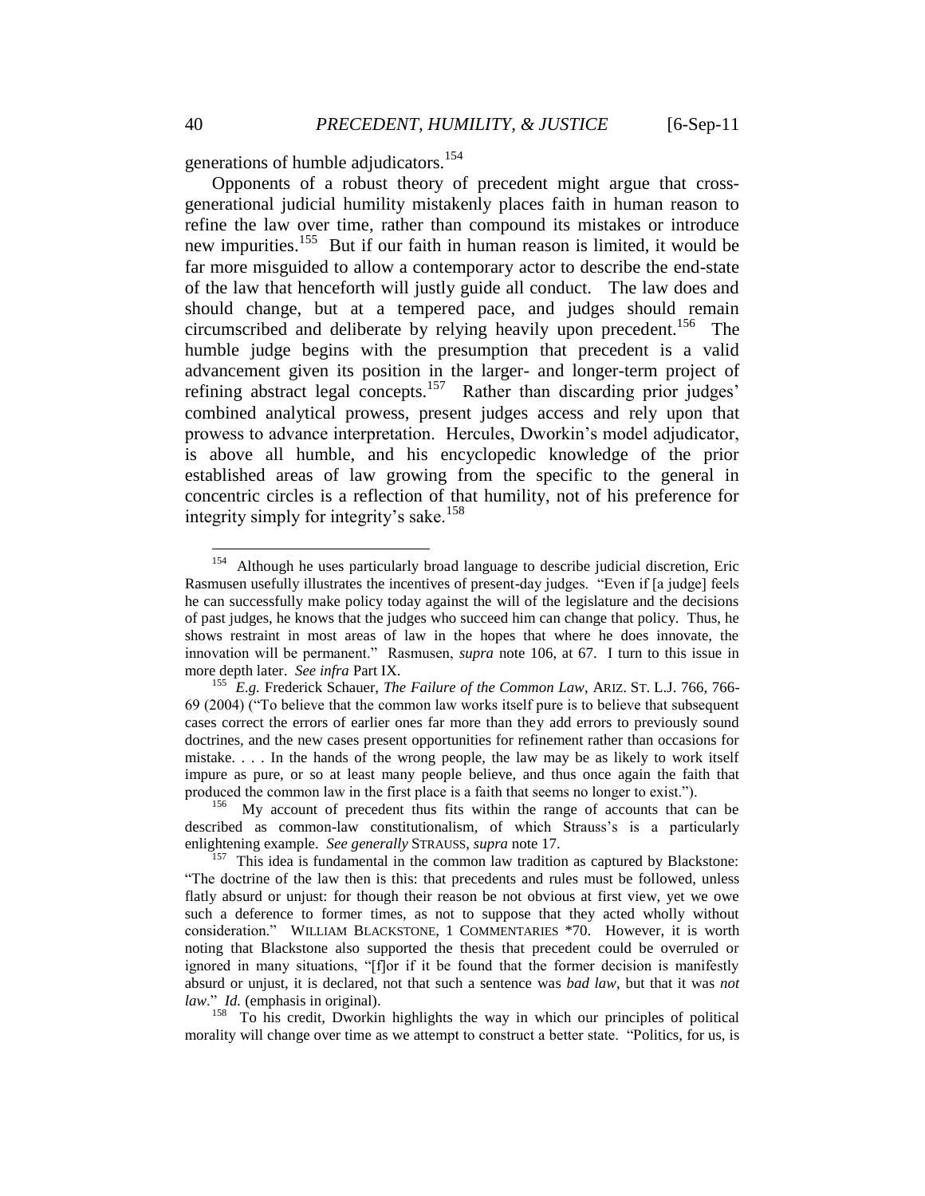generations of humble adjudicators.[154]

Opponents of a robust theory of precedent might argue that cross-generational judicial humility mistakenly places faith in human reason to refine the law over time, rather than compound its mistakes or introduce new impurities.[155] But if our faith in human reason is limited, it would be far more misguided to allow a contemporary actor to describe the end-state of the law that henceforth will justly guide all conduct. The law does and should change, but at a tempered pace, and judges should remain circumscribed and deliberate by relying heavily upon precedent.[156] The humble judge begins with the presumption that precedent is a valid advancement given its position in the larger- and longer-term project of refining abstract legal concepts.[157] Rather than discarding prior judges' combined analytical prowess, present judges access and rely upon that prowess to advance interpretation. Hercules, Dworkin's model adjudicator, is above all humble, and his encyclopedic knowledge of the prior established areas of law growing from the specific to the general in concentric circles is a reflection of that humility, not of his preference for integrity simply for integrity's sake.[158]

---

[154] Although he uses particularly broad language to describe judicial discretion, Eric Rasmusen usefully illustrates the incentives of present-day judges. "Even if [a judge] feels he can successfully make policy today against the will of the legislature and the decisions of past judges, he knows that the judges who succeed him can change that policy. Thus, he shows restraint in most areas of law in the hopes that where he does innovate, the innovation will be permanent." Rasmusen, *supra* note 106, at 67. I turn to this issue in more depth later. *See infra* Part IX.

[155] *E.g.* Frederick Schauer, *The Failure of the Common Law*, ARIZ. ST. L.J. 766, 766-69 (2004) ("To believe that the common law works itself pure is to believe that subsequent cases correct the errors of earlier ones far more than they add errors to previously sound doctrines, and the new cases present opportunities for refinement rather than occasions for mistake. . . . In the hands of the wrong people, the law may be as likely to work itself impure as pure, or so at least many people believe, and thus once again the faith that produced the common law in the first place is a faith that seems no longer to exist.").

[156] My account of precedent thus fits within the range of accounts that can be described as common-law constitutionalism, of which Strauss's is a particularly enlightening example. *See generally* STRAUSS, *supra* note 17.

[157] This idea is fundamental in the common law tradition as captured by Blackstone: "The doctrine of the law then is this: that precedents and rules must be followed, unless flatly absurd or unjust: for though their reason be not obvious at first view, yet we owe such a deference to former times, as not to suppose that they acted wholly without consideration." WILLIAM BLACKSTONE, 1 COMMENTARIES \*70. However, it is worth noting that Blackstone also supported the thesis that precedent could be overruled or ignored in many situations, "[f]or if it be found that the former decision is manifestly absurd or unjust, it is declared, not that such a sentence was *bad law*, but that it was *not law*." *Id.* (emphasis in original).

[158] To his credit, Dworkin highlights the way in which our principles of political morality will change over time as we attempt to construct a better state. "Politics, for us, is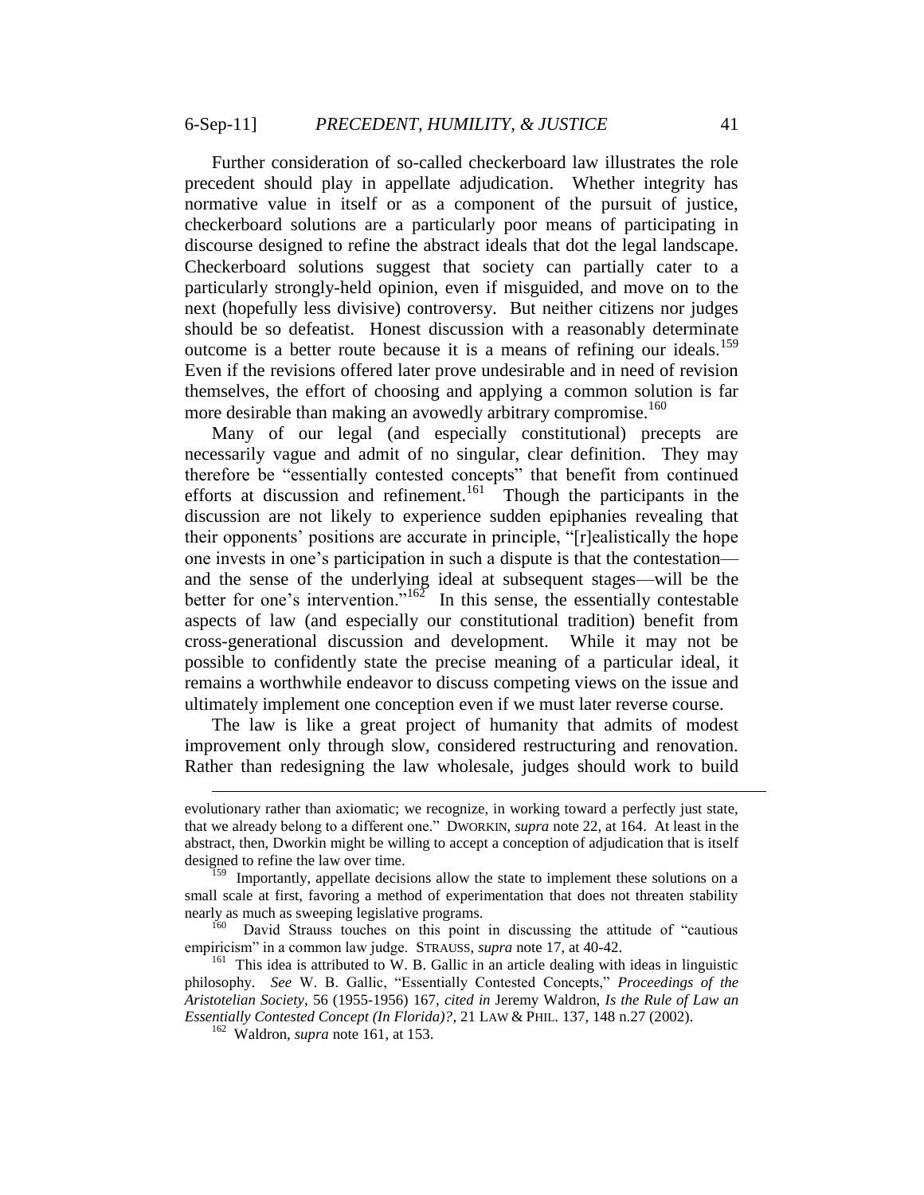Further consideration of so-called checkerboard law illustrates the role precedent should play in appellate adjudication. Whether integrity has normative value in itself or as a component of the pursuit of justice, checkerboard solutions are a particularly poor means of participating in discourse designed to refine the abstract ideals that dot the legal landscape. Checkerboard solutions suggest that society can partially cater to a particularly strongly-held opinion, even if misguided, and move on to the next (hopefully less divisive) controversy. But neither citizens nor judges should be so defeatist. Honest discussion with a reasonably determinate outcome is a better route because it is a means of refining our ideals.[159] Even if the revisions offered later prove undesirable and in need of revision themselves, the effort of choosing and applying a common solution is far more desirable than making an avowedly arbitrary compromise.[160]

Many of our legal (and especially constitutional) precepts are necessarily vague and admit of no singular, clear definition. They may therefore be "essentially contested concepts" that benefit from continued efforts at discussion and refinement.[161] Though the participants in the discussion are not likely to experience sudden epiphanies revealing that their opponents' positions are accurate in principle, "[r]ealistically the hope one invests in one's participation in such a dispute is that the contestation—and the sense of the underlying ideal at subsequent stages—will be the better for one's intervention."[162] In this sense, the essentially contestable aspects of law (and especially our constitutional tradition) benefit from cross-generational discussion and development. While it may not be possible to confidently state the precise meaning of a particular ideal, it remains a worthwhile endeavor to discuss competing views on the issue and ultimately implement one conception even if we must later reverse course.

The law is like a great project of humanity that admits of modest improvement only through slow, considered restructuring and renovation. Rather than redesigning the law wholesale, judges should work to build

---

evolutionary rather than axiomatic; we recognize, in working toward a perfectly just state, that we already belong to a different one." DWORKIN, *supra* note 22, at 164. At least in the abstract, then, Dworkin might be willing to accept a conception of adjudication that is itself designed to refine the law over time.

[159] Importantly, appellate decisions allow the state to implement these solutions on a small scale at first, favoring a method of experimentation that does not threaten stability nearly as much as sweeping legislative programs.

[160] David Strauss touches on this point in discussing the attitude of "cautious empiricism" in a common law judge. STRAUSS, *supra* note 17, at 40-42.

[161] This idea is attributed to W. B. Gallic in an article dealing with ideas in linguistic philosophy. *See* W. B. Gallic, "Essentially Contested Concepts," *Proceedings of the Aristotelian Society*, 56 (1955-1956) 167, *cited in* Jeremy Waldron, *Is the Rule of Law an Essentially Contested Concept (In Florida)?*, 21 LAW & PHIL. 137, 148 n.27 (2002).

[162] Waldron, *supra* note 161, at 153.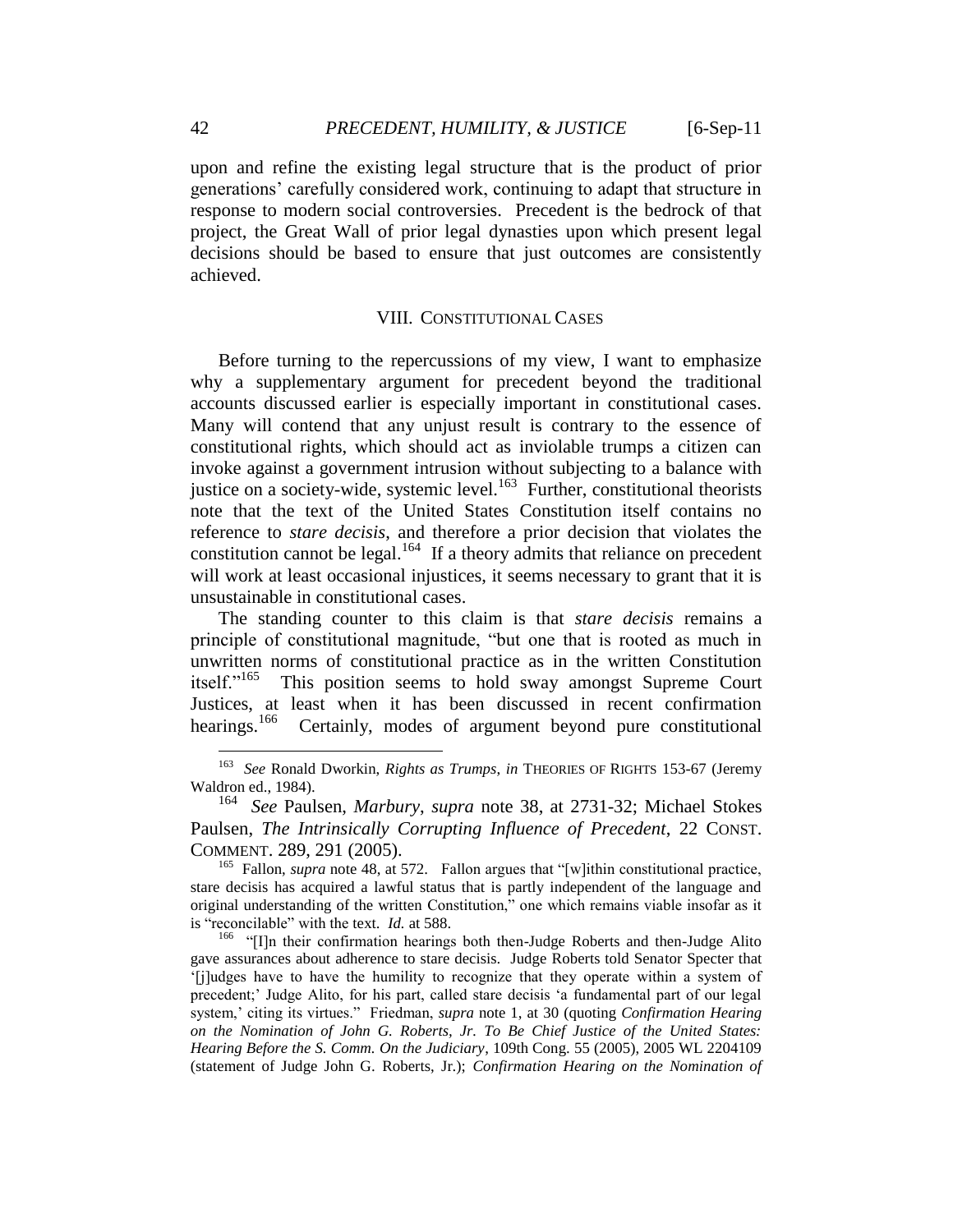upon and refine the existing legal structure that is the product of prior generations' carefully considered work, continuing to adapt that structure in response to modern social controversies. Precedent is the bedrock of that project, the Great Wall of prior legal dynasties upon which present legal decisions should be based to ensure that just outcomes are consistently achieved.

## VIII. CONSTITUTIONAL CASES

Before turning to the repercussions of my view, I want to emphasize why a supplementary argument for precedent beyond the traditional accounts discussed earlier is especially important in constitutional cases. Many will contend that any unjust result is contrary to the essence of constitutional rights, which should act as inviolable trumps a citizen can invoke against a government intrusion without subjecting to a balance with justice on a society-wide, systemic level.[163] Further, constitutional theorists note that the text of the United States Constitution itself contains no reference to *stare decisis*, and therefore a prior decision that violates the constitution cannot be legal.[164] If a theory admits that reliance on precedent will work at least occasional injustices, it seems necessary to grant that it is unsustainable in constitutional cases.

The standing counter to this claim is that *stare decisis* remains a principle of constitutional magnitude, "but one that is rooted as much in unwritten norms of constitutional practice as in the written Constitution itself."[165] This position seems to hold sway amongst Supreme Court Justices, at least when it has been discussed in recent confirmation hearings.[166] Certainly, modes of argument beyond pure constitutional

---

[163] *See* Ronald Dworkin, *Rights as Trumps*, *in* THEORIES OF RIGHTS 153-67 (Jeremy Waldron ed., 1984).

[164] *See* Paulsen, *Marbury*, *supra* note 38, at 2731-32; Michael Stokes Paulsen, *The Intrinsically Corrupting Influence of Precedent*, 22 CONST. COMMENT. 289, 291 (2005).

[165] Fallon, *supra* note 48, at 572. Fallon argues that "[w]ithin constitutional practice, stare decisis has acquired a lawful status that is partly independent of the language and original understanding of the written Constitution," one which remains viable insofar as it is "reconcilable" with the text. *Id.* at 588.

[166] "[I]n their confirmation hearings both then-Judge Roberts and then-Judge Alito gave assurances about adherence to stare decisis. Judge Roberts told Senator Specter that '[j]udges have to have the humility to recognize that they operate within a system of precedent;' Judge Alito, for his part, called stare decisis 'a fundamental part of our legal system,' citing its virtues." Friedman, *supra* note 1, at 30 (quoting *Confirmation Hearing on the Nomination of John G. Roberts, Jr. To Be Chief Justice of the United States: Hearing Before the S. Comm. On the Judiciary*, 109th Cong. 55 (2005), 2005 WL 2204109 (statement of Judge John G. Roberts, Jr.); *Confirmation Hearing on the Nomination of*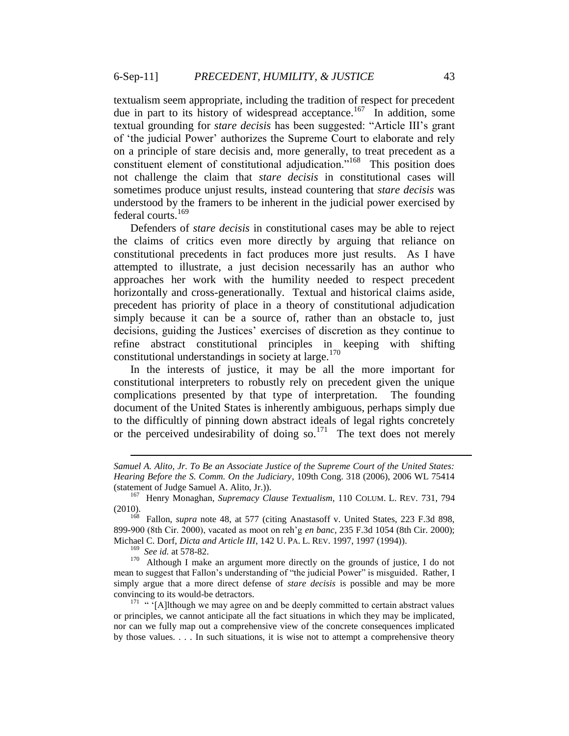textualism seem appropriate, including the tradition of respect for precedent due in part to its history of widespread acceptance.[167] In addition, some textual grounding for *stare decisis* has been suggested: "Article III's grant of 'the judicial Power' authorizes the Supreme Court to elaborate and rely on a principle of stare decisis and, more generally, to treat precedent as a constituent element of constitutional adjudication."[168] This position does not challenge the claim that *stare decisis* in constitutional cases will sometimes produce unjust results, instead countering that *stare decisis* was understood by the framers to be inherent in the judicial power exercised by federal courts.[169]

Defenders of *stare decisis* in constitutional cases may be able to reject the claims of critics even more directly by arguing that reliance on constitutional precedents in fact produces more just results. As I have attempted to illustrate, a just decision necessarily has an author who approaches her work with the humility needed to respect precedent horizontally and cross-generationally. Textual and historical claims aside, precedent has priority of place in a theory of constitutional adjudication simply because it can be a source of, rather than an obstacle to, just decisions, guiding the Justices' exercises of discretion as they continue to refine abstract constitutional principles in keeping with shifting constitutional understandings in society at large.[170]

In the interests of justice, it may be all the more important for constitutional interpreters to robustly rely on precedent given the unique complications presented by that type of interpretation. The founding document of the United States is inherently ambiguous, perhaps simply due to the difficultly of pinning down abstract ideals of legal rights concretely or the perceived undesirability of doing so.[171] The text does not merely

---

*Samuel A. Alito, Jr. To Be an Associate Justice of the Supreme Court of the United States: Hearing Before the S. Comm. On the Judiciary*, 109th Cong. 318 (2006), 2006 WL 75414 (statement of Judge Samuel A. Alito, Jr.)).

[167] Henry Monaghan, *Supremacy Clause Textualism*, 110 COLUM. L. REV. 731, 794 (2010).

[168] Fallon, *supra* note 48, at 577 (citing Anastasoff v. United States, 223 F.3d 898, 899-900 (8th Cir. 2000), vacated as moot on reh'g *en banc*, 235 F.3d 1054 (8th Cir. 2000); Michael C. Dorf, *Dicta and Article III*, 142 U. PA. L. REV. 1997, 1997 (1994)).

[169] *See id.* at 578-82.

[170] Although I make an argument more directly on the grounds of justice, I do not mean to suggest that Fallon's understanding of "the judicial Power" is misguided. Rather, I simply argue that a more direct defense of *stare decisis* is possible and may be more convincing to its would-be detractors.

[171] " '[A]lthough we may agree on and be deeply committed to certain abstract values or principles, we cannot anticipate all the fact situations in which they may be implicated, nor can we fully map out a comprehensive view of the concrete consequences implicated by those values. . . . In such situations, it is wise not to attempt a comprehensive theory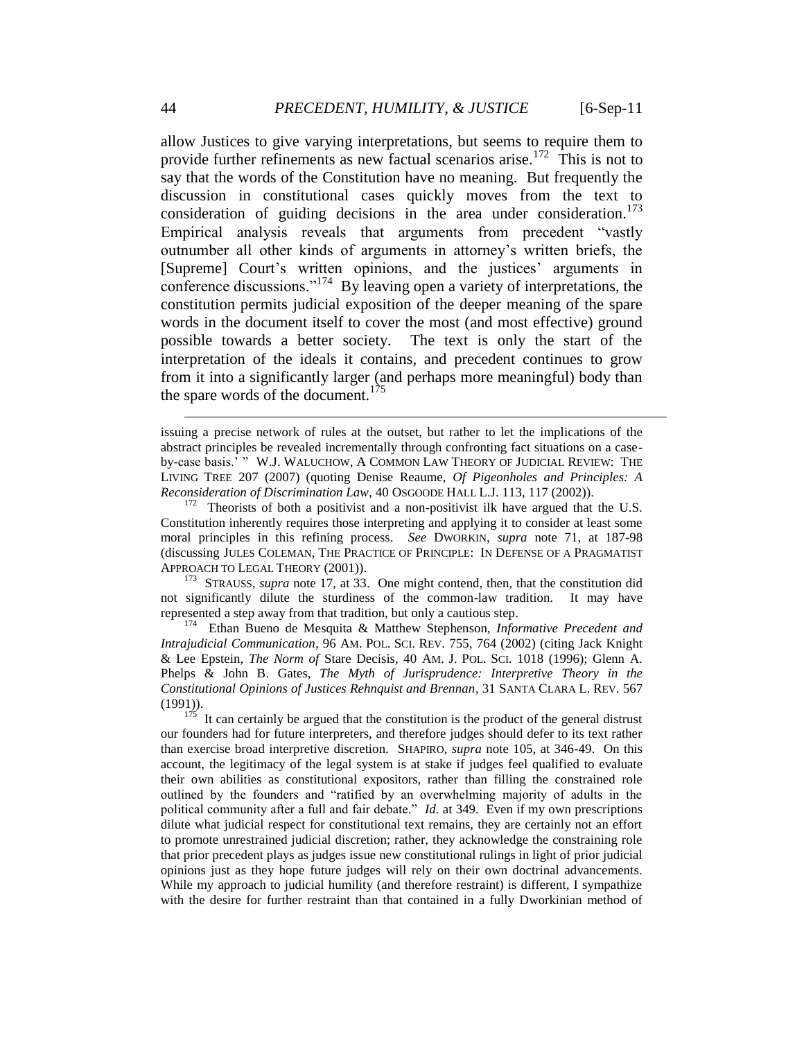allow Justices to give varying interpretations, but seems to require them to provide further refinements as new factual scenarios arise.[172] This is not to say that the words of the Constitution have no meaning. But frequently the discussion in constitutional cases quickly moves from the text to consideration of guiding decisions in the area under consideration.[173] Empirical analysis reveals that arguments from precedent "vastly outnumber all other kinds of arguments in attorney's written briefs, the [Supreme] Court's written opinions, and the justices' arguments in conference discussions."[174] By leaving open a variety of interpretations, the constitution permits judicial exposition of the deeper meaning of the spare words in the document itself to cover the most (and most effective) ground possible towards a better society. The text is only the start of the interpretation of the ideals it contains, and precedent continues to grow from it into a significantly larger (and perhaps more meaningful) body than the spare words of the document.[175]

---

issuing a precise network of rules at the outset, but rather to let the implications of the abstract principles be revealed incrementally through confronting fact situations on a case-by-case basis.' " W.J. WALUCHOW, A COMMON LAW THEORY OF JUDICIAL REVIEW: THE LIVING TREE 207 (2007) (quoting Denise Reaume, *Of Pigeonholes and Principles: A Reconsideration of Discrimination Law*, 40 OSGOODE HALL L.J. 113, 117 (2002)).

[172] Theorists of both a positivist and a non-positivist ilk have argued that the U.S. Constitution inherently requires those interpreting and applying it to consider at least some moral principles in this refining process. *See* DWORKIN, *supra* note 71, at 187-98 (discussing JULES COLEMAN, THE PRACTICE OF PRINCIPLE: IN DEFENSE OF A PRAGMATIST APPROACH TO LEGAL THEORY (2001)).

[173] STRAUSS, *supra* note 17, at 33. One might contend, then, that the constitution did not significantly dilute the sturdiness of the common-law tradition. It may have represented a step away from that tradition, but only a cautious step.

[174] Ethan Bueno de Mesquita & Matthew Stephenson, *Informative Precedent and Intrajudicial Communication*, 96 AM. POL. SCI. REV. 755, 764 (2002) (citing Jack Knight & Lee Epstein, *The Norm of* Stare Decisis, 40 AM. J. POL. SCI. 1018 (1996); Glenn A. Phelps & John B. Gates, *The Myth of Jurisprudence: Interpretive Theory in the Constitutional Opinions of Justices Rehnquist and Brennan*, 31 SANTA CLARA L. REV. 567 (1991)).

[175] It can certainly be argued that the constitution is the product of the general distrust our founders had for future interpreters, and therefore judges should defer to its text rather than exercise broad interpretive discretion. SHAPIRO, *supra* note 105, at 346-49. On this account, the legitimacy of the legal system is at stake if judges feel qualified to evaluate their own abilities as constitutional expositors, rather than filling the constrained role outlined by the founders and "ratified by an overwhelming majority of adults in the political community after a full and fair debate." *Id.* at 349. Even if my own prescriptions dilute what judicial respect for constitutional text remains, they are certainly not an effort to promote unrestrained judicial discretion; rather, they acknowledge the constraining role that prior precedent plays as judges issue new constitutional rulings in light of prior judicial opinions just as they hope future judges will rely on their own doctrinal advancements. While my approach to judicial humility (and therefore restraint) is different, I sympathize with the desire for further restraint than that contained in a fully Dworkinian method of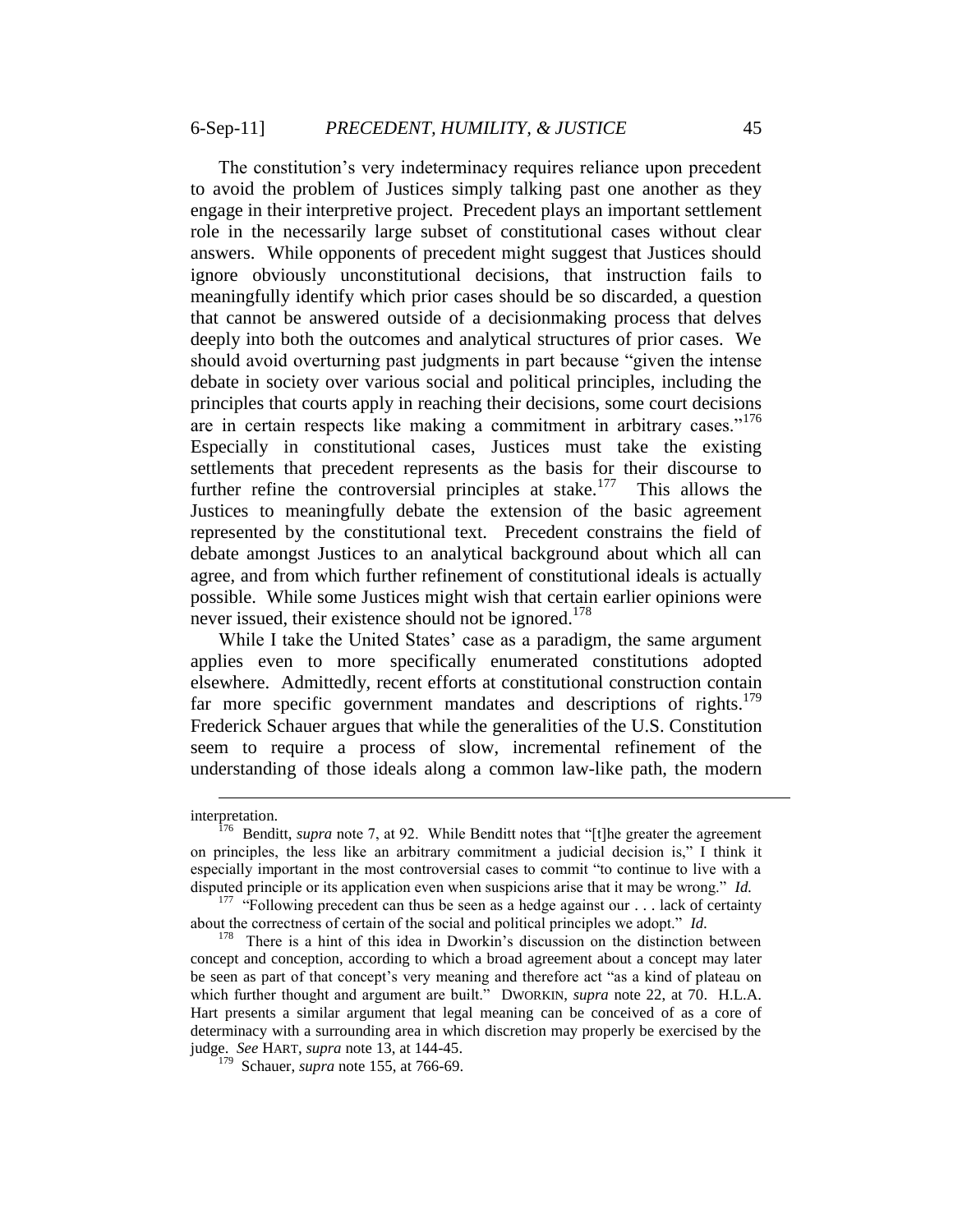The constitution's very indeterminacy requires reliance upon precedent to avoid the problem of Justices simply talking past one another as they engage in their interpretive project. Precedent plays an important settlement role in the necessarily large subset of constitutional cases without clear answers. While opponents of precedent might suggest that Justices should ignore obviously unconstitutional decisions, that instruction fails to meaningfully identify which prior cases should be so discarded, a question that cannot be answered outside of a decisionmaking process that delves deeply into both the outcomes and analytical structures of prior cases. We should avoid overturning past judgments in part because "given the intense debate in society over various social and political principles, including the principles that courts apply in reaching their decisions, some court decisions are in certain respects like making a commitment in arbitrary cases."[176] Especially in constitutional cases, Justices must take the existing settlements that precedent represents as the basis for their discourse to further refine the controversial principles at stake.[177] This allows the Justices to meaningfully debate the extension of the basic agreement represented by the constitutional text. Precedent constrains the field of debate amongst Justices to an analytical background about which all can agree, and from which further refinement of constitutional ideals is actually possible. While some Justices might wish that certain earlier opinions were never issued, their existence should not be ignored.[178]

While I take the United States' case as a paradigm, the same argument applies even to more specifically enumerated constitutions adopted elsewhere. Admittedly, recent efforts at constitutional construction contain far more specific government mandates and descriptions of rights.[179] Frederick Schauer argues that while the generalities of the U.S. Constitution seem to require a process of slow, incremental refinement of the understanding of those ideals along a common law-like path, the modern

---

interpretation.

[176] Benditt, *supra* note 7, at 92. While Benditt notes that "[t]he greater the agreement on principles, the less like an arbitrary commitment a judicial decision is," I think it especially important in the most controversial cases to commit "to continue to live with a disputed principle or its application even when suspicions arise that it may be wrong." *Id.*

[177] "Following precedent can thus be seen as a hedge against our . . . lack of certainty about the correctness of certain of the social and political principles we adopt." *Id.*

[178] There is a hint of this idea in Dworkin's discussion on the distinction between concept and conception, according to which a broad agreement about a concept may later be seen as part of that concept's very meaning and therefore act "as a kind of plateau on which further thought and argument are built." DWORKIN, *supra* note 22, at 70. H.L.A. Hart presents a similar argument that legal meaning can be conceived of as a core of determinacy with a surrounding area in which discretion may properly be exercised by the judge. *See* HART, *supra* note 13, at 144-45.

[179] Schauer, *supra* note 155, at 766-69.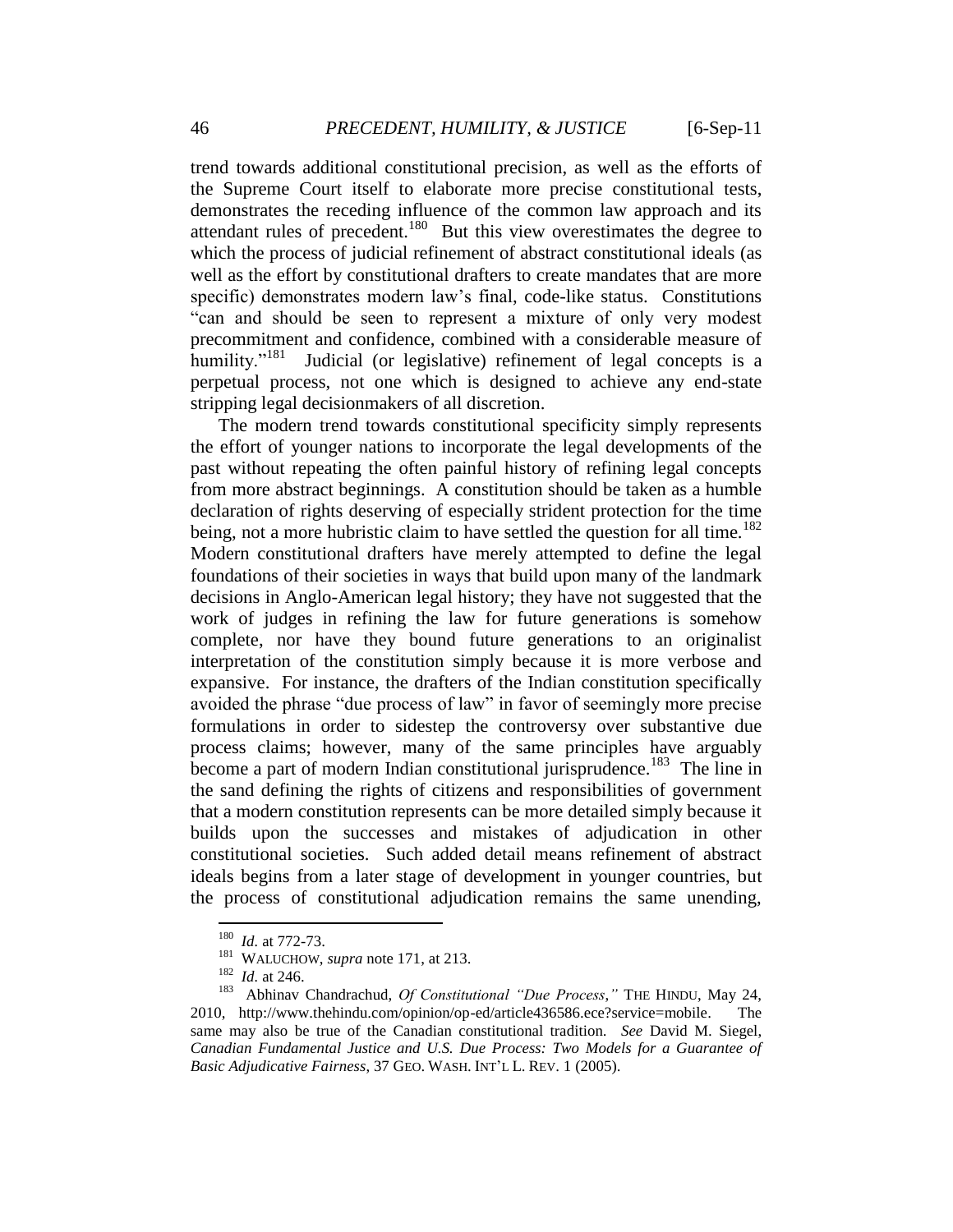trend towards additional constitutional precision, as well as the efforts of the Supreme Court itself to elaborate more precise constitutional tests, demonstrates the receding influence of the common law approach and its attendant rules of precedent.[180] But this view overestimates the degree to which the process of judicial refinement of abstract constitutional ideals (as well as the effort by constitutional drafters to create mandates that are more specific) demonstrates modern law's final, code-like status. Constitutions "can and should be seen to represent a mixture of only very modest precommitment and confidence, combined with a considerable measure of humility."[181] Judicial (or legislative) refinement of legal concepts is a perpetual process, not one which is designed to achieve any end-state stripping legal decisionmakers of all discretion.

The modern trend towards constitutional specificity simply represents the effort of younger nations to incorporate the legal developments of the past without repeating the often painful history of refining legal concepts from more abstract beginnings. A constitution should be taken as a humble declaration of rights deserving of especially strident protection for the time being, not a more hubristic claim to have settled the question for all time.[182] Modern constitutional drafters have merely attempted to define the legal foundations of their societies in ways that build upon many of the landmark decisions in Anglo-American legal history; they have not suggested that the work of judges in refining the law for future generations is somehow complete, nor have they bound future generations to an originalist interpretation of the constitution simply because it is more verbose and expansive. For instance, the drafters of the Indian constitution specifically avoided the phrase "due process of law" in favor of seemingly more precise formulations in order to sidestep the controversy over substantive due process claims; however, many of the same principles have arguably become a part of modern Indian constitutional jurisprudence.[183] The line in the sand defining the rights of citizens and responsibilities of government that a modern constitution represents can be more detailed simply because it builds upon the successes and mistakes of adjudication in other constitutional societies. Such added detail means refinement of abstract ideals begins from a later stage of development in younger countries, but the process of constitutional adjudication remains the same unending,

---

[180] *Id.* at 772-73.

[181] WALUCHOW, *supra* note 171, at 213.

[182] *Id.* at 246.

[183] Abhinav Chandrachud, *Of Constitutional "Due Process,"* THE HINDU, May 24, 2010, http://www.thehindu.com/opinion/op-ed/article436586.ece?service=mobile. The same may also be true of the Canadian constitutional tradition. *See* David M. Siegel, *Canadian Fundamental Justice and U.S. Due Process: Two Models for a Guarantee of Basic Adjudicative Fairness*, 37 GEO. WASH. INT'L L. REV. 1 (2005).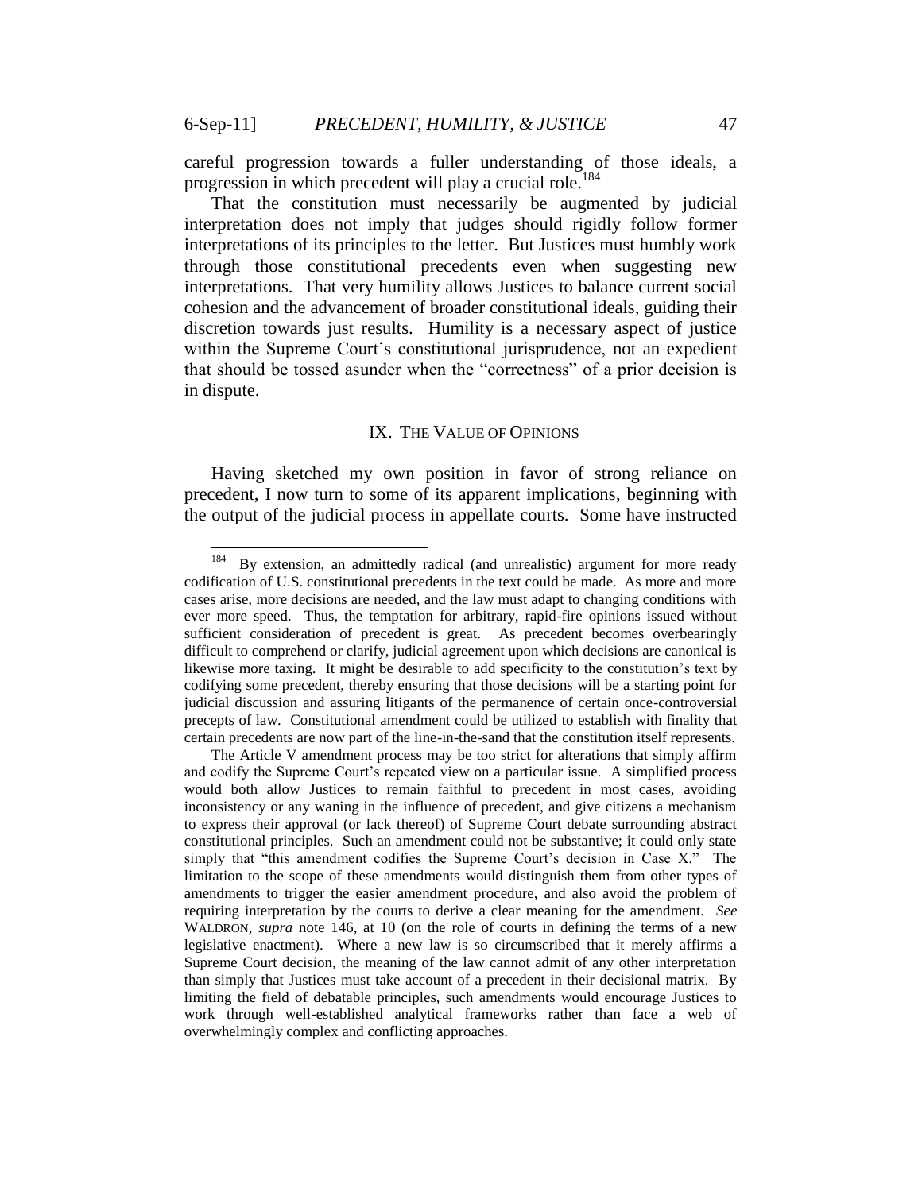careful progression towards a fuller understanding of those ideals, a progression in which precedent will play a crucial role.[184]

That the constitution must necessarily be augmented by judicial interpretation does not imply that judges should rigidly follow former interpretations of its principles to the letter. But Justices must humbly work through those constitutional precedents even when suggesting new interpretations. That very humility allows Justices to balance current social cohesion and the advancement of broader constitutional ideals, guiding their discretion towards just results. Humility is a necessary aspect of justice within the Supreme Court's constitutional jurisprudence, not an expedient that should be tossed asunder when the "correctness" of a prior decision is in dispute.

## IX. THE VALUE OF OPINIONS

Having sketched my own position in favor of strong reliance on precedent, I now turn to some of its apparent implications, beginning with the output of the judicial process in appellate courts. Some have instructed

---

[184] By extension, an admittedly radical (and unrealistic) argument for more ready codification of U.S. constitutional precedents in the text could be made. As more and more cases arise, more decisions are needed, and the law must adapt to changing conditions with ever more speed. Thus, the temptation for arbitrary, rapid-fire opinions issued without sufficient consideration of precedent is great. As precedent becomes overbearingly difficult to comprehend or clarify, judicial agreement upon which decisions are canonical is likewise more taxing. It might be desirable to add specificity to the constitution's text by codifying some precedent, thereby ensuring that those decisions will be a starting point for judicial discussion and assuring litigants of the permanence of certain once-controversial precepts of law. Constitutional amendment could be utilized to establish with finality that certain precedents are now part of the line-in-the-sand that the constitution itself represents.

The Article V amendment process may be too strict for alterations that simply affirm and codify the Supreme Court's repeated view on a particular issue. A simplified process would both allow Justices to remain faithful to precedent in most cases, avoiding inconsistency or any waning in the influence of precedent, and give citizens a mechanism to express their approval (or lack thereof) of Supreme Court debate surrounding abstract constitutional principles. Such an amendment could not be substantive; it could only state simply that "this amendment codifies the Supreme Court's decision in Case X." The limitation to the scope of these amendments would distinguish them from other types of amendments to trigger the easier amendment procedure, and also avoid the problem of requiring interpretation by the courts to derive a clear meaning for the amendment. *See* WALDRON, *supra* note 146, at 10 (on the role of courts in defining the terms of a new legislative enactment). Where a new law is so circumscribed that it merely affirms a Supreme Court decision, the meaning of the law cannot admit of any other interpretation than simply that Justices must take account of a precedent in their decisional matrix. By limiting the field of debatable principles, such amendments would encourage Justices to work through well-established analytical frameworks rather than face a web of overwhelmingly complex and conflicting approaches.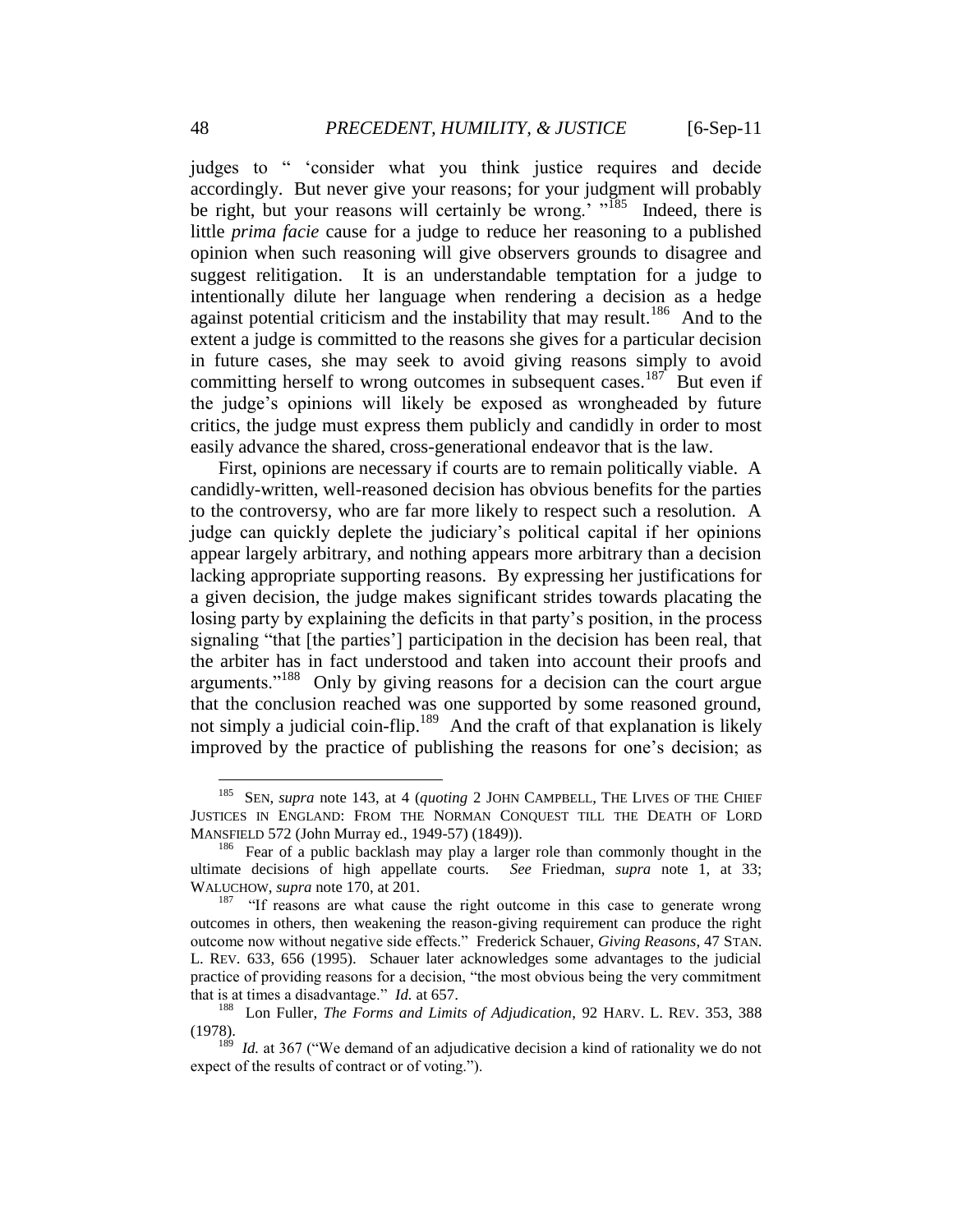judges to " 'consider what you think justice requires and decide accordingly. But never give your reasons; for your judgment will probably be right, but your reasons will certainly be wrong.' "[185] Indeed, there is little *prima facie* cause for a judge to reduce her reasoning to a published opinion when such reasoning will give observers grounds to disagree and suggest relitigation. It is an understandable temptation for a judge to intentionally dilute her language when rendering a decision as a hedge against potential criticism and the instability that may result.[186] And to the extent a judge is committed to the reasons she gives for a particular decision in future cases, she may seek to avoid giving reasons simply to avoid committing herself to wrong outcomes in subsequent cases.[187] But even if the judge's opinions will likely be exposed as wrongheaded by future critics, the judge must express them publicly and candidly in order to most easily advance the shared, cross-generational endeavor that is the law.

First, opinions are necessary if courts are to remain politically viable. A candidly-written, well-reasoned decision has obvious benefits for the parties to the controversy, who are far more likely to respect such a resolution. A judge can quickly deplete the judiciary's political capital if her opinions appear largely arbitrary, and nothing appears more arbitrary than a decision lacking appropriate supporting reasons. By expressing her justifications for a given decision, the judge makes significant strides towards placating the losing party by explaining the deficits in that party's position, in the process signaling "that [the parties'] participation in the decision has been real, that the arbiter has in fact understood and taken into account their proofs and arguments."[188] Only by giving reasons for a decision can the court argue that the conclusion reached was one supported by some reasoned ground, not simply a judicial coin-flip.[189] And the craft of that explanation is likely improved by the practice of publishing the reasons for one's decision; as

---

[185] SEN, *supra* note 143, at 4 (*quoting* 2 JOHN CAMPBELL, THE LIVES OF THE CHIEF JUSTICES IN ENGLAND: FROM THE NORMAN CONQUEST TILL THE DEATH OF LORD MANSFIELD 572 (John Murray ed., 1949-57) (1849)).

[186] Fear of a public backlash may play a larger role than commonly thought in the ultimate decisions of high appellate courts. *See* Friedman, *supra* note 1, at 33; WALUCHOW, *supra* note 170, at 201.

[187] "If reasons are what cause the right outcome in this case to generate wrong outcomes in others, then weakening the reason-giving requirement can produce the right outcome now without negative side effects." Frederick Schauer, *Giving Reasons*, 47 STAN. L. REV. 633, 656 (1995). Schauer later acknowledges some advantages to the judicial practice of providing reasons for a decision, "the most obvious being the very commitment that is at times a disadvantage." *Id.* at 657.

[188] Lon Fuller, *The Forms and Limits of Adjudication*, 92 HARV. L. REV. 353, 388 (1978).

[189] *Id.* at 367 ("We demand of an adjudicative decision a kind of rationality we do not expect of the results of contract or of voting.").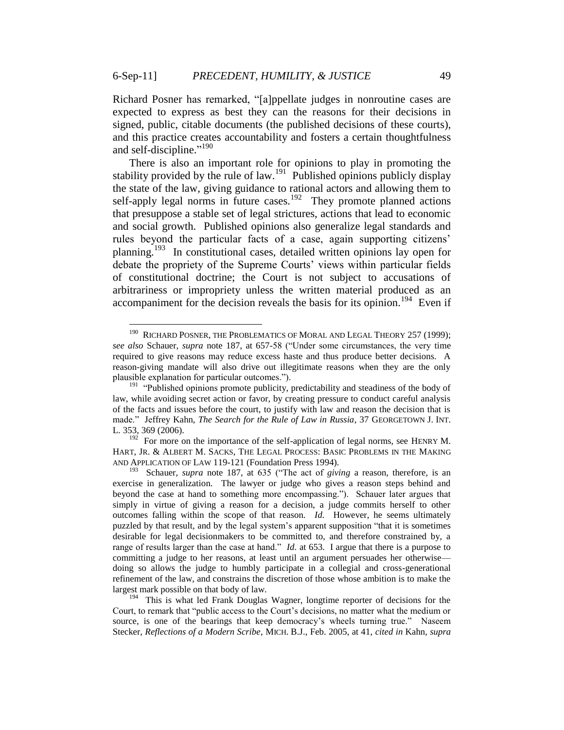Richard Posner has remarked, "[a]ppellate judges in nonroutine cases are expected to express as best they can the reasons for their decisions in signed, public, citable documents (the published decisions of these courts), and this practice creates accountability and fosters a certain thoughtfulness and self-discipline."[190]

There is also an important role for opinions to play in promoting the stability provided by the rule of law.[191] Published opinions publicly display the state of the law, giving guidance to rational actors and allowing them to self-apply legal norms in future cases.[192] They promote planned actions that presuppose a stable set of legal strictures, actions that lead to economic and social growth. Published opinions also generalize legal standards and rules beyond the particular facts of a case, again supporting citizens' planning.[193] In constitutional cases, detailed written opinions lay open for debate the propriety of the Supreme Courts' views within particular fields of constitutional doctrine; the Court is not subject to accusations of arbitrariness or impropriety unless the written material produced as an accompaniment for the decision reveals the basis for its opinion.[194] Even if

---

[190] RICHARD POSNER, THE PROBLEMATICS OF MORAL AND LEGAL THEORY 257 (1999); *see also* Schauer, *supra* note 187, at 657-58 ("Under some circumstances, the very time required to give reasons may reduce excess haste and thus produce better decisions. A reason-giving mandate will also drive out illegitimate reasons when they are the only plausible explanation for particular outcomes.").

[191] "Published opinions promote publicity, predictability and steadiness of the body of law, while avoiding secret action or favor, by creating pressure to conduct careful analysis of the facts and issues before the court, to justify with law and reason the decision that is made." Jeffrey Kahn, *The Search for the Rule of Law in Russia*, 37 GEORGETOWN J. INT. L. 353, 369 (2006).

[192] For more on the importance of the self-application of legal norms, see HENRY M. HART, JR. & ALBERT M. SACKS, THE LEGAL PROCESS: BASIC PROBLEMS IN THE MAKING AND APPLICATION OF LAW 119-121 (Foundation Press 1994).

[193] Schauer, *supra* note 187, at 635 ("The act of *giving* a reason, therefore, is an exercise in generalization. The lawyer or judge who gives a reason steps behind and beyond the case at hand to something more encompassing."). Schauer later argues that simply in virtue of giving a reason for a decision, a judge commits herself to other outcomes falling within the scope of that reason. *Id.* However, he seems ultimately puzzled by that result, and by the legal system's apparent supposition "that it is sometimes desirable for legal decisionmakers to be committed to, and therefore constrained by, a range of results larger than the case at hand." *Id.* at 653. I argue that there is a purpose to committing a judge to her reasons, at least until an argument persuades her otherwise—doing so allows the judge to humbly participate in a collegial and cross-generational refinement of the law, and constrains the discretion of those whose ambition is to make the largest mark possible on that body of law.

[194] This is what led Frank Douglas Wagner, longtime reporter of decisions for the Court, to remark that "public access to the Court's decisions, no matter what the medium or source, is one of the bearings that keep democracy's wheels turning true." Naseem Stecker, *Reflections of a Modern Scribe*, MICH. B.J., Feb. 2005, at 41, *cited in* Kahn, *supra*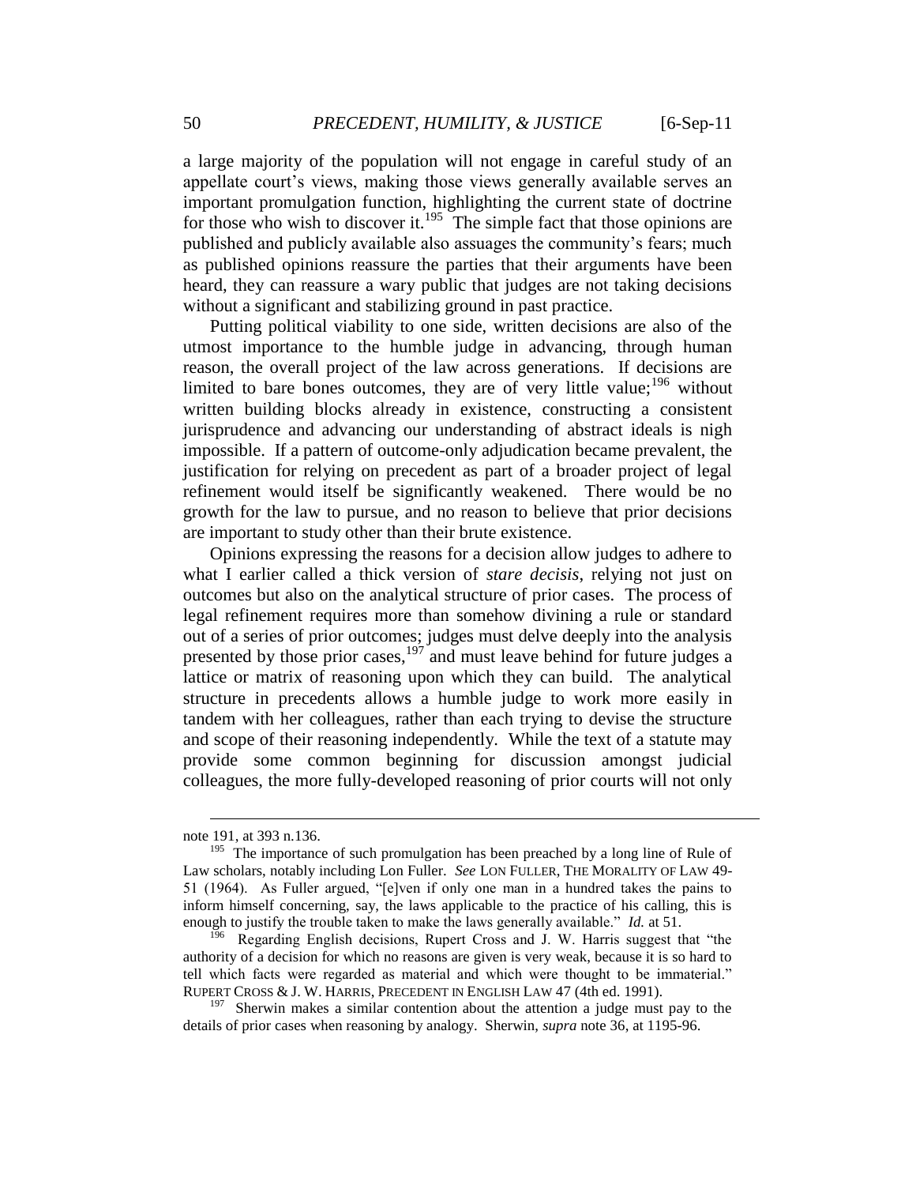a large majority of the population will not engage in careful study of an appellate court's views, making those views generally available serves an important promulgation function, highlighting the current state of doctrine for those who wish to discover it.[195] The simple fact that those opinions are published and publicly available also assuages the community's fears; much as published opinions reassure the parties that their arguments have been heard, they can reassure a wary public that judges are not taking decisions without a significant and stabilizing ground in past practice.

Putting political viability to one side, written decisions are also of the utmost importance to the humble judge in advancing, through human reason, the overall project of the law across generations. If decisions are limited to bare bones outcomes, they are of very little value;[196] without written building blocks already in existence, constructing a consistent jurisprudence and advancing our understanding of abstract ideals is nigh impossible. If a pattern of outcome-only adjudication became prevalent, the justification for relying on precedent as part of a broader project of legal refinement would itself be significantly weakened. There would be no growth for the law to pursue, and no reason to believe that prior decisions are important to study other than their brute existence.

Opinions expressing the reasons for a decision allow judges to adhere to what I earlier called a thick version of *stare decisis*, relying not just on outcomes but also on the analytical structure of prior cases. The process of legal refinement requires more than somehow divining a rule or standard out of a series of prior outcomes; judges must delve deeply into the analysis presented by those prior cases,[197] and must leave behind for future judges a lattice or matrix of reasoning upon which they can build. The analytical structure in precedents allows a humble judge to work more easily in tandem with her colleagues, rather than each trying to devise the structure and scope of their reasoning independently. While the text of a statute may provide some common beginning for discussion amongst judicial colleagues, the more fully-developed reasoning of prior courts will not only

---

note 191, at 393 n.136.

[195] The importance of such promulgation has been preached by a long line of Rule of Law scholars, notably including Lon Fuller. *See* LON FULLER, THE MORALITY OF LAW 49-51 (1964). As Fuller argued, "[e]ven if only one man in a hundred takes the pains to inform himself concerning, say, the laws applicable to the practice of his calling, this is enough to justify the trouble taken to make the laws generally available." *Id.* at 51.

[196] Regarding English decisions, Rupert Cross and J. W. Harris suggest that "the authority of a decision for which no reasons are given is very weak, because it is so hard to tell which facts were regarded as material and which were thought to be immaterial." RUPERT CROSS & J. W. HARRIS, PRECEDENT IN ENGLISH LAW 47 (4th ed. 1991).

[197] Sherwin makes a similar contention about the attention a judge must pay to the details of prior cases when reasoning by analogy. Sherwin, *supra* note 36, at 1195-96.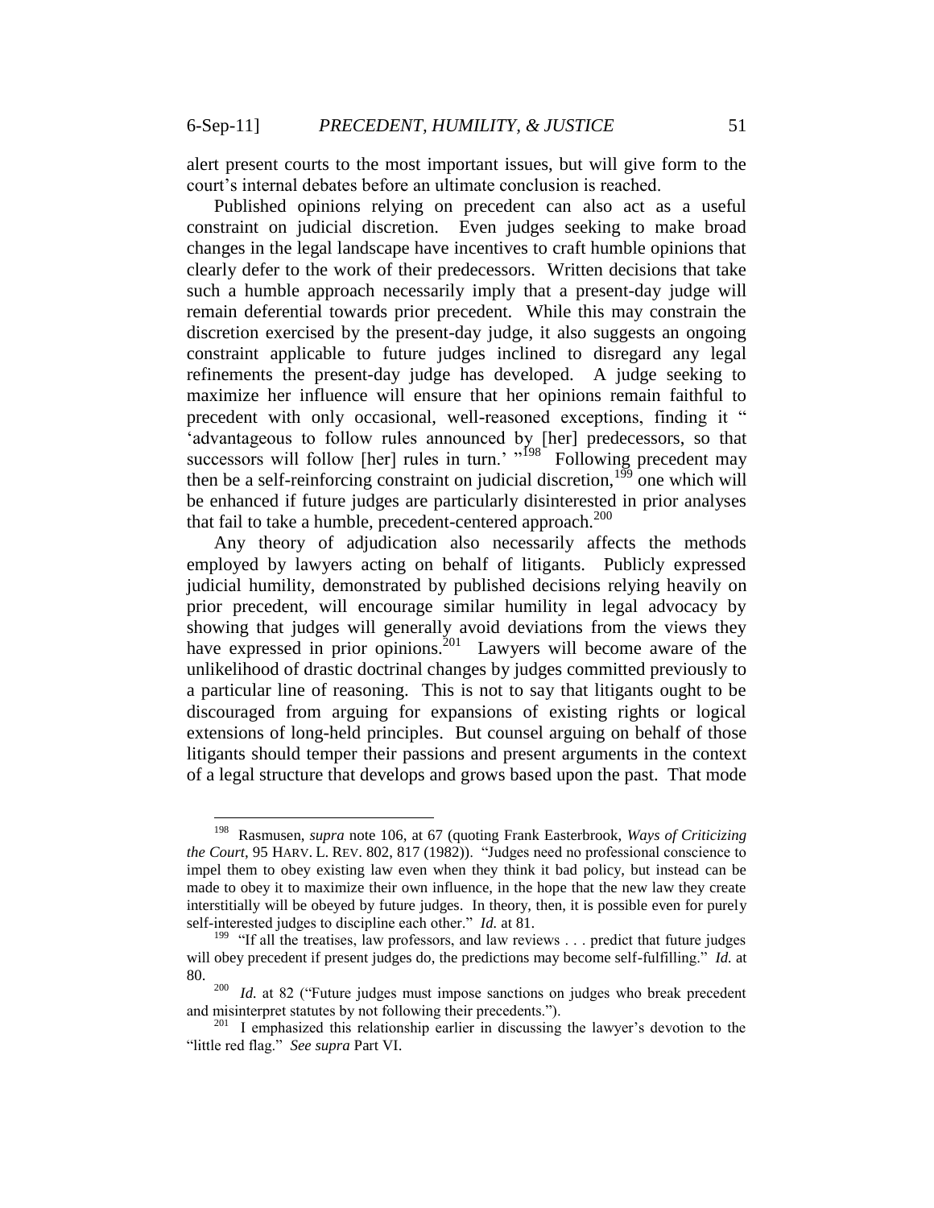alert present courts to the most important issues, but will give form to the court's internal debates before an ultimate conclusion is reached.

Published opinions relying on precedent can also act as a useful constraint on judicial discretion. Even judges seeking to make broad changes in the legal landscape have incentives to craft humble opinions that clearly defer to the work of their predecessors. Written decisions that take such a humble approach necessarily imply that a present-day judge will remain deferential towards prior precedent. While this may constrain the discretion exercised by the present-day judge, it also suggests an ongoing constraint applicable to future judges inclined to disregard any legal refinements the present-day judge has developed. A judge seeking to maximize her influence will ensure that her opinions remain faithful to precedent with only occasional, well-reasoned exceptions, finding it " 'advantageous to follow rules announced by [her] predecessors, so that successors will follow [her] rules in turn.' "[198] Following precedent may then be a self-reinforcing constraint on judicial discretion,[199] one which will be enhanced if future judges are particularly disinterested in prior analyses that fail to take a humble, precedent-centered approach.[200]

Any theory of adjudication also necessarily affects the methods employed by lawyers acting on behalf of litigants. Publicly expressed judicial humility, demonstrated by published decisions relying heavily on prior precedent, will encourage similar humility in legal advocacy by showing that judges will generally avoid deviations from the views they have expressed in prior opinions.[201] Lawyers will become aware of the unlikelihood of drastic doctrinal changes by judges committed previously to a particular line of reasoning. This is not to say that litigants ought to be discouraged from arguing for expansions of existing rights or logical extensions of long-held principles. But counsel arguing on behalf of those litigants should temper their passions and present arguments in the context of a legal structure that develops and grows based upon the past. That mode

---

[198] Rasmusen, *supra* note 106, at 67 (quoting Frank Easterbrook, *Ways of Criticizing the Court*, 95 HARV. L. REV. 802, 817 (1982)). "Judges need no professional conscience to impel them to obey existing law even when they think it bad policy, but instead can be made to obey it to maximize their own influence, in the hope that the new law they create interstitially will be obeyed by future judges. In theory, then, it is possible even for purely self-interested judges to discipline each other." *Id.* at 81.

[199] "If all the treatises, law professors, and law reviews . . . predict that future judges will obey precedent if present judges do, the predictions may become self-fulfilling." *Id.* at 80.

[200] *Id.* at 82 ("Future judges must impose sanctions on judges who break precedent and misinterpret statutes by not following their precedents.").

[201] I emphasized this relationship earlier in discussing the lawyer's devotion to the "little red flag." *See supra* Part VI.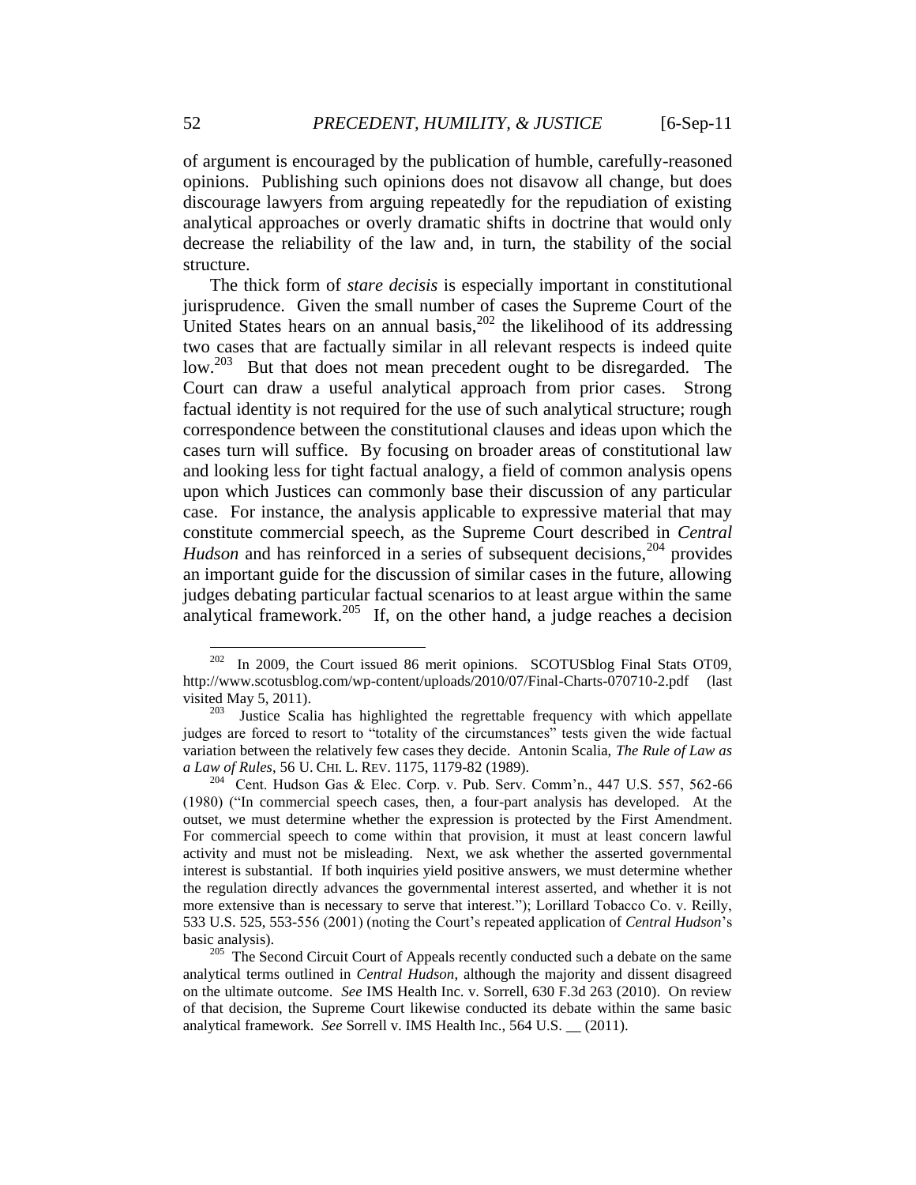of argument is encouraged by the publication of humble, carefully-reasoned opinions. Publishing such opinions does not disavow all change, but does discourage lawyers from arguing repeatedly for the repudiation of existing analytical approaches or overly dramatic shifts in doctrine that would only decrease the reliability of the law and, in turn, the stability of the social structure.

The thick form of *stare decisis* is especially important in constitutional jurisprudence. Given the small number of cases the Supreme Court of the United States hears on an annual basis,[202] the likelihood of its addressing two cases that are factually similar in all relevant respects is indeed quite low.[203] But that does not mean precedent ought to be disregarded. The Court can draw a useful analytical approach from prior cases. Strong factual identity is not required for the use of such analytical structure; rough correspondence between the constitutional clauses and ideas upon which the cases turn will suffice. By focusing on broader areas of constitutional law and looking less for tight factual analogy, a field of common analysis opens upon which Justices can commonly base their discussion of any particular case. For instance, the analysis applicable to expressive material that may constitute commercial speech, as the Supreme Court described in *Central Hudson* and has reinforced in a series of subsequent decisions,[204] provides an important guide for the discussion of similar cases in the future, allowing judges debating particular factual scenarios to at least argue within the same analytical framework.[205] If, on the other hand, a judge reaches a decision

---

[202] In 2009, the Court issued 86 merit opinions. SCOTUSblog Final Stats OT09, http://www.scotusblog.com/wp-content/uploads/2010/07/Final-Charts-070710-2.pdf (last visited May 5, 2011).

[203] Justice Scalia has highlighted the regrettable frequency with which appellate judges are forced to resort to "totality of the circumstances" tests given the wide factual variation between the relatively few cases they decide. Antonin Scalia, *The Rule of Law as a Law of Rules*, 56 U. CHI. L. REV. 1175, 1179-82 (1989).

[204] Cent. Hudson Gas & Elec. Corp. v. Pub. Serv. Comm'n., 447 U.S. 557, 562-66 (1980) ("In commercial speech cases, then, a four-part analysis has developed. At the outset, we must determine whether the expression is protected by the First Amendment. For commercial speech to come within that provision, it must at least concern lawful activity and must not be misleading. Next, we ask whether the asserted governmental interest is substantial. If both inquiries yield positive answers, we must determine whether the regulation directly advances the governmental interest asserted, and whether it is not more extensive than is necessary to serve that interest."); Lorillard Tobacco Co. v. Reilly, 533 U.S. 525, 553-556 (2001) (noting the Court's repeated application of *Central Hudson*'s basic analysis).

[205] The Second Circuit Court of Appeals recently conducted such a debate on the same analytical terms outlined in *Central Hudson*, although the majority and dissent disagreed on the ultimate outcome. *See* IMS Health Inc. v. Sorrell, 630 F.3d 263 (2010). On review of that decision, the Supreme Court likewise conducted its debate within the same basic analytical framework. *See* Sorrell v. IMS Health Inc., 564 U.S. __ (2011).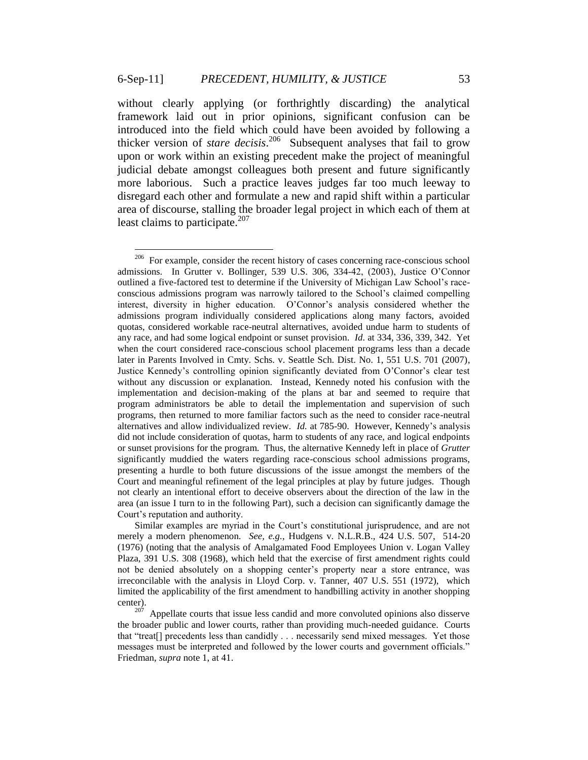without clearly applying (or forthrightly discarding) the analytical framework laid out in prior opinions, significant confusion can be introduced into the field which could have been avoided by following a thicker version of *stare decisis*.[206] Subsequent analyses that fail to grow upon or work within an existing precedent make the project of meaningful judicial debate amongst colleagues both present and future significantly more laborious. Such a practice leaves judges far too much leeway to disregard each other and formulate a new and rapid shift within a particular area of discourse, stalling the broader legal project in which each of them at least claims to participate.[207]

---

[206] For example, consider the recent history of cases concerning race-conscious school admissions. In Grutter v. Bollinger, 539 U.S. 306, 334-42, (2003), Justice O'Connor outlined a five-factored test to determine if the University of Michigan Law School's race-conscious admissions program was narrowly tailored to the School's claimed compelling interest, diversity in higher education. O'Connor's analysis considered whether the admissions program individually considered applications along many factors, avoided quotas, considered workable race-neutral alternatives, avoided undue harm to students of any race, and had some logical endpoint or sunset provision. *Id.* at 334, 336, 339, 342. Yet when the court considered race-conscious school placement programs less than a decade later in Parents Involved in Cmty. Schs. v. Seattle Sch. Dist. No. 1, 551 U.S. 701 (2007), Justice Kennedy's controlling opinion significantly deviated from O'Connor's clear test without any discussion or explanation. Instead, Kennedy noted his confusion with the implementation and decision-making of the plans at bar and seemed to require that program administrators be able to detail the implementation and supervision of such programs, then returned to more familiar factors such as the need to consider race-neutral alternatives and allow individualized review. *Id.* at 785-90. However, Kennedy's analysis did not include consideration of quotas, harm to students of any race, and logical endpoints or sunset provisions for the program. Thus, the alternative Kennedy left in place of *Grutter* significantly muddied the waters regarding race-conscious school admissions programs, presenting a hurdle to both future discussions of the issue amongst the members of the Court and meaningful refinement of the legal principles at play by future judges. Though not clearly an intentional effort to deceive observers about the direction of the law in the area (an issue I turn to in the following Part), such a decision can significantly damage the Court's reputation and authority.

Similar examples are myriad in the Court's constitutional jurisprudence, and are not merely a modern phenomenon. *See, e.g.*, Hudgens v. N.L.R.B., 424 U.S. 507, 514-20 (1976) (noting that the analysis of Amalgamated Food Employees Union v. Logan Valley Plaza, 391 U.S. 308 (1968), which held that the exercise of first amendment rights could not be denied absolutely on a shopping center's property near a store entrance, was irreconcilable with the analysis in Lloyd Corp. v. Tanner, 407 U.S. 551 (1972), which limited the applicability of the first amendment to handbilling activity in another shopping center).

[207] Appellate courts that issue less candid and more convoluted opinions also disserve the broader public and lower courts, rather than providing much-needed guidance. Courts that "treat[] precedents less than candidly . . . necessarily send mixed messages. Yet those messages must be interpreted and followed by the lower courts and government officials." Friedman, *supra* note 1, at 41.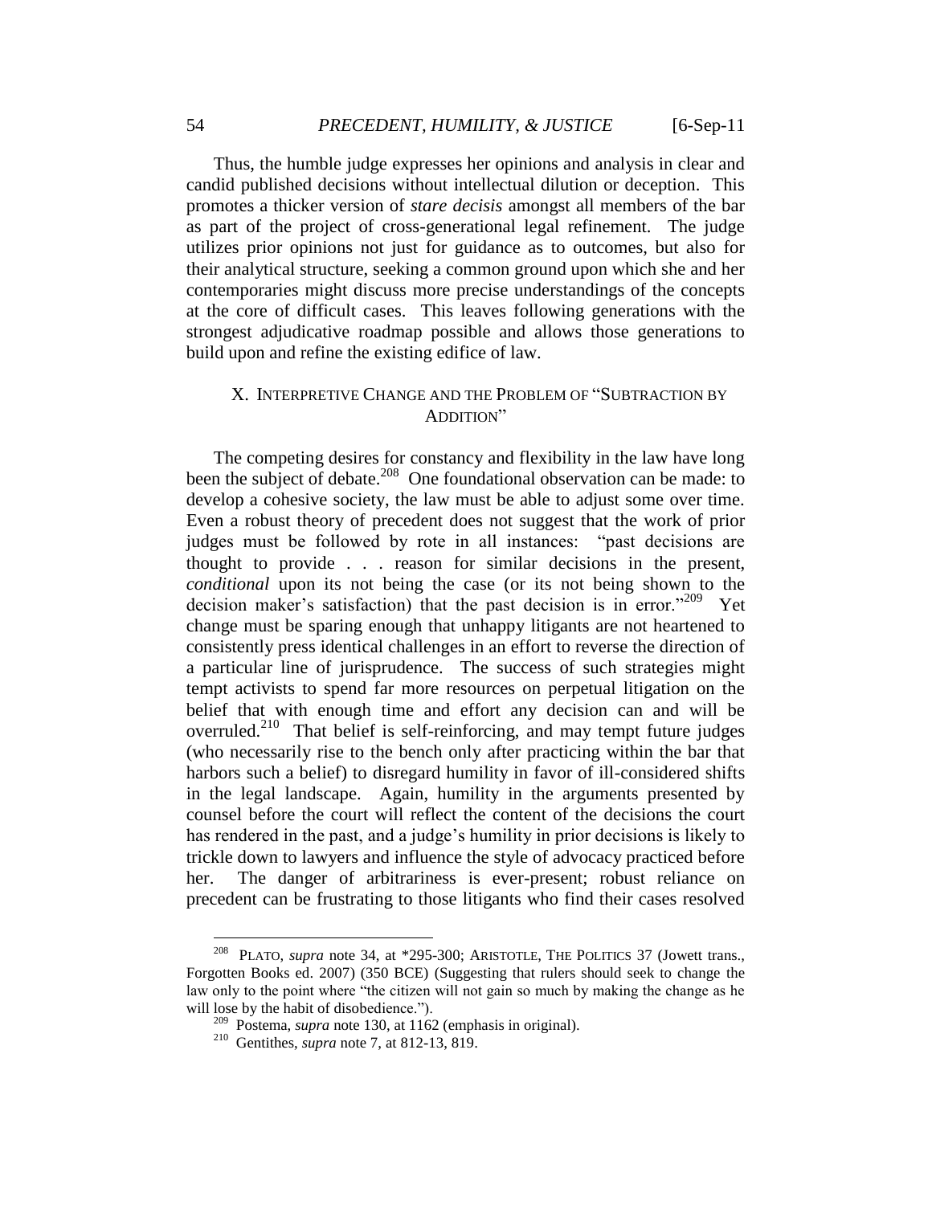Thus, the humble judge expresses her opinions and analysis in clear and candid published decisions without intellectual dilution or deception. This promotes a thicker version of *stare decisis* amongst all members of the bar as part of the project of cross-generational legal refinement. The judge utilizes prior opinions not just for guidance as to outcomes, but also for their analytical structure, seeking a common ground upon which she and her contemporaries might discuss more precise understandings of the concepts at the core of difficult cases. This leaves following generations with the strongest adjudicative roadmap possible and allows those generations to build upon and refine the existing edifice of law.

## X. INTERPRETIVE CHANGE AND THE PROBLEM OF "SUBTRACTION BY ADDITION"

The competing desires for constancy and flexibility in the law have long been the subject of debate.[208] One foundational observation can be made: to develop a cohesive society, the law must be able to adjust some over time. Even a robust theory of precedent does not suggest that the work of prior judges must be followed by rote in all instances: "past decisions are thought to provide . . . reason for similar decisions in the present, *conditional* upon its not being the case (or its not being shown to the decision maker's satisfaction) that the past decision is in error."[209] Yet change must be sparing enough that unhappy litigants are not heartened to consistently press identical challenges in an effort to reverse the direction of a particular line of jurisprudence. The success of such strategies might tempt activists to spend far more resources on perpetual litigation on the belief that with enough time and effort any decision can and will be overruled.[210] That belief is self-reinforcing, and may tempt future judges (who necessarily rise to the bench only after practicing within the bar that harbors such a belief) to disregard humility in favor of ill-considered shifts in the legal landscape. Again, humility in the arguments presented by counsel before the court will reflect the content of the decisions the court has rendered in the past, and a judge's humility in prior decisions is likely to trickle down to lawyers and influence the style of advocacy practiced before her. The danger of arbitrariness is ever-present; robust reliance on precedent can be frustrating to those litigants who find their cases resolved

---

[208] PLATO, *supra* note 34, at *295-300; ARISTOTLE, THE POLITICS 37 (Jowett trans., Forgotten Books ed. 2007) (350 BCE) (Suggesting that rulers should seek to change the law only to the point where "the citizen will not gain so much by making the change as he will lose by the habit of disobedience.").

[209] Postema, *supra* note 130, at 1162 (emphasis in original).

[210] Gentithes, *supra* note 7, at 812-13, 819.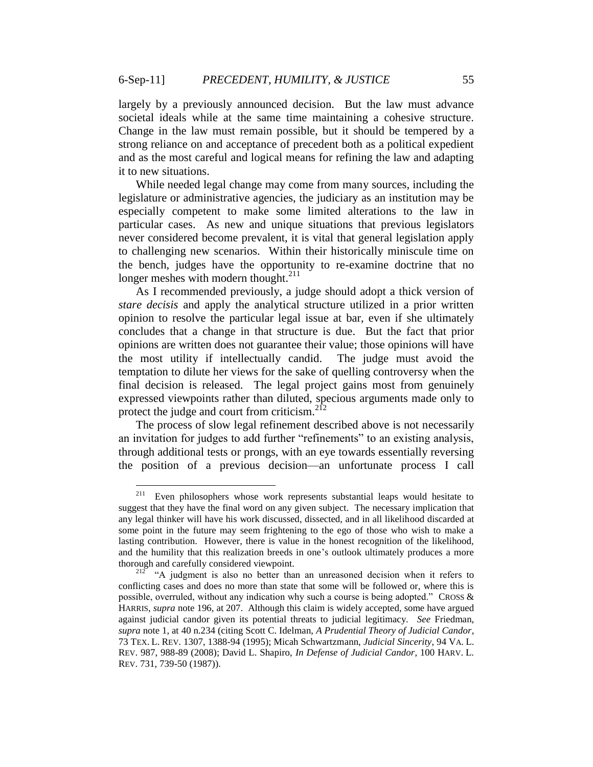largely by a previously announced decision. But the law must advance societal ideals while at the same time maintaining a cohesive structure. Change in the law must remain possible, but it should be tempered by a strong reliance on and acceptance of precedent both as a political expedient and as the most careful and logical means for refining the law and adapting it to new situations.

While needed legal change may come from many sources, including the legislature or administrative agencies, the judiciary as an institution may be especially competent to make some limited alterations to the law in particular cases. As new and unique situations that previous legislators never considered become prevalent, it is vital that general legislation apply to challenging new scenarios. Within their historically miniscule time on the bench, judges have the opportunity to re-examine doctrine that no longer meshes with modern thought.[211]

As I recommended previously, a judge should adopt a thick version of *stare decisis* and apply the analytical structure utilized in a prior written opinion to resolve the particular legal issue at bar, even if she ultimately concludes that a change in that structure is due. But the fact that prior opinions are written does not guarantee their value; those opinions will have the most utility if intellectually candid. The judge must avoid the temptation to dilute her views for the sake of quelling controversy when the final decision is released. The legal project gains most from genuinely expressed viewpoints rather than diluted, specious arguments made only to protect the judge and court from criticism.[212]

The process of slow legal refinement described above is not necessarily an invitation for judges to add further "refinements" to an existing analysis, through additional tests or prongs, with an eye towards essentially reversing the position of a previous decision—an unfortunate process I call

---

[211] Even philosophers whose work represents substantial leaps would hesitate to suggest that they have the final word on any given subject. The necessary implication that any legal thinker will have his work discussed, dissected, and in all likelihood discarded at some point in the future may seem frightening to the ego of those who wish to make a lasting contribution. However, there is value in the honest recognition of the likelihood, and the humility that this realization breeds in one's outlook ultimately produces a more thorough and carefully considered viewpoint.

[212] "A judgment is also no better than an unreasoned decision when it refers to conflicting cases and does no more than state that some will be followed or, where this is possible, overruled, without any indication why such a course is being adopted." CROSS & HARRIS, *supra* note 196, at 207. Although this claim is widely accepted, some have argued against judicial candor given its potential threats to judicial legitimacy. *See* Friedman, *supra* note 1, at 40 n.234 (citing Scott C. Idelman, *A Prudential Theory of Judicial Candor*, 73 TEX. L. REV. 1307, 1388-94 (1995); Micah Schwartzmann, *Judicial Sincerity*, 94 VA. L. REV. 987, 988-89 (2008); David L. Shapiro, *In Defense of Judicial Candor*, 100 HARV. L. REV. 731, 739-50 (1987)).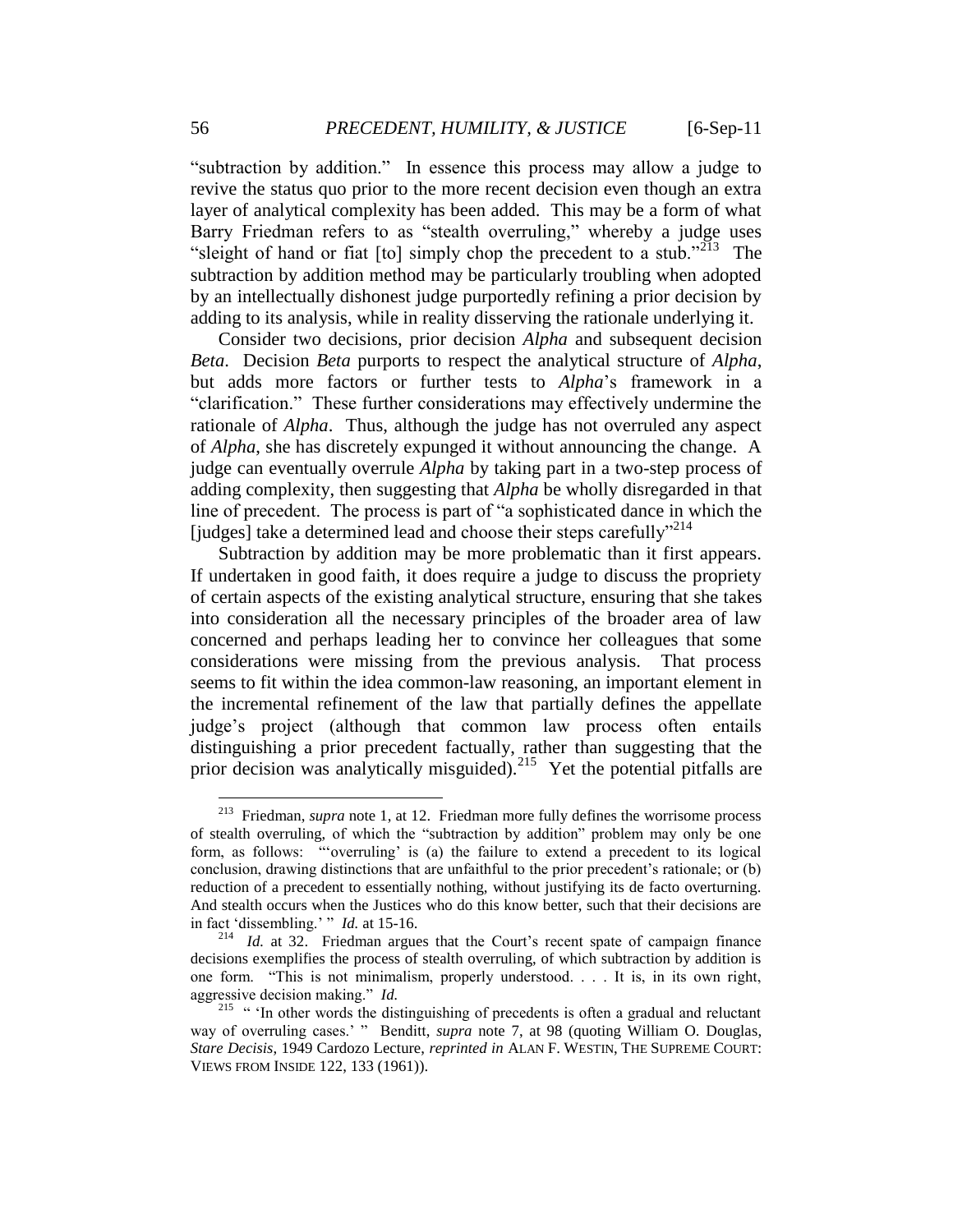"subtraction by addition." In essence this process may allow a judge to revive the status quo prior to the more recent decision even though an extra layer of analytical complexity has been added. This may be a form of what Barry Friedman refers to as "stealth overruling," whereby a judge uses "sleight of hand or fiat [to] simply chop the precedent to a stub."[213] The subtraction by addition method may be particularly troubling when adopted by an intellectually dishonest judge purportedly refining a prior decision by adding to its analysis, while in reality disserving the rationale underlying it.

Consider two decisions, prior decision *Alpha* and subsequent decision *Beta*. Decision *Beta* purports to respect the analytical structure of *Alpha*, but adds more factors or further tests to *Alpha*'s framework in a "clarification." These further considerations may effectively undermine the rationale of *Alpha*. Thus, although the judge has not overruled any aspect of *Alpha*, she has discretely expunged it without announcing the change. A judge can eventually overrule *Alpha* by taking part in a two-step process of adding complexity, then suggesting that *Alpha* be wholly disregarded in that line of precedent. The process is part of "a sophisticated dance in which the [judges] take a determined lead and choose their steps carefully"[214]

Subtraction by addition may be more problematic than it first appears. If undertaken in good faith, it does require a judge to discuss the propriety of certain aspects of the existing analytical structure, ensuring that she takes into consideration all the necessary principles of the broader area of law concerned and perhaps leading her to convince her colleagues that some considerations were missing from the previous analysis. That process seems to fit within the idea common-law reasoning, an important element in the incremental refinement of the law that partially defines the appellate judge's project (although that common law process often entails distinguishing a prior precedent factually, rather than suggesting that the prior decision was analytically misguided).[215] Yet the potential pitfalls are

---

[213] Friedman, *supra* note 1, at 12. Friedman more fully defines the worrisome process of stealth overruling, of which the "subtraction by addition" problem may only be one form, as follows: "'overruling' is (a) the failure to extend a precedent to its logical conclusion, drawing distinctions that are unfaithful to the prior precedent's rationale; or (b) reduction of a precedent to essentially nothing, without justifying its de facto overturning. And stealth occurs when the Justices who do this know better, such that their decisions are in fact 'dissembling.' " *Id.* at 15-16.

[214] *Id.* at 32. Friedman argues that the Court's recent spate of campaign finance decisions exemplifies the process of stealth overruling, of which subtraction by addition is one form. "This is not minimalism, properly understood. . . . It is, in its own right, aggressive decision making." *Id.*

[215] " 'In other words the distinguishing of precedents is often a gradual and reluctant way of overruling cases.' " Benditt, *supra* note 7, at 98 (quoting William O. Douglas, *Stare Decisis*, 1949 Cardozo Lecture, *reprinted in* ALAN F. WESTIN, THE SUPREME COURT: VIEWS FROM INSIDE 122, 133 (1961)).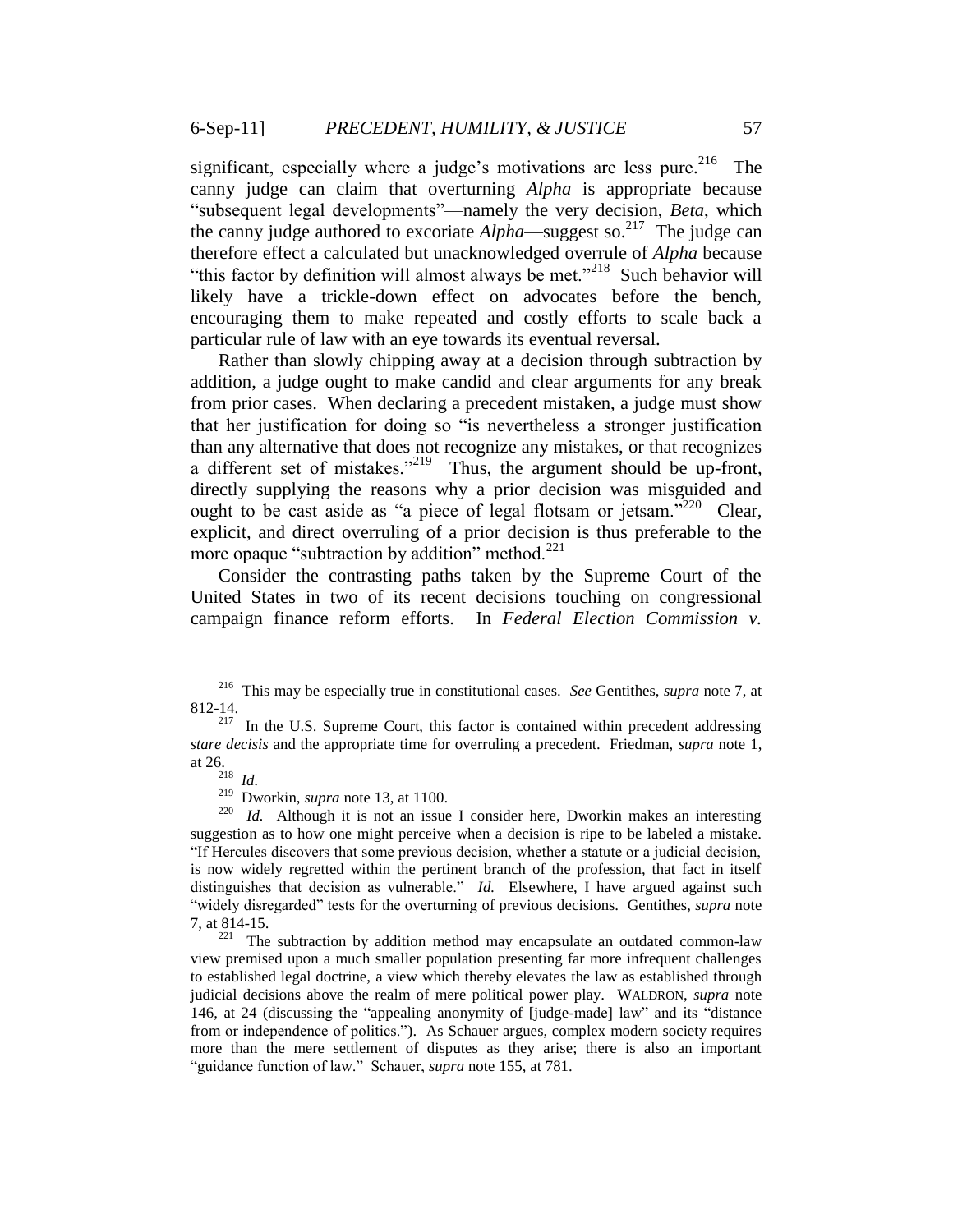significant, especially where a judge's motivations are less pure.[216] The canny judge can claim that overturning *Alpha* is appropriate because "subsequent legal developments"—namely the very decision, *Beta*, which the canny judge authored to excoriate *Alpha*—suggest so.[217] The judge can therefore effect a calculated but unacknowledged overrule of *Alpha* because "this factor by definition will almost always be met."[218] Such behavior will likely have a trickle-down effect on advocates before the bench, encouraging them to make repeated and costly efforts to scale back a particular rule of law with an eye towards its eventual reversal.

Rather than slowly chipping away at a decision through subtraction by addition, a judge ought to make candid and clear arguments for any break from prior cases. When declaring a precedent mistaken, a judge must show that her justification for doing so "is nevertheless a stronger justification than any alternative that does not recognize any mistakes, or that recognizes a different set of mistakes."[219] Thus, the argument should be up-front, directly supplying the reasons why a prior decision was misguided and ought to be cast aside as "a piece of legal flotsam or jetsam."[220] Clear, explicit, and direct overruling of a prior decision is thus preferable to the more opaque "subtraction by addition" method.[221]

Consider the contrasting paths taken by the Supreme Court of the United States in two of its recent decisions touching on congressional campaign finance reform efforts. In *Federal Election Commission v.*

---

[216] This may be especially true in constitutional cases. *See* Gentithes, *supra* note 7, at 812-14.

[217] In the U.S. Supreme Court, this factor is contained within precedent addressing *stare decisis* and the appropriate time for overruling a precedent. Friedman, *supra* note 1, at 26.

[218] *Id.*

[219] Dworkin, *supra* note 13, at 1100.

[220] *Id.* Although it is not an issue I consider here, Dworkin makes an interesting suggestion as to how one might perceive when a decision is ripe to be labeled a mistake. "If Hercules discovers that some previous decision, whether a statute or a judicial decision, is now widely regretted within the pertinent branch of the profession, that fact in itself distinguishes that decision as vulnerable." *Id.* Elsewhere, I have argued against such "widely disregarded" tests for the overturning of previous decisions. Gentithes, *supra* note 7, at 814-15.

[221] The subtraction by addition method may encapsulate an outdated common-law view premised upon a much smaller population presenting far more infrequent challenges to established legal doctrine, a view which thereby elevates the law as established through judicial decisions above the realm of mere political power play. WALDRON, *supra* note 146, at 24 (discussing the "appealing anonymity of [judge-made] law" and its "distance from or independence of politics."). As Schauer argues, complex modern society requires more than the mere settlement of disputes as they arise; there is also an important "guidance function of law." Schauer, *supra* note 155, at 781.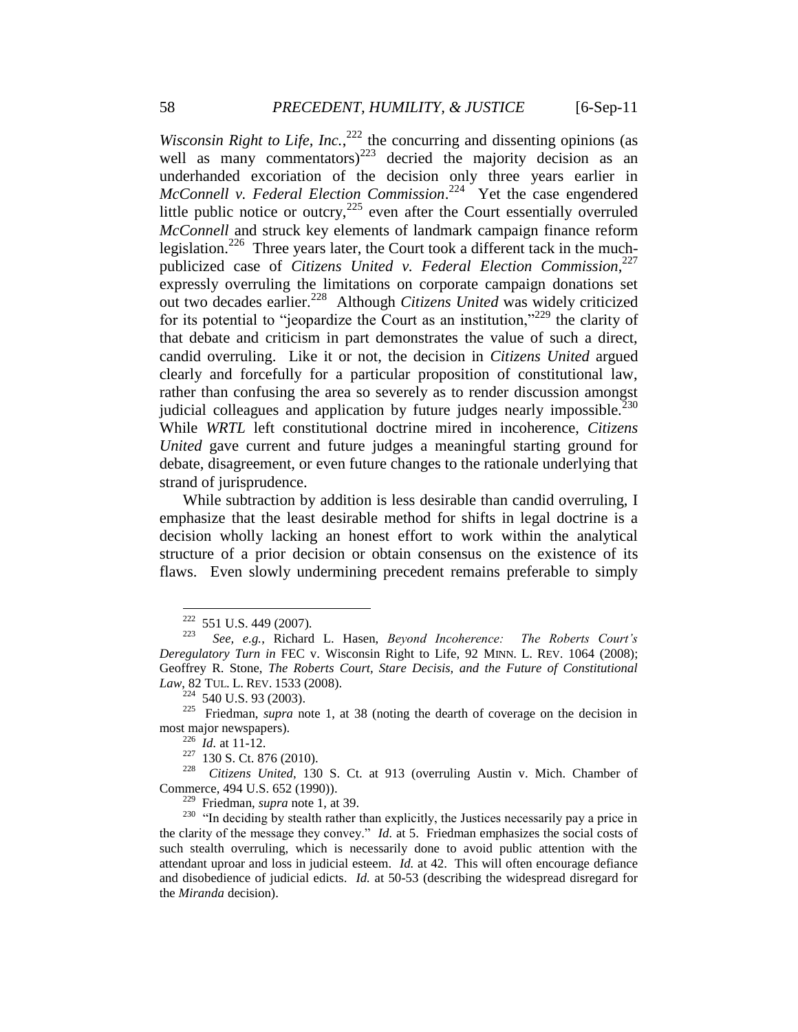*Wisconsin Right to Life, Inc.*,[222] the concurring and dissenting opinions (as well as many commentators)[223] decried the majority decision as an underhanded excoriation of the decision only three years earlier in *McConnell v. Federal Election Commission*.[224] Yet the case engendered little public notice or outcry,[225] even after the Court essentially overruled *McConnell* and struck key elements of landmark campaign finance reform legislation.[226] Three years later, the Court took a different tack in the much-publicized case of *Citizens United v. Federal Election Commission*,[227] expressly overruling the limitations on corporate campaign donations set out two decades earlier.[228] Although *Citizens United* was widely criticized for its potential to "jeopardize the Court as an institution,"[229] the clarity of that debate and criticism in part demonstrates the value of such a direct, candid overruling. Like it or not, the decision in *Citizens United* argued clearly and forcefully for a particular proposition of constitutional law, rather than confusing the area so severely as to render discussion amongst judicial colleagues and application by future judges nearly impossible.[230] While *WRTL* left constitutional doctrine mired in incoherence, *Citizens United* gave current and future judges a meaningful starting ground for debate, disagreement, or even future changes to the rationale underlying that strand of jurisprudence.

While subtraction by addition is less desirable than candid overruling, I emphasize that the least desirable method for shifts in legal doctrine is a decision wholly lacking an honest effort to work within the analytical structure of a prior decision or obtain consensus on the existence of its flaws. Even slowly undermining precedent remains preferable to simply

---

[222] 551 U.S. 449 (2007).

[223] *See, e.g.*, Richard L. Hasen, *Beyond Incoherence: The Roberts Court's Deregulatory Turn in* FEC v. Wisconsin Right to Life, 92 MINN. L. REV. 1064 (2008); Geoffrey R. Stone, *The Roberts Court, Stare Decisis, and the Future of Constitutional Law*, 82 TUL. L. REV. 1533 (2008).

[224] 540 U.S. 93 (2003).

[225] Friedman, *supra* note 1, at 38 (noting the dearth of coverage on the decision in most major newspapers).

[226] *Id.* at 11-12.

[227] 130 S. Ct. 876 (2010).

[228] *Citizens United*, 130 S. Ct. at 913 (overruling Austin v. Mich. Chamber of Commerce, 494 U.S. 652 (1990)).

[229] Friedman, *supra* note 1, at 39.

[230] "In deciding by stealth rather than explicitly, the Justices necessarily pay a price in the clarity of the message they convey." *Id.* at 5. Friedman emphasizes the social costs of such stealth overruling, which is necessarily done to avoid public attention with the attendant uproar and loss in judicial esteem. *Id.* at 42. This will often encourage defiance and disobedience of judicial edicts. *Id.* at 50-53 (describing the widespread disregard for the *Miranda* decision).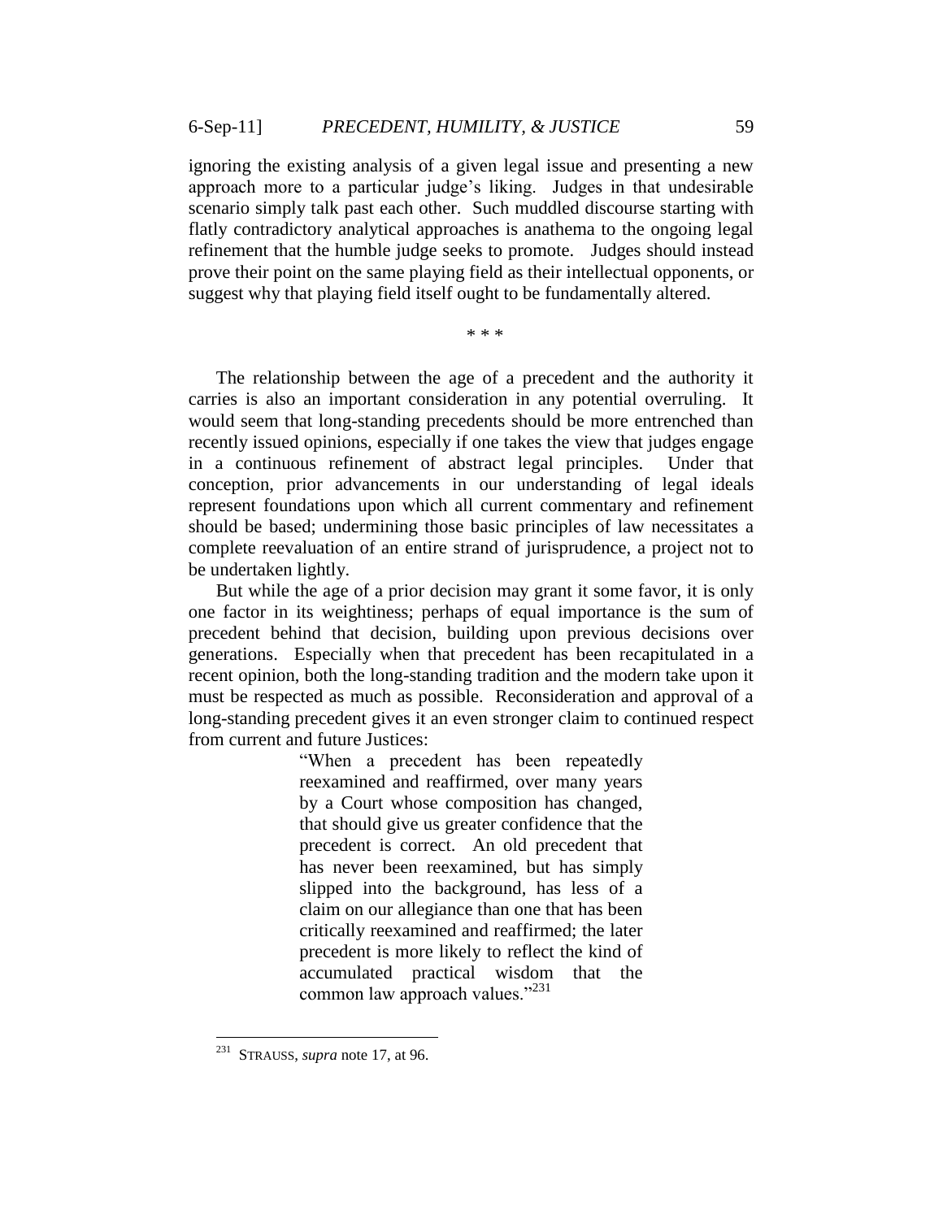ignoring the existing analysis of a given legal issue and presenting a new approach more to a particular judge's liking. Judges in that undesirable scenario simply talk past each other. Such muddled discourse starting with flatly contradictory analytical approaches is anathema to the ongoing legal refinement that the humble judge seeks to promote. Judges should instead prove their point on the same playing field as their intellectual opponents, or suggest why that playing field itself ought to be fundamentally altered.

\* \* \*

The relationship between the age of a precedent and the authority it carries is also an important consideration in any potential overruling. It would seem that long-standing precedents should be more entrenched than recently issued opinions, especially if one takes the view that judges engage in a continuous refinement of abstract legal principles. Under that conception, prior advancements in our understanding of legal ideals represent foundations upon which all current commentary and refinement should be based; undermining those basic principles of law necessitates a complete reevaluation of an entire strand of jurisprudence, a project not to be undertaken lightly.

But while the age of a prior decision may grant it some favor, it is only one factor in its weightiness; perhaps of equal importance is the sum of precedent behind that decision, building upon previous decisions over generations. Especially when that precedent has been recapitulated in a recent opinion, both the long-standing tradition and the modern take upon it must be respected as much as possible. Reconsideration and approval of a long-standing precedent gives it an even stronger claim to continued respect from current and future Justices:

> "When a precedent has been repeatedly reexamined and reaffirmed, over many years by a Court whose composition has changed, that should give us greater confidence that the precedent is correct. An old precedent that has never been reexamined, but has simply slipped into the background, has less of a claim on our allegiance than one that has been critically reexamined and reaffirmed; the later precedent is more likely to reflect the kind of accumulated practical wisdom that the common law approach values."[231]

---

[231] STRAUSS, *supra* note 17, at 96.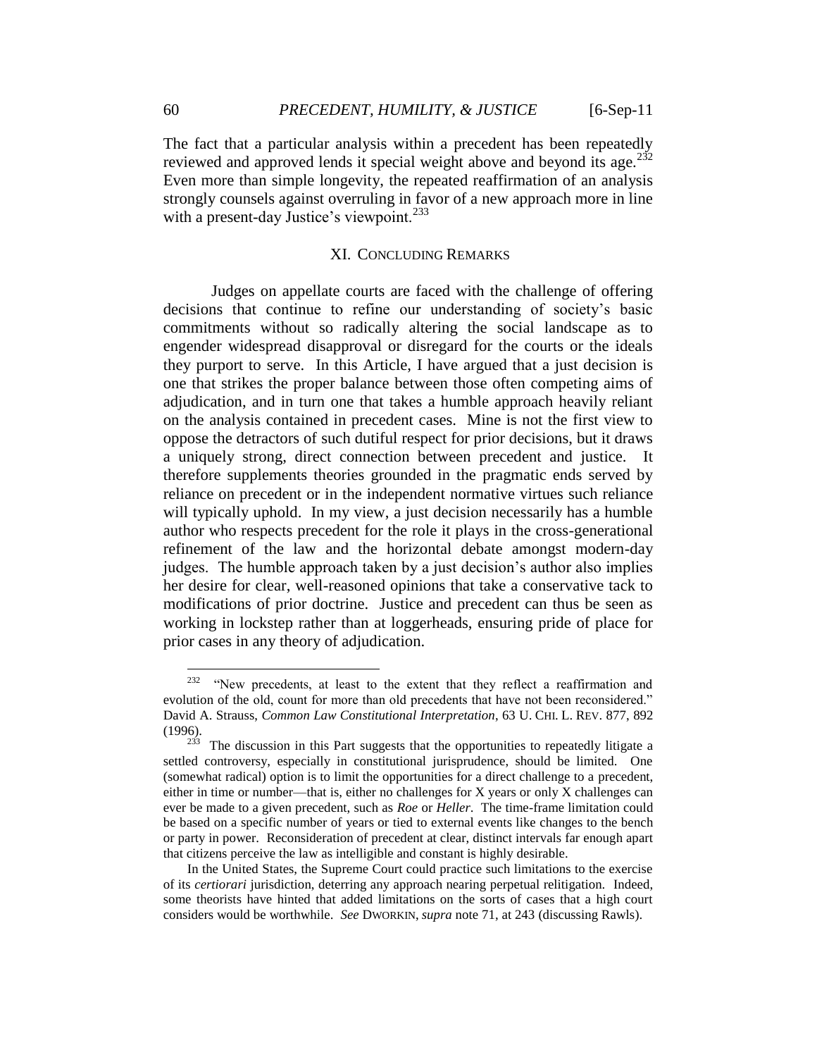The fact that a particular analysis within a precedent has been repeatedly reviewed and approved lends it special weight above and beyond its age.[232] Even more than simple longevity, the repeated reaffirmation of an analysis strongly counsels against overruling in favor of a new approach more in line with a present-day Justice's viewpoint.[233]

## XI. CONCLUDING REMARKS

Judges on appellate courts are faced with the challenge of offering decisions that continue to refine our understanding of society's basic commitments without so radically altering the social landscape as to engender widespread disapproval or disregard for the courts or the ideals they purport to serve. In this Article, I have argued that a just decision is one that strikes the proper balance between those often competing aims of adjudication, and in turn one that takes a humble approach heavily reliant on the analysis contained in precedent cases. Mine is not the first view to oppose the detractors of such dutiful respect for prior decisions, but it draws a uniquely strong, direct connection between precedent and justice. It therefore supplements theories grounded in the pragmatic ends served by reliance on precedent or in the independent normative virtues such reliance will typically uphold. In my view, a just decision necessarily has a humble author who respects precedent for the role it plays in the cross-generational refinement of the law and the horizontal debate amongst modern-day judges. The humble approach taken by a just decision's author also implies her desire for clear, well-reasoned opinions that take a conservative tack to modifications of prior doctrine. Justice and precedent can thus be seen as working in lockstep rather than at loggerheads, ensuring pride of place for prior cases in any theory of adjudication.

---

[232] "New precedents, at least to the extent that they reflect a reaffirmation and evolution of the old, count for more than old precedents that have not been reconsidered." David A. Strauss, *Common Law Constitutional Interpretation*, 63 U. CHI. L. REV. 877, 892 (1996).

[233] The discussion in this Part suggests that the opportunities to repeatedly litigate a settled controversy, especially in constitutional jurisprudence, should be limited. One (somewhat radical) option is to limit the opportunities for a direct challenge to a precedent, either in time or number—that is, either no challenges for X years or only X challenges can ever be made to a given precedent, such as *Roe* or *Heller*. The time-frame limitation could be based on a specific number of years or tied to external events like changes to the bench or party in power. Reconsideration of precedent at clear, distinct intervals far enough apart that citizens perceive the law as intelligible and constant is highly desirable.

In the United States, the Supreme Court could practice such limitations to the exercise of its *certiorari* jurisdiction, deterring any approach nearing perpetual relitigation. Indeed, some theorists have hinted that added limitations on the sorts of cases that a high court considers would be worthwhile. *See* DWORKIN, *supra* note 71, at 243 (discussing Rawls).